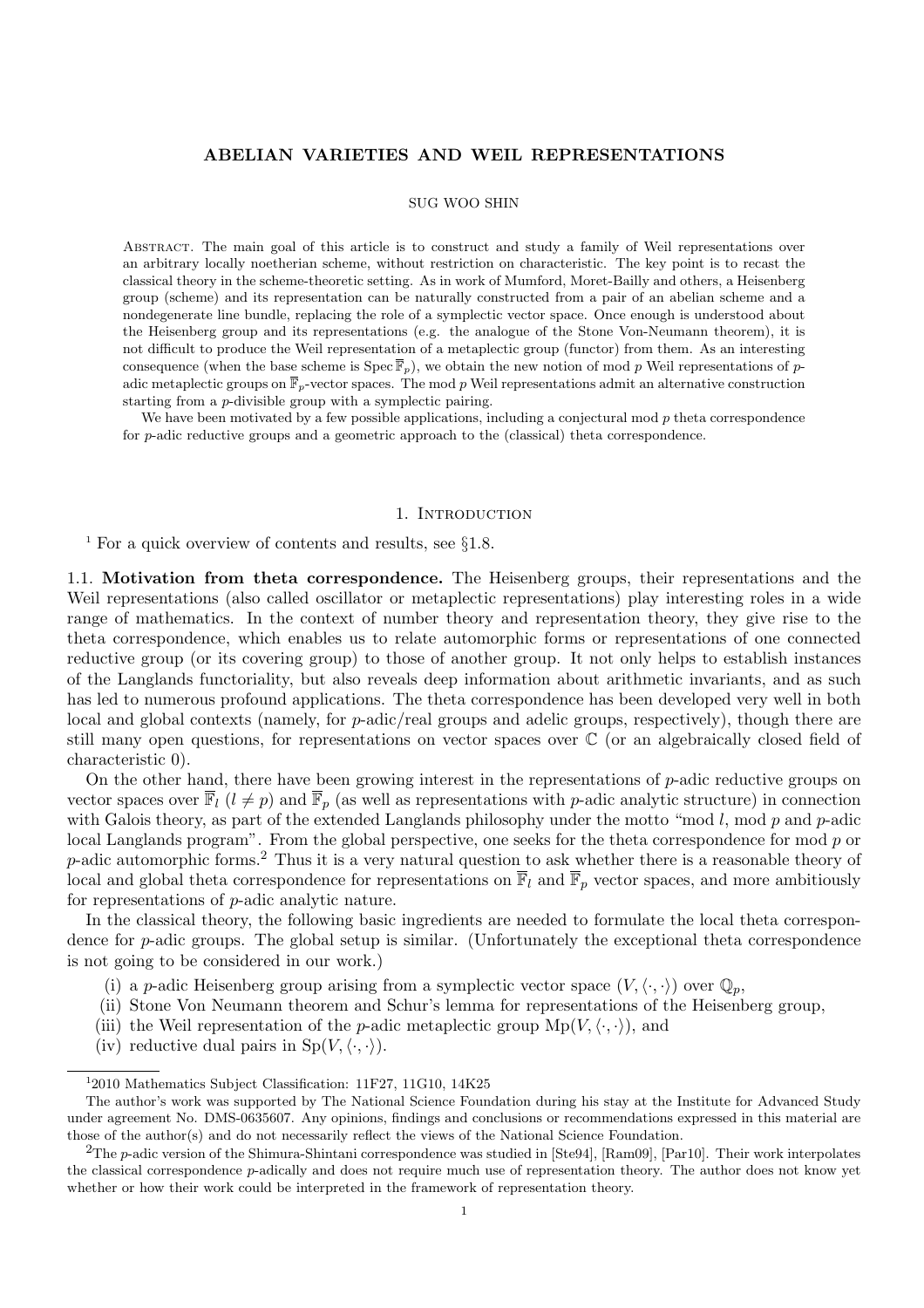# ABELIAN VARIETIES AND WEIL REPRESENTATIONS

SUG WOO SHIN

Abstract. The main goal of this article is to construct and study a family of Weil representations over an arbitrary locally noetherian scheme, without restriction on characteristic. The key point is to recast the classical theory in the scheme-theoretic setting. As in work of Mumford, Moret-Bailly and others, a Heisenberg group (scheme) and its representation can be naturally constructed from a pair of an abelian scheme and a nondegenerate line bundle, replacing the role of a symplectic vector space. Once enough is understood about the Heisenberg group and its representations (e.g. the analogue of the Stone Von-Neumann theorem), it is not difficult to produce the Weil representation of a metaplectic group (functor) from them. As an interesting consequence (when the base scheme is $\operatorname{Spec} \overline{\mathbb{F}}_p$), we obtain the new notion of mod $p$ Weil representations of $p$-adic metaplectic groups on $\overline{\mathbb{F}}_p$-vector spaces. The mod $p$ Weil representations admit an alternative construction starting from a $p$-divisible group with a symplectic pairing.

We have been motivated by a few possible applications, including a conjectural mod $p$ theta correspondence for $p$-adic reductive groups and a geometric approach to the (classical) theta correspondence.

## 1. Introduction

[1] For a quick overview of contents and results, see §1.8.

**1.1. Motivation from theta correspondence.** The Heisenberg groups, their representations and the Weil representations (also called oscillator or metaplectic representations) play interesting roles in a wide range of mathematics. In the context of number theory and representation theory, they give rise to the theta correspondence, which enables us to relate automorphic forms or representations of one connected reductive group (or its covering group) to those of another group. It not only helps to establish instances of the Langlands functoriality, but also reveals deep information about arithmetic invariants, and as such has led to numerous profound applications. The theta correspondence has been developed very well in both local and global contexts (namely, for $p$-adic/real groups and adelic groups, respectively), though there are still many open questions, for representations on vector spaces over $\mathbb{C}$ (or an algebraically closed field of characteristic 0).

On the other hand, there have been growing interest in the representations of $p$-adic reductive groups on vector spaces over $\overline{\mathbb{F}}_l$ ($l \neq p$) and $\overline{\mathbb{F}}_p$ (as well as representations with $p$-adic analytic structure) in connection with Galois theory, as part of the extended Langlands philosophy under the motto "mod $l$, mod $p$ and $p$-adic local Langlands program". From the global perspective, one seeks for the theta correspondence for mod $p$ or $p$-adic automorphic forms.[2] Thus it is a very natural question to ask whether there is a reasonable theory of local and global theta correspondence for representations on $\overline{\mathbb{F}}_l$ and $\overline{\mathbb{F}}_p$ vector spaces, and more ambitiously for representations of $p$-adic analytic nature.

In the classical theory, the following basic ingredients are needed to formulate the local theta correspondence for $p$-adic groups. The global setup is similar. (Unfortunately the exceptional theta correspondence is not going to be considered in our work.)

(i) a $p$-adic Heisenberg group arising from a symplectic vector space $(V, \langle \cdot, \cdot \rangle)$ over $\mathbb{Q}_p$,
(ii) Stone Von Neumann theorem and Schur's lemma for representations of the Heisenberg group,
(iii) the Weil representation of the $p$-adic metaplectic group $\mathrm{Mp}(V, \langle \cdot, \cdot \rangle)$, and
(iv) reductive dual pairs in $\mathrm{Sp}(V, \langle \cdot, \cdot \rangle)$.

---

[1] 2010 Mathematics Subject Classification: 11F27, 11G10, 14K25

The author's work was supported by The National Science Foundation during his stay at the Institute for Advanced Study under agreement No. DMS-0635607. Any opinions, findings and conclusions or recommendations expressed in this material are those of the author(s) and do not necessarily reflect the views of the National Science Foundation.

[2] The $p$-adic version of the Shimura-Shintani correspondence was studied in [Ste94], [Ram09], [Par10]. Their work interpolates the classical correspondence $p$-adically and does not require much use of representation theory. The author does not know yet whether or how their work could be interpreted in the framework of representation theory.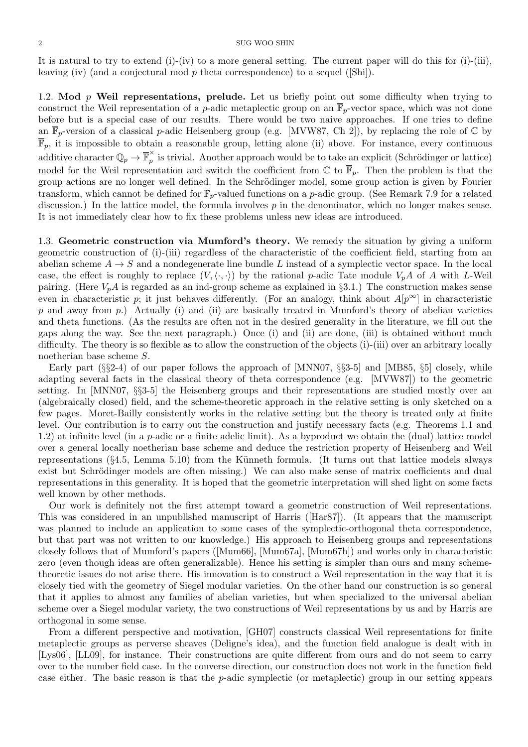It is natural to try to extend (i)-(iv) to a more general setting. The current paper will do this for (i)-(iii), leaving (iv) (and a conjectural mod $p$ theta correspondence) to a sequel ([Shi]).

### 1.2. Mod $p$ Weil representations, prelude.

Let us briefly point out some difficulty when trying to construct the Weil representation of a $p$-adic metaplectic group on an $\overline{\mathbb{F}}_p$-vector space, which was not done before but is a special case of our results. There would be two naive approaches. If one tries to define an $\overline{\mathbb{F}}_p$-version of a classical $p$-adic Heisenberg group (e.g. [MVW87, Ch 2]), by replacing the role of $\mathbb{C}$ by $\overline{\mathbb{F}}_p$, it is impossible to obtain a reasonable group, letting alone (ii) above. For instance, every continuous additive character $\mathbb{Q}_p \to \overline{\mathbb{F}}_p^\times$ is trivial. Another approach would be to take an explicit (Schrödinger or lattice) model for the Weil representation and switch the coefficient from $\mathbb{C}$ to $\overline{\mathbb{F}}_p$. Then the problem is that the group actions are no longer well defined. In the Schrödinger model, some group action is given by Fourier transform, which cannot be defined for $\overline{\mathbb{F}}_p$-valued functions on a $p$-adic group. (See Remark 7.9 for a related discussion.) In the lattice model, the formula involves $p$ in the denominator, which no longer makes sense. It is not immediately clear how to fix these problems unless new ideas are introduced.

### 1.3. Geometric construction via Mumford's theory.

We remedy the situation by giving a uniform geometric construction of (i)-(iii) regardless of the characteristic of the coefficient field, starting from an abelian scheme $A \to S$ and a nondegenerate line bundle $L$ instead of a symplectic vector space. In the local case, the effect is roughly to replace $(V, \langle\cdot,\cdot\rangle)$ by the rational $p$-adic Tate module $V_pA$ of $A$ with $L$-Weil pairing. (Here $V_pA$ is regarded as an ind-group scheme as explained in §3.1.) The construction makes sense even in characteristic $p$; it just behaves differently. (For an analogy, think about $A[p^\infty]$ in characteristic $p$ and away from $p$.) Actually (i) and (ii) are basically treated in Mumford's theory of abelian varieties and theta functions. (As the results are often not in the desired generality in the literature, we fill out the gaps along the way. See the next paragraph.) Once (i) and (ii) are done, (iii) is obtained without much difficulty. The theory is so flexible as to allow the construction of the objects (i)-(iii) over an arbitrary locally noetherian base scheme $S$.

Early part (§§2-4) of our paper follows the approach of [MNN07, §§3-5] and [MB85, §5] closely, while adapting several facts in the classical theory of theta correspondence (e.g. [MVW87]) to the geometric setting. In [MNN07, §§3-5] the Heisenberg groups and their representations are studied mostly over an (algebraically closed) field, and the scheme-theoretic approach in the relative setting is only sketched on a few pages. Moret-Bailly consistently works in the relative setting but the theory is treated only at finite level. Our contribution is to carry out the construction and justify necessary facts (e.g. Theorems 1.1 and 1.2) at infinite level (in a $p$-adic or a finite adelic limit). As a byproduct we obtain the (dual) lattice model over a general locally noetherian base scheme and deduce the restriction property of Heisenberg and Weil representations (§4.5, Lemma 5.10) from the Künneth formula. (It turns out that lattice models always exist but Schrödinger models are often missing.) We can also make sense of matrix coefficients and dual representations in this generality. It is hoped that the geometric interpretation will shed light on some facts well known by other methods.

Our work is definitely not the first attempt toward a geometric construction of Weil representations. This was considered in an unpublished manuscript of Harris ([Har87]). (It appears that the manuscript was planned to include an application to some cases of the symplectic-orthogonal theta correspondence, but that part was not written to our knowledge.) His approach to Heisenberg groups and representations closely follows that of Mumford's papers ([Mum66], [Mum67a], [Mum67b]) and works only in characteristic zero (even though ideas are often generalizable). Hence his setting is simpler than ours and many scheme-theoretic issues do not arise there. His innovation is to construct a Weil representation in the way that it is closely tied with the geometry of Siegel modular varieties. On the other hand our construction is so general that it applies to almost any families of abelian varieties, but when specialized to the universal abelian scheme over a Siegel modular variety, the two constructions of Weil representations by us and by Harris are orthogonal in some sense.

From a different perspective and motivation, [GH07] constructs classical Weil representations for finite metaplectic groups as perverse sheaves (Deligne's idea), and the function field analogue is dealt with in [Lys06], [LL09], for instance. Their constructions are quite different from ours and do not seem to carry over to the number field case. In the converse direction, our construction does not work in the function field case either. The basic reason is that the $p$-adic symplectic (or metaplectic) group in our setting appears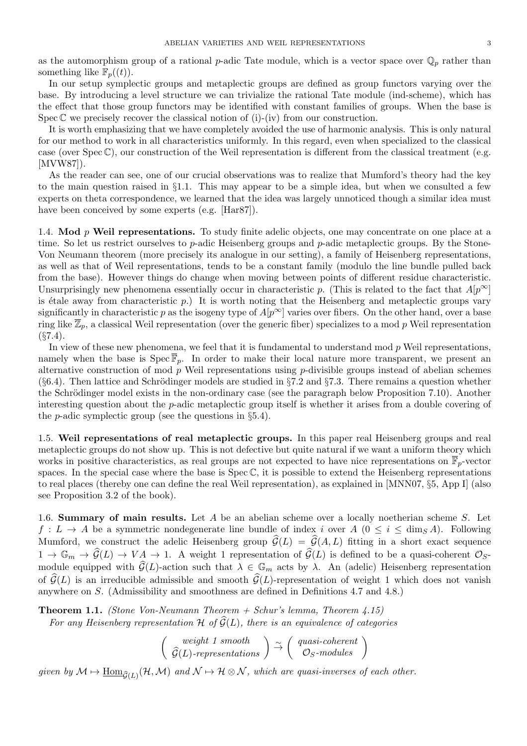as the automorphism group of a rational $p$-adic Tate module, which is a vector space over $\mathbb{Q}_p$ rather than something like $\mathbb{F}_p((t))$.

In our setup symplectic groups and metaplectic groups are defined as group functors varying over the base. By introducing a level structure we can trivialize the rational Tate module (ind-scheme), which has the effect that those group functors may be identified with constant families of groups. When the base is $\operatorname{Spec}\mathbb{C}$ we precisely recover the classical notion of (i)-(iv) from our construction.

It is worth emphasizing that we have completely avoided the use of harmonic analysis. This is only natural for our method to work in all characteristics uniformly. In this regard, even when specialized to the classical case (over $\operatorname{Spec}\mathbb{C}$), our construction of the Weil representation is different from the classical treatment (e.g. [MVW87]).

As the reader can see, one of our crucial observations was to realize that Mumford's theory had the key to the main question raised in §1.1. This may appear to be a simple idea, but when we consulted a few experts on theta correspondence, we learned that the idea was largely unnoticed though a similar idea must have been conceived by some experts (e.g. [Har87]).

1.4. **Mod $p$ Weil representations.** To study finite adelic objects, one may concentrate on one place at a time. So let us restrict ourselves to $p$-adic Heisenberg groups and $p$-adic metaplectic groups. By the Stone-Von Neumann theorem (more precisely its analogue in our setting), a family of Heisenberg representations, as well as that of Weil representations, tends to be a constant family (modulo the line bundle pulled back from the base). However things do change when moving between points of different residue characteristic. Unsurprisingly new phenomena essentially occur in characteristic $p$. (This is related to the fact that $A[p^\infty]$ is étale away from characteristic $p$.) It is worth noting that the Heisenberg and metaplectic groups vary significantly in characteristic $p$ as the isogeny type of $A[p^\infty]$ varies over fibers. On the other hand, over a base ring like $\overline{\mathbb{Z}}_p$, a classical Weil representation (over the generic fiber) specializes to a mod $p$ Weil representation (§7.4).

In view of these new phenomena, we feel that it is fundamental to understand mod $p$ Weil representations, namely when the base is $\operatorname{Spec}\overline{\mathbb{F}}_p$. In order to make their local nature more transparent, we present an alternative construction of mod $p$ Weil representations using $p$-divisible groups instead of abelian schemes (§6.4). Then lattice and Schrödinger models are studied in §7.2 and §7.3. There remains a question whether the Schrödinger model exists in the non-ordinary case (see the paragraph below Proposition 7.10). Another interesting question about the $p$-adic metaplectic group itself is whether it arises from a double covering of the $p$-adic symplectic group (see the questions in §5.4).

1.5. **Weil representations of real metaplectic groups.** In this paper real Heisenberg groups and real metaplectic groups do not show up. This is not defective but quite natural if we want a uniform theory which works in positive characteristics, as real groups are not expected to have nice representations on $\overline{\mathbb{F}}_p$-vector spaces. In the special case where the base is $\operatorname{Spec}\mathbb{C}$, it is possible to extend the Heisenberg representations to real places (thereby one can define the real Weil representation), as explained in [MNN07, §5, App I] (also see Proposition 3.2 of the book).

1.6. **Summary of main results.** Let $A$ be an abelian scheme over a locally noetherian scheme $S$. Let $f : L \to A$ be a symmetric nondegenerate line bundle of index $i$ over $A$ ($0 \le i \le \dim_S A$). Following Mumford, we construct the adelic Heisenberg group $\widehat{\mathcal{G}}(L) = \widehat{\mathcal{G}}(A, L)$ fitting in a short exact sequence $1 \to \mathbb{G}_m \to \widehat{\mathcal{G}}(L) \to VA \to 1$. A weight 1 representation of $\widehat{\mathcal{G}}(L)$ is defined to be a quasi-coherent $\mathcal{O}_S$-module equipped with $\widehat{\mathcal{G}}(L)$-action such that $\lambda \in \mathbb{G}_m$ acts by $\lambda$. An (adelic) Heisenberg representation of $\widehat{\mathcal{G}}(L)$ is an irreducible admissible and smooth $\widehat{\mathcal{G}}(L)$-representation of weight 1 which does not vanish anywhere on $S$. (Admissibility and smoothness are defined in Definitions 4.7 and 4.8.)

**Theorem 1.1.** *(Stone Von-Neumann Theorem + Schur's lemma, Theorem 4.15)*
*For any Heisenberg representation $\mathcal{H}$ of $\widehat{\mathcal{G}}(L)$, there is an equivalence of categories*

$$\begin{pmatrix} \text{weight 1 smooth} \\ \widehat{\mathcal{G}}(L)\text{-representations} \end{pmatrix} \overset{\sim}{\to} \begin{pmatrix} \text{quasi-coherent} \\ \mathcal{O}_S\text{-modules} \end{pmatrix}$$

*given by $\mathcal{M} \mapsto \underline{\operatorname{Hom}}_{\widehat{\mathcal{G}}(L)}(\mathcal{H}, \mathcal{M})$ and $\mathcal{N} \mapsto \mathcal{H} \otimes \mathcal{N}$, which are quasi-inverses of each other.*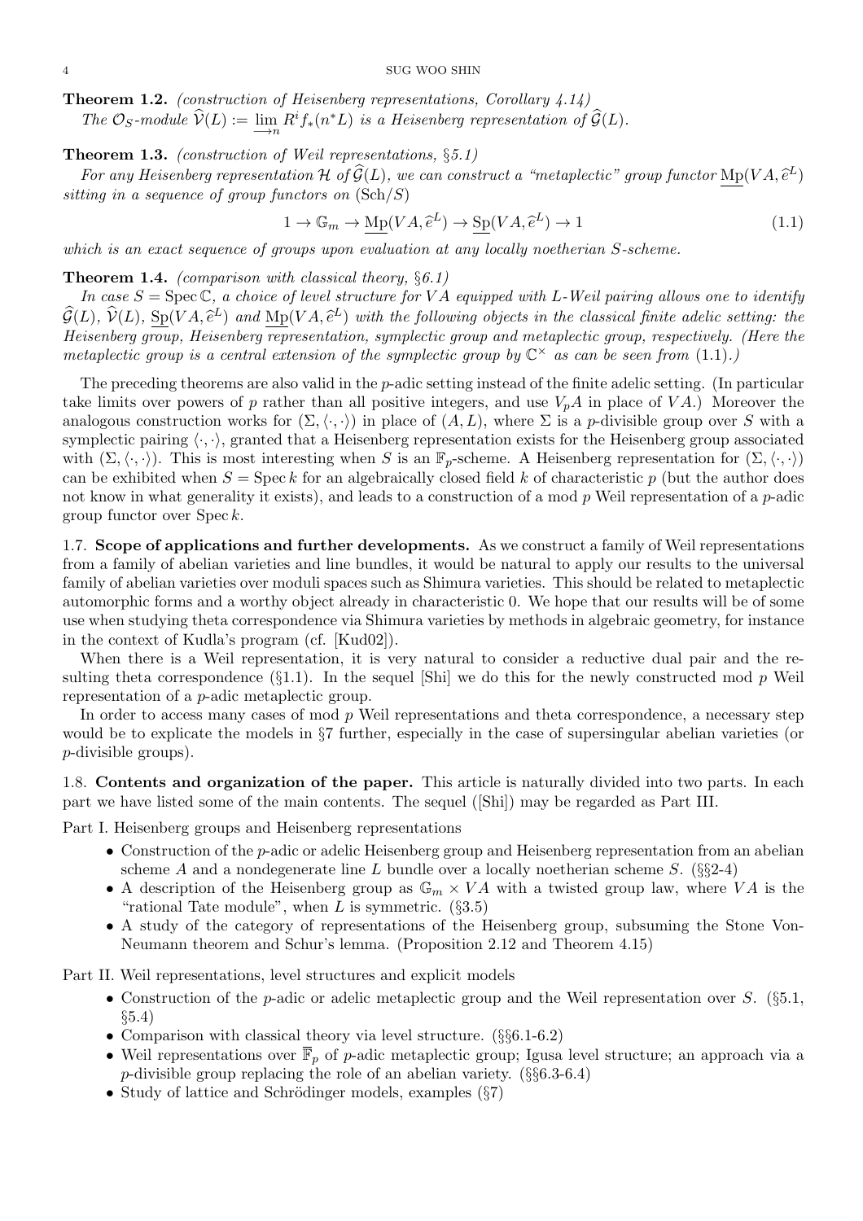**Theorem 1.2.** *(construction of Heisenberg representations, Corollary 4.14)*
*The $\mathcal{O}_S$-module $\widehat{\mathcal{V}}(L) := \varinjlim_n R^i f_*(n^*L)$ is a Heisenberg representation of $\widehat{\mathcal{G}}(L)$.*

**Theorem 1.3.** *(construction of Weil representations, §5.1)*
*For any Heisenberg representation $\mathcal{H}$ of $\widehat{\mathcal{G}}(L)$, we can construct a "metaplectic" group functor $\underline{\mathrm{Mp}}(VA, \widehat{e}^L)$ sitting in a sequence of group functors on $(\mathrm{Sch}/S)$*

$$1 \to \mathbb{G}_m \to \underline{\mathrm{Mp}}(VA, \widehat{e}^L) \to \underline{\mathrm{Sp}}(VA, \widehat{e}^L) \to 1 \tag{1.1}$$

*which is an exact sequence of groups upon evaluation at any locally noetherian $S$-scheme.*

**Theorem 1.4.** *(comparison with classical theory, §6.1)*
*In case $S = \mathrm{Spec}\,\mathbb{C}$, a choice of level structure for $VA$ equipped with $L$-Weil pairing allows one to identify $\widehat{\mathcal{G}}(L)$, $\widehat{\mathcal{V}}(L)$, $\underline{\mathrm{Sp}}(VA, \widehat{e}^L)$ and $\underline{\mathrm{Mp}}(VA, \widehat{e}^L)$ with the following objects in the classical finite adelic setting: the Heisenberg group, Heisenberg representation, symplectic group and metaplectic group, respectively. (Here the metaplectic group is a central extension of the symplectic group by $\mathbb{C}^\times$ as can be seen from (1.1).)*

The preceding theorems are also valid in the $p$-adic setting instead of the finite adelic setting. (In particular take limits over powers of $p$ rather than all positive integers, and use $V_pA$ in place of $VA$.) Moreover the analogous construction works for $(\Sigma, \langle\cdot,\cdot\rangle)$ in place of $(A, L)$, where $\Sigma$ is a $p$-divisible group over $S$ with a symplectic pairing $\langle\cdot,\cdot\rangle$, granted that a Heisenberg representation exists for the Heisenberg group associated with $(\Sigma, \langle\cdot,\cdot\rangle)$. This is most interesting when $S$ is an $\mathbb{F}_p$-scheme. A Heisenberg representation for $(\Sigma, \langle\cdot,\cdot\rangle)$ can be exhibited when $S = \mathrm{Spec}\,k$ for an algebraically closed field $k$ of characteristic $p$ (but the author does not know in what generality it exists), and leads to a construction of a mod $p$ Weil representation of a $p$-adic group functor over $\mathrm{Spec}\,k$.

1.7. **Scope of applications and further developments.** As we construct a family of Weil representations from a family of abelian varieties and line bundles, it would be natural to apply our results to the universal family of abelian varieties over moduli spaces such as Shimura varieties. This should be related to metaplectic automorphic forms and a worthy object already in characteristic 0. We hope that our results will be of some use when studying theta correspondence via Shimura varieties by methods in algebraic geometry, for instance in the context of Kudla's program (cf. [Kud02]).

When there is a Weil representation, it is very natural to consider a reductive dual pair and the resulting theta correspondence (§1.1). In the sequel [Shi] we do this for the newly constructed mod $p$ Weil representation of a $p$-adic metaplectic group.

In order to access many cases of mod $p$ Weil representations and theta correspondence, a necessary step would be to explicate the models in §7 further, especially in the case of supersingular abelian varieties (or $p$-divisible groups).

1.8. **Contents and organization of the paper.** This article is naturally divided into two parts. In each part we have listed some of the main contents. The sequel ([Shi]) may be regarded as Part III.

Part I. Heisenberg groups and Heisenberg representations

- Construction of the $p$-adic or adelic Heisenberg group and Heisenberg representation from an abelian scheme $A$ and a nondegenerate line $L$ bundle over a locally noetherian scheme $S$. (§§2-4)
- A description of the Heisenberg group as $\mathbb{G}_m \times VA$ with a twisted group law, where $VA$ is the "rational Tate module", when $L$ is symmetric. (§3.5)
- A study of the category of representations of the Heisenberg group, subsuming the Stone Von-Neumann theorem and Schur's lemma. (Proposition 2.12 and Theorem 4.15)

Part II. Weil representations, level structures and explicit models

- Construction of the $p$-adic or adelic metaplectic group and the Weil representation over $S$. (§5.1, §5.4)
- Comparison with classical theory via level structure. (§§6.1-6.2)
- Weil representations over $\overline{\mathbb{F}}_p$ of $p$-adic metaplectic group; Igusa level structure; an approach via a $p$-divisible group replacing the role of an abelian variety. (§§6.3-6.4)
- Study of lattice and Schrödinger models, examples (§7)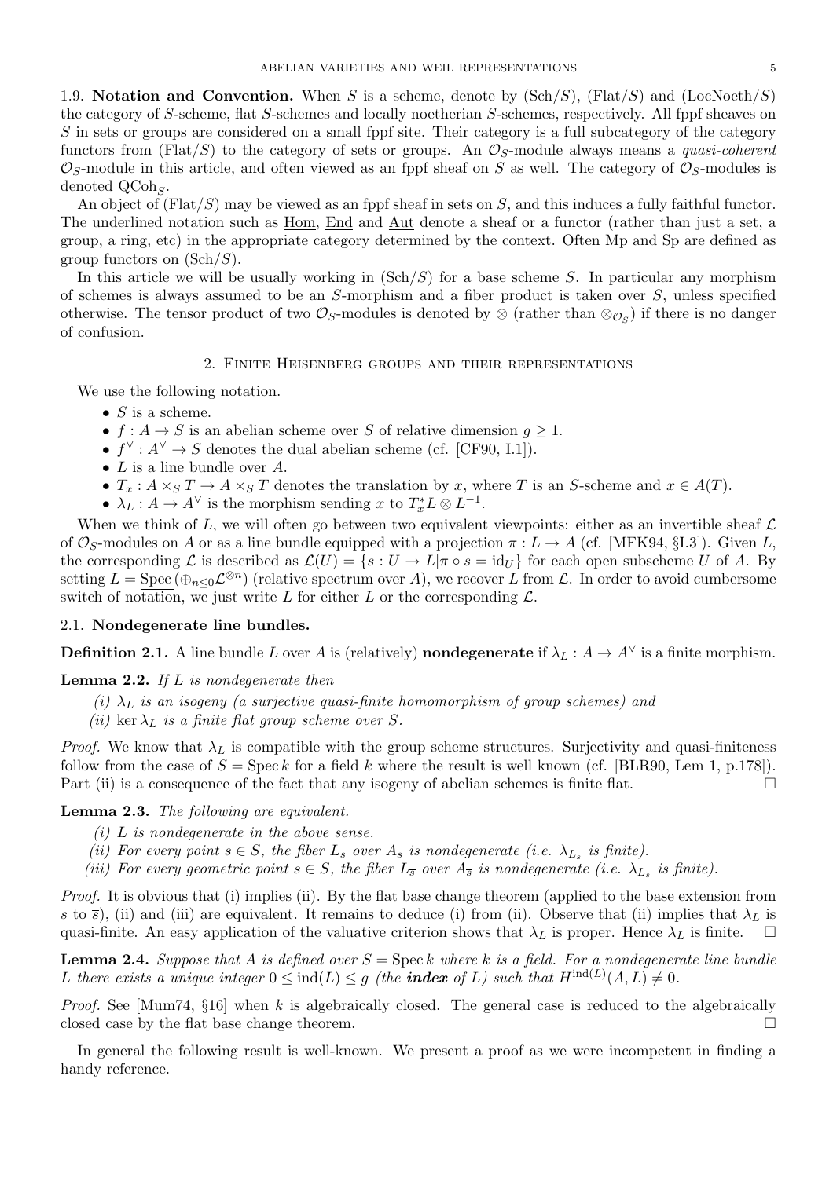1.9. **Notation and Convention.** When $S$ is a scheme, denote by $(\mathrm{Sch}/S)$, $(\mathrm{Flat}/S)$ and $(\mathrm{LocNoeth}/S)$ the category of $S$-scheme, flat $S$-schemes and locally noetherian $S$-schemes, respectively. All fppf sheaves on $S$ in sets or groups are considered on a small fppf site. Their category is a full subcategory of the category functors from $(\mathrm{Flat}/S)$ to the category of sets or groups. An $\mathcal{O}_S$-module always means a *quasi-coherent* $\mathcal{O}_S$-module in this article, and often viewed as an fppf sheaf on $S$ as well. The category of $\mathcal{O}_S$-modules is denoted $\mathrm{QCoh}_S$.

An object of $(\mathrm{Flat}/S)$ may be viewed as an fppf sheaf in sets on $S$, and this induces a fully faithful functor. The underlined notation such as $\underline{\mathrm{Hom}}$, $\underline{\mathrm{End}}$ and $\underline{\mathrm{Aut}}$ denote a sheaf or a functor (rather than just a set, a group, a ring, etc) in the appropriate category determined by the context. Often $\underline{\mathrm{Mp}}$ and $\underline{\mathrm{Sp}}$ are defined as group functors on $(\mathrm{Sch}/S)$.

In this article we will be usually working in $(\mathrm{Sch}/S)$ for a base scheme $S$. In particular any morphism of schemes is always assumed to be an $S$-morphism and a fiber product is taken over $S$, unless specified otherwise. The tensor product of two $\mathcal{O}_S$-modules is denoted by $\otimes$ (rather than $\otimes_{\mathcal{O}_S}$) if there is no danger of confusion.

## 2. Finite Heisenberg groups and their representations

We use the following notation.

- $S$ is a scheme.
- $f : A \to S$ is an abelian scheme over $S$ of relative dimension $g \geq 1$.
- $f^\vee : A^\vee \to S$ denotes the dual abelian scheme (cf. [CF90, I.1]).
- $L$ is a line bundle over $A$.
- $T_x : A \times_S T \to A \times_S T$ denotes the translation by $x$, where $T$ is an $S$-scheme and $x \in A(T)$.
- $\lambda_L : A \to A^\vee$ is the morphism sending $x$ to $T_x^* L \otimes L^{-1}$.

When we think of $L$, we will often go between two equivalent viewpoints: either as an invertible sheaf $\mathcal{L}$ of $\mathcal{O}_S$-modules on $A$ or as a line bundle equipped with a projection $\pi : L \to A$ (cf. [MFK94, §I.3]). Given $L$, the corresponding $\mathcal{L}$ is described as $\mathcal{L}(U) = \{s : U \to L | \pi \circ s = \mathrm{id}_U\}$ for each open subscheme $U$ of $A$. By setting $L = \underline{\mathrm{Spec}}\,(\oplus_{n \leq 0} \mathcal{L}^{\otimes n})$ (relative spectrum over $A$), we recover $L$ from $\mathcal{L}$. In order to avoid cumbersome switch of notation, we just write $L$ for either $L$ or the corresponding $\mathcal{L}$.

### 2.1. Nondegenerate line bundles.

**Definition 2.1.** A line bundle $L$ over $A$ is (relatively) **nondegenerate** if $\lambda_L : A \to A^\vee$ is a finite morphism.

**Lemma 2.2.** *If $L$ is nondegenerate then*

*(i) $\lambda_L$ is an isogeny (a surjective quasi-finite homomorphism of group schemes) and*

*(ii) $\ker \lambda_L$ is a finite flat group scheme over $S$.*

*Proof.* We know that $\lambda_L$ is compatible with the group scheme structures. Surjectivity and quasi-finiteness follow from the case of $S = \mathrm{Spec}\, k$ for a field $k$ where the result is well known (cf. [BLR90, Lem 1, p.178]). Part (ii) is a consequence of the fact that any isogeny of abelian schemes is finite flat. □

**Lemma 2.3.** *The following are equivalent.*

*(i) $L$ is nondegenerate in the above sense.*

*(ii) For every point $s \in S$, the fiber $L_s$ over $A_s$ is nondegenerate (i.e. $\lambda_{L_s}$ is finite).*

*(iii) For every geometric point $\overline{s} \in S$, the fiber $L_{\overline{s}}$ over $A_{\overline{s}}$ is nondegenerate (i.e. $\lambda_{L_{\overline{s}}}$ is finite).*

*Proof.* It is obvious that (i) implies (ii). By the flat base change theorem (applied to the base extension from $s$ to $\overline{s}$), (ii) and (iii) are equivalent. It remains to deduce (i) from (ii). Observe that (ii) implies that $\lambda_L$ is quasi-finite. An easy application of the valuative criterion shows that $\lambda_L$ is proper. Hence $\lambda_L$ is finite. □

**Lemma 2.4.** *Suppose that $A$ is defined over $S = \mathrm{Spec}\, k$ where $k$ is a field. For a nondegenerate line bundle $L$ there exists a unique integer $0 \leq \mathrm{ind}(L) \leq g$ (the **index** of $L$) such that $H^{\mathrm{ind}(L)}(A, L) \neq 0$.*

*Proof.* See [Mum74, §16] when $k$ is algebraically closed. The general case is reduced to the algebraically closed case by the flat base change theorem. □

In general the following result is well-known. We present a proof as we were incompetent in finding a handy reference.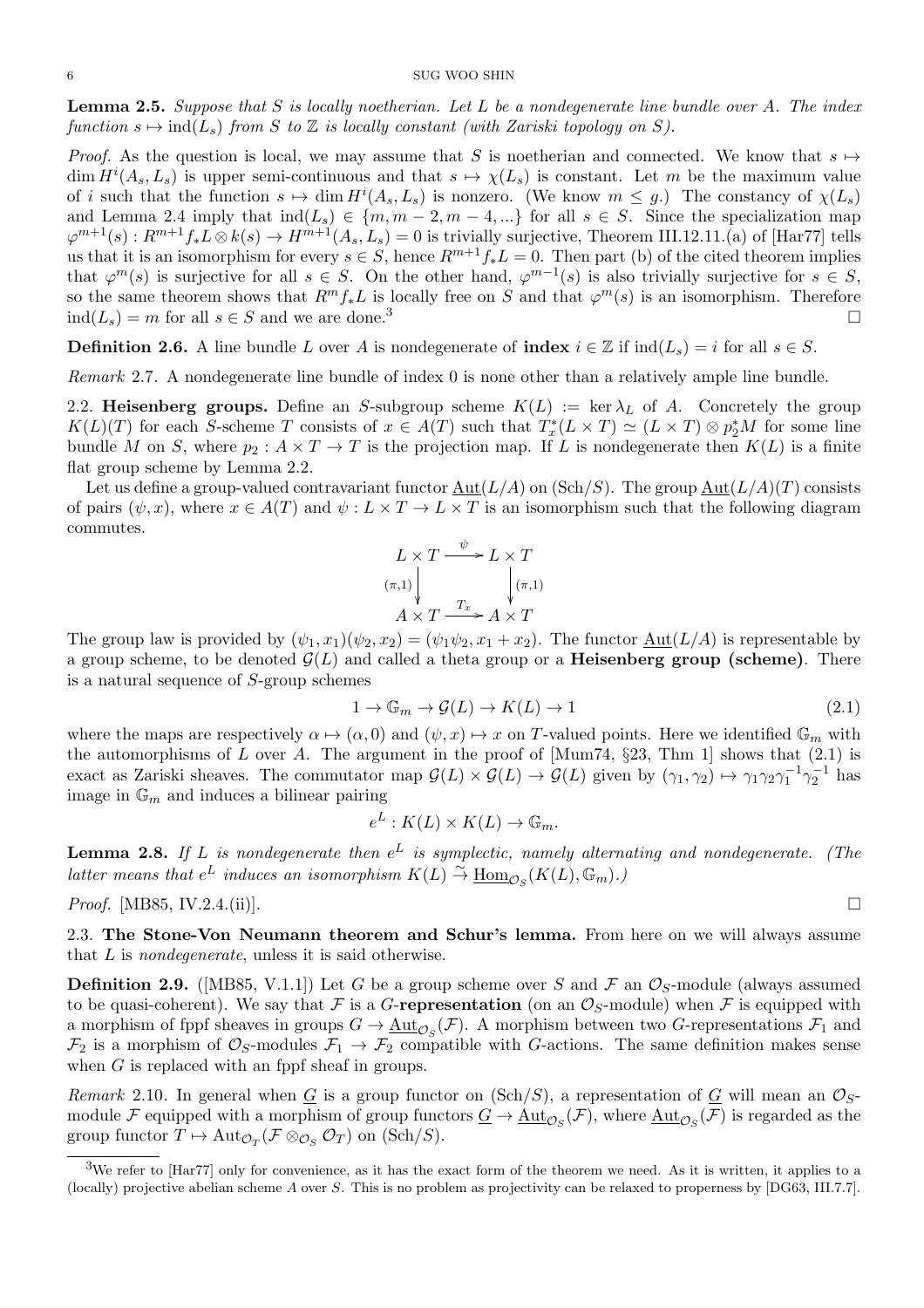**Lemma 2.5.** *Suppose that $S$ is locally noetherian. Let $L$ be a nondegenerate line bundle over $A$. The index function $s \mapsto \mathrm{ind}(L_s)$ from $S$ to $\mathbb{Z}$ is locally constant (with Zariski topology on $S$).*

*Proof.* As the question is local, we may assume that $S$ is noetherian and connected. We know that $s \mapsto \dim H^i(A_s, L_s)$ is upper semi-continuous and that $s \mapsto \chi(L_s)$ is constant. Let $m$ be the maximum value of $i$ such that the function $s \mapsto \dim H^i(A_s, L_s)$ is nonzero. (We know $m \le g$.) The constancy of $\chi(L_s)$ and Lemma 2.4 imply that $\mathrm{ind}(L_s) \in \{m, m-2, m-4, ...\}$ for all $s \in S$. Since the specialization map $\varphi^{m+1}(s) : R^{m+1}f_*L \otimes k(s) \to H^{m+1}(A_s, L_s) = 0$ is trivially surjective, Theorem III.12.11.(a) of [Har77] tells us that it is an isomorphism for every $s \in S$, hence $R^{m+1}f_*L = 0$. Then part (b) of the cited theorem implies that $\varphi^m(s)$ is surjective for all $s \in S$. On the other hand, $\varphi^{m-1}(s)$ is also trivially surjective for $s \in S$, so the same theorem shows that $R^m f_* L$ is locally free on $S$ and that $\varphi^m(s)$ is an isomorphism. Therefore $\mathrm{ind}(L_s) = m$ for all $s \in S$ and we are done.[3] $\square$

**Definition 2.6.** A line bundle $L$ over $A$ is nondegenerate of **index** $i \in \mathbb{Z}$ if $\mathrm{ind}(L_s) = i$ for all $s \in S$.

*Remark* 2.7. A nondegenerate line bundle of index 0 is none other than a relatively ample line bundle.

2.2. **Heisenberg groups.** Define an $S$-subgroup scheme $K(L) := \ker \lambda_L$ of $A$. Concretely the group $K(L)(T)$ for each $S$-scheme $T$ consists of $x \in A(T)$ such that $T_x^*(L \times T) \simeq (L \times T) \otimes p_2^* M$ for some line bundle $M$ on $S$, where $p_2 : A \times T \to T$ is the projection map. If $L$ is nondegenerate then $K(L)$ is a finite flat group scheme by Lemma 2.2.

Let us define a group-valued contravariant functor $\underline{\mathrm{Aut}}(L/A)$ on $(\mathrm{Sch}/S)$. The group $\underline{\mathrm{Aut}}(L/A)(T)$ consists of pairs $(\psi, x)$, where $x \in A(T)$ and $\psi : L \times T \to L \times T$ is an isomorphism such that the following diagram commutes.

$$\begin{array}{ccc} L \times T & \xrightarrow{\psi} & L \times T \\ \downarrow{\scriptstyle (\pi,1)} & & \downarrow{\scriptstyle (\pi,1)} \\ A \times T & \xrightarrow{T_x} & A \times T \end{array}$$

The group law is provided by $(\psi_1, x_1)(\psi_2, x_2) = (\psi_1\psi_2, x_1 + x_2)$. The functor $\underline{\mathrm{Aut}}(L/A)$ is representable by a group scheme, to be denoted $\mathcal{G}(L)$ and called a theta group or a **Heisenberg group (scheme)**. There is a natural sequence of $S$-group schemes

$$1 \to \mathbb{G}_m \to \mathcal{G}(L) \to K(L) \to 1 \tag{2.1}$$

where the maps are respectively $\alpha \mapsto (\alpha, 0)$ and $(\psi, x) \mapsto x$ on $T$-valued points. Here we identified $\mathbb{G}_m$ with the automorphisms of $L$ over $A$. The argument in the proof of [Mum74, §23, Thm 1] shows that (2.1) is exact as Zariski sheaves. The commutator map $\mathcal{G}(L) \times \mathcal{G}(L) \to \mathcal{G}(L)$ given by $(\gamma_1, \gamma_2) \mapsto \gamma_1\gamma_2\gamma_1^{-1}\gamma_2^{-1}$ has image in $\mathbb{G}_m$ and induces a bilinear pairing

$$e^L : K(L) \times K(L) \to \mathbb{G}_m.$$

**Lemma 2.8.** *If $L$ is nondegenerate then $e^L$ is symplectic, namely alternating and nondegenerate. (The latter means that $e^L$ induces an isomorphism $K(L) \xrightarrow{\sim} \underline{\mathrm{Hom}}_{\mathcal{O}_S}(K(L), \mathbb{G}_m)$.)*

*Proof.* [MB85, IV.2.4.(ii)]. $\square$

2.3. **The Stone-Von Neumann theorem and Schur's lemma.** From here on we will always assume that $L$ is *nondegenerate*, unless it is said otherwise.

**Definition 2.9.** ([MB85, V.1.1]) Let $G$ be a group scheme over $S$ and $\mathcal{F}$ an $\mathcal{O}_S$-module (always assumed to be quasi-coherent). We say that $\mathcal{F}$ is a $G$-**representation** (on an $\mathcal{O}_S$-module) when $\mathcal{F}$ is equipped with a morphism of fppf sheaves in groups $G \to \underline{\mathrm{Aut}}_{\mathcal{O}_S}(\mathcal{F})$. A morphism between two $G$-representations $\mathcal{F}_1$ and $\mathcal{F}_2$ is a morphism of $\mathcal{O}_S$-modules $\mathcal{F}_1 \to \mathcal{F}_2$ compatible with $G$-actions. The same definition makes sense when $G$ is replaced with an fppf sheaf in groups.

*Remark* 2.10. In general when $\underline{G}$ is a group functor on $(\mathrm{Sch}/S)$, a representation of $\underline{G}$ will mean an $\mathcal{O}_S$-module $\mathcal{F}$ equipped with a morphism of group functors $\underline{G} \to \underline{\mathrm{Aut}}_{\mathcal{O}_S}(\mathcal{F})$, where $\underline{\mathrm{Aut}}_{\mathcal{O}_S}(\mathcal{F})$ is regarded as the group functor $T \mapsto \mathrm{Aut}_{\mathcal{O}_T}(\mathcal{F} \otimes_{\mathcal{O}_S} \mathcal{O}_T)$ on $(\mathrm{Sch}/S)$.

---

[3] We refer to [Har77] only for convenience, as it has the exact form of the theorem we need. As it is written, it applies to a (locally) projective abelian scheme $A$ over $S$. This is no problem as projectivity can be relaxed to properness by [DG63, III.7.7].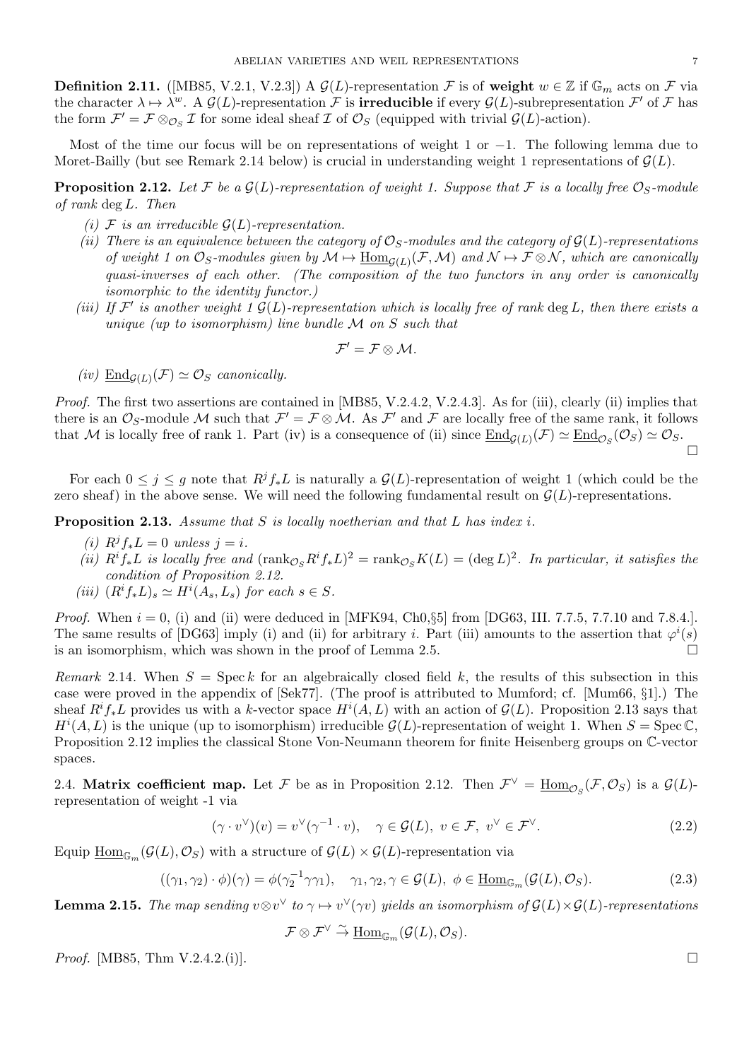**Definition 2.11.** ([MB85, V.2.1, V.2.3]) A $\mathcal{G}(L)$-representation $\mathcal{F}$ is of **weight** $w \in \mathbb{Z}$ if $\mathbb{G}_m$ acts on $\mathcal{F}$ via the character $\lambda \mapsto \lambda^w$. A $\mathcal{G}(L)$-representation $\mathcal{F}$ is **irreducible** if every $\mathcal{G}(L)$-subrepresentation $\mathcal{F}'$ of $\mathcal{F}$ has the form $\mathcal{F}' = \mathcal{F} \otimes_{\mathcal{O}_S} \mathcal{I}$ for some ideal sheaf $\mathcal{I}$ of $\mathcal{O}_S$ (equipped with trivial $\mathcal{G}(L)$-action).

Most of the time our focus will be on representations of weight 1 or $-1$. The following lemma due to Moret-Bailly (but see Remark 2.14 below) is crucial in understanding weight 1 representations of $\mathcal{G}(L)$.

**Proposition 2.12.** *Let $\mathcal{F}$ be a $\mathcal{G}(L)$-representation of weight 1. Suppose that $\mathcal{F}$ is a locally free $\mathcal{O}_S$-module of rank $\deg L$. Then*

*(i) $\mathcal{F}$ is an irreducible $\mathcal{G}(L)$-representation.*

*(ii) There is an equivalence between the category of $\mathcal{O}_S$-modules and the category of $\mathcal{G}(L)$-representations of weight 1 on $\mathcal{O}_S$-modules given by $\mathcal{M} \mapsto \underline{\mathrm{Hom}}_{\mathcal{G}(L)}(\mathcal{F}, \mathcal{M})$ and $\mathcal{N} \mapsto \mathcal{F} \otimes \mathcal{N}$, which are canonically quasi-inverses of each other. (The composition of the two functors in any order is canonically isomorphic to the identity functor.)*

*(iii) If $\mathcal{F}'$ is another weight 1 $\mathcal{G}(L)$-representation which is locally free of rank $\deg L$, then there exists a unique (up to isomorphism) line bundle $\mathcal{M}$ on $S$ such that*

$$\mathcal{F}' = \mathcal{F} \otimes \mathcal{M}.$$

*(iv) $\underline{\mathrm{End}}_{\mathcal{G}(L)}(\mathcal{F}) \simeq \mathcal{O}_S$ canonically.*

*Proof.* The first two assertions are contained in [MB85, V.2.4.2, V.2.4.3]. As for (iii), clearly (ii) implies that there is an $\mathcal{O}_S$-module $\mathcal{M}$ such that $\mathcal{F}' = \mathcal{F} \otimes \mathcal{M}$. As $\mathcal{F}'$ and $\mathcal{F}$ are locally free of the same rank, it follows that $\mathcal{M}$ is locally free of rank 1. Part (iv) is a consequence of (ii) since $\underline{\mathrm{End}}_{\mathcal{G}(L)}(\mathcal{F}) \simeq \underline{\mathrm{End}}_{\mathcal{O}_S}(\mathcal{O}_S) \simeq \mathcal{O}_S$. □

For each $0 \leq j \leq g$ note that $R^j f_* L$ is naturally a $\mathcal{G}(L)$-representation of weight 1 (which could be the zero sheaf) in the above sense. We will need the following fundamental result on $\mathcal{G}(L)$-representations.

**Proposition 2.13.** *Assume that $S$ is locally noetherian and that $L$ has index $i$.*

*(i) $R^j f_* L = 0$ unless $j = i$.*

*(ii) $R^i f_* L$ is locally free and $(\mathrm{rank}_{\mathcal{O}_S} R^i f_* L)^2 = \mathrm{rank}_{\mathcal{O}_S} K(L) = (\deg L)^2$. In particular, it satisfies the condition of Proposition 2.12.*

*(iii) $(R^i f_* L)_s \simeq H^i(A_s, L_s)$ for each $s \in S$.*

*Proof.* When $i = 0$, (i) and (ii) were deduced in [MFK94, Ch0,§5] from [DG63, III. 7.7.5, 7.7.10 and 7.8.4.]. The same results of [DG63] imply (i) and (ii) for arbitrary $i$. Part (iii) amounts to the assertion that $\varphi^i(s)$ is an isomorphism, which was shown in the proof of Lemma 2.5. □

*Remark* 2.14. When $S = \mathrm{Spec}\, k$ for an algebraically closed field $k$, the results of this subsection in this case were proved in the appendix of [Sek77]. (The proof is attributed to Mumford; cf. [Mum66, §1].) The sheaf $R^i f_* L$ provides us with a $k$-vector space $H^i(A, L)$ with an action of $\mathcal{G}(L)$. Proposition 2.13 says that $H^i(A, L)$ is the unique (up to isomorphism) irreducible $\mathcal{G}(L)$-representation of weight 1. When $S = \mathrm{Spec}\, \mathbb{C}$, Proposition 2.12 implies the classical Stone Von-Neumann theorem for finite Heisenberg groups on $\mathbb{C}$-vector spaces.

2.4. **Matrix coefficient map.** Let $\mathcal{F}$ be as in Proposition 2.12. Then $\mathcal{F}^\vee = \underline{\mathrm{Hom}}_{\mathcal{O}_S}(\mathcal{F}, \mathcal{O}_S)$ is a $\mathcal{G}(L)$-representation of weight -1 via

$$(\gamma \cdot v^\vee)(v) = v^\vee(\gamma^{-1} \cdot v), \quad \gamma \in \mathcal{G}(L),\ v \in \mathcal{F},\ v^\vee \in \mathcal{F}^\vee. \tag{2.2}$$

Equip $\underline{\mathrm{Hom}}_{\mathbb{G}_m}(\mathcal{G}(L), \mathcal{O}_S)$ with a structure of $\mathcal{G}(L) \times \mathcal{G}(L)$-representation via

$$((\gamma_1, \gamma_2) \cdot \phi)(\gamma) = \phi(\gamma_2^{-1} \gamma \gamma_1), \quad \gamma_1, \gamma_2, \gamma \in \mathcal{G}(L),\ \phi \in \underline{\mathrm{Hom}}_{\mathbb{G}_m}(\mathcal{G}(L), \mathcal{O}_S). \tag{2.3}$$

**Lemma 2.15.** *The map sending $v \otimes v^\vee$ to $\gamma \mapsto v^\vee(\gamma v)$ yields an isomorphism of $\mathcal{G}(L) \times \mathcal{G}(L)$-representations*

$$\mathcal{F} \otimes \mathcal{F}^\vee \xrightarrow{\sim} \underline{\mathrm{Hom}}_{\mathbb{G}_m}(\mathcal{G}(L), \mathcal{O}_S).$$

*Proof.* [MB85, Thm V.2.4.2.(i)]. □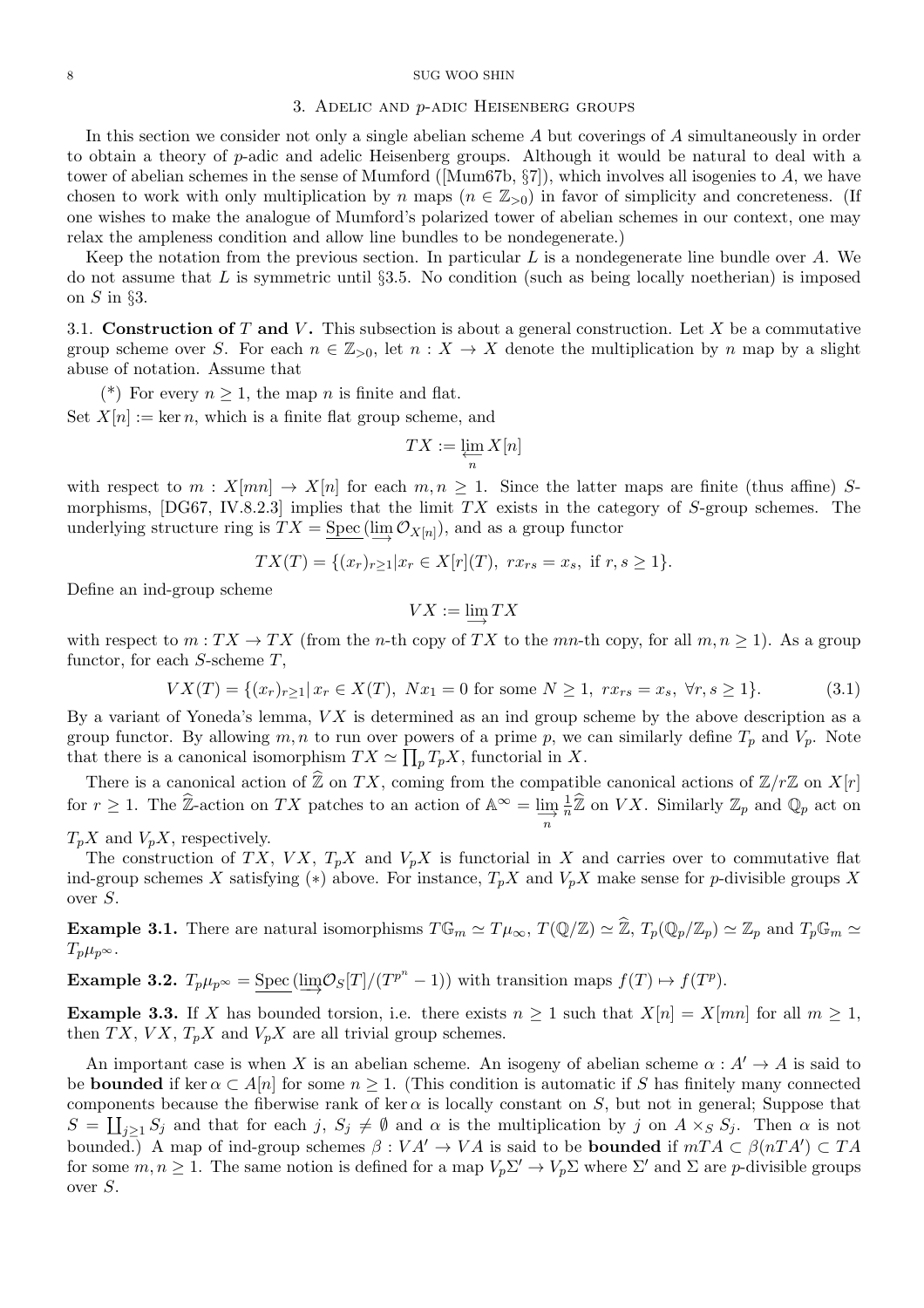## 3. Adelic and $p$-adic Heisenberg groups

In this section we consider not only a single abelian scheme $A$ but coverings of $A$ simultaneously in order to obtain a theory of $p$-adic and adelic Heisenberg groups. Although it would be natural to deal with a tower of abelian schemes in the sense of Mumford ([Mum67b, §7]), which involves all isogenies to $A$, we have chosen to work with only multiplication by $n$ maps ($n \in \mathbb{Z}_{>0}$) in favor of simplicity and concreteness. (If one wishes to make the analogue of Mumford's polarized tower of abelian schemes in our context, one may relax the ampleness condition and allow line bundles to be nondegenerate.)

Keep the notation from the previous section. In particular $L$ is a nondegenerate line bundle over $A$. We do not assume that $L$ is symmetric until §3.5. No condition (such as being locally noetherian) is imposed on $S$ in §3.

### 3.1. Construction of $T$ and $V$.

This subsection is about a general construction. Let $X$ be a commutative group scheme over $S$. For each $n \in \mathbb{Z}_{>0}$, let $n : X \to X$ denote the multiplication by $n$ map by a slight abuse of notation. Assume that

(*) For every $n \geq 1$, the map $n$ is finite and flat.

Set $X[n] := \ker n$, which is a finite flat group scheme, and

$$TX := \varprojlim_n X[n]$$

with respect to $m : X[mn] \to X[n]$ for each $m, n \geq 1$. Since the latter maps are finite (thus affine) $S$-morphisms, [DG67, IV.8.2.3] implies that the limit $TX$ exists in the category of $S$-group schemes. The underlying structure ring is $TX = \underline{\mathrm{Spec}}\,(\varinjlim \mathcal{O}_{X[n]})$, and as a group functor

$$TX(T) = \{(x_r)_{r \geq 1} | x_r \in X[r](T),\ rx_{rs} = x_s, \text{ if } r, s \geq 1\}.$$

Define an ind-group scheme

$$VX := \varinjlim TX$$

with respect to $m : TX \to TX$ (from the $n$-th copy of $TX$ to the $mn$-th copy, for all $m, n \geq 1$). As a group functor, for each $S$-scheme $T$,

$$VX(T) = \{(x_r)_{r \geq 1} | \, x_r \in X(T),\ Nx_1 = 0 \text{ for some } N \geq 1,\ rx_{rs} = x_s,\ \forall r, s \geq 1\}. \tag{3.1}$$

By a variant of Yoneda's lemma, $VX$ is determined as an ind group scheme by the above description as a group functor. By allowing $m, n$ to run over powers of a prime $p$, we can similarly define $T_p$ and $V_p$. Note that there is a canonical isomorphism $TX \simeq \prod_p T_p X$, functorial in $X$.

There is a canonical action of $\widehat{\mathbb{Z}}$ on $TX$, coming from the compatible canonical actions of $\mathbb{Z}/r\mathbb{Z}$ on $X[r]$ for $r \geq 1$. The $\widehat{\mathbb{Z}}$-action on $TX$ patches to an action of $\mathbb{A}^\infty = \varinjlim_n \frac{1}{n}\widehat{\mathbb{Z}}$ on $VX$. Similarly $\mathbb{Z}_p$ and $\mathbb{Q}_p$ act on $T_p X$ and $V_p X$, respectively.

The construction of $TX$, $VX$, $T_p X$ and $V_p X$ is functorial in $X$ and carries over to commutative flat ind-group schemes $X$ satisfying (*) above. For instance, $T_p X$ and $V_p X$ make sense for $p$-divisible groups $X$ over $S$.

**Example 3.1.** There are natural isomorphisms $T\mathbb{G}_m \simeq T\mu_\infty$, $T(\mathbb{Q}/\mathbb{Z}) \simeq \widehat{\mathbb{Z}}$, $T_p(\mathbb{Q}_p/\mathbb{Z}_p) \simeq \mathbb{Z}_p$ and $T_p \mathbb{G}_m \simeq T_p \mu_{p^\infty}$.

**Example 3.2.** $T_p \mu_{p^\infty} = \underline{\mathrm{Spec}}\,(\varinjlim \mathcal{O}_S[T]/(T^{p^n} - 1))$ with transition maps $f(T) \mapsto f(T^p)$.

**Example 3.3.** If $X$ has bounded torsion, i.e. there exists $n \geq 1$ such that $X[n] = X[mn]$ for all $m \geq 1$, then $TX$, $VX$, $T_p X$ and $V_p X$ are all trivial group schemes.

An important case is when $X$ is an abelian scheme. An isogeny of abelian scheme $\alpha : A' \to A$ is said to be **bounded** if $\ker \alpha \subset A[n]$ for some $n \geq 1$. (This condition is automatic if $S$ has finitely many connected components because the fiberwise rank of $\ker \alpha$ is locally constant on $S$, but not in general; Suppose that $S = \coprod_{j \geq 1} S_j$ and that for each $j$, $S_j \neq \emptyset$ and $\alpha$ is the multiplication by $j$ on $A \times_S S_j$. Then $\alpha$ is not bounded.) A map of ind-group schemes $\beta : VA' \to VA$ is said to be **bounded** if $mTA \subset \beta(nTA') \subset TA$ for some $m, n \geq 1$. The same notion is defined for a map $V_p \Sigma' \to V_p \Sigma$ where $\Sigma'$ and $\Sigma$ are $p$-divisible groups over $S$.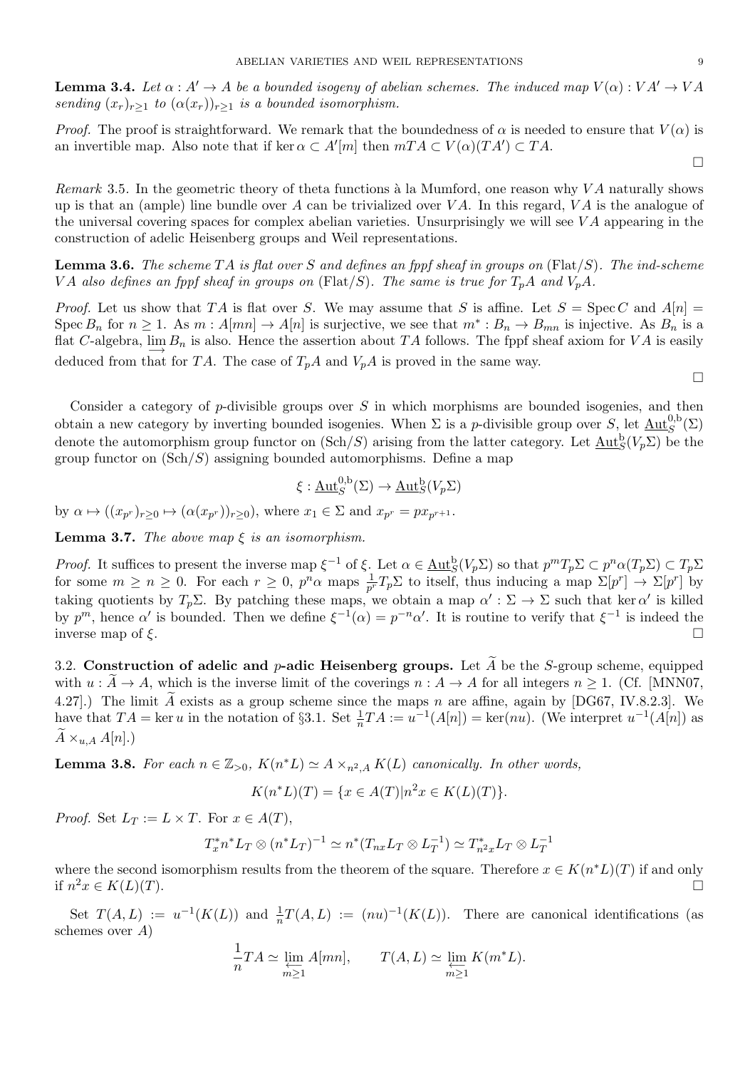**Lemma 3.4.** *Let $\alpha : A' \to A$ be a bounded isogeny of abelian schemes. The induced map $V(\alpha) : VA' \to VA$ sending $(x_r)_{r\geq 1}$ to $(\alpha(x_r))_{r\geq 1}$ is a bounded isomorphism.*

*Proof.* The proof is straightforward. We remark that the boundedness of $\alpha$ is needed to ensure that $V(\alpha)$ is an invertible map. Also note that if $\ker \alpha \subset A'[m]$ then $mTA \subset V(\alpha)(TA') \subset TA$. $\square$

*Remark* 3.5. In the geometric theory of theta functions à la Mumford, one reason why $VA$ naturally shows up is that an (ample) line bundle over $A$ can be trivialized over $VA$. In this regard, $VA$ is the analogue of the universal covering spaces for complex abelian varieties. Unsurprisingly we will see $VA$ appearing in the construction of adelic Heisenberg groups and Weil representations.

**Lemma 3.6.** *The scheme $TA$ is flat over $S$ and defines an fppf sheaf in groups on $(\mathrm{Flat}/S)$. The ind-scheme $VA$ also defines an fppf sheaf in groups on $(\mathrm{Flat}/S)$. The same is true for $T_pA$ and $V_pA$.*

*Proof.* Let us show that $TA$ is flat over $S$. We may assume that $S$ is affine. Let $S = \operatorname{Spec} C$ and $A[n] = \operatorname{Spec} B_n$ for $n \geq 1$. As $m : A[mn] \to A[n]$ is surjective, we see that $m^* : B_n \to B_{mn}$ is injective. As $B_n$ is a flat $C$-algebra, $\varinjlim B_n$ is also. Hence the assertion about $TA$ follows. The fppf sheaf axiom for $VA$ is easily deduced from that for $TA$. The case of $T_pA$ and $V_pA$ is proved in the same way. $\square$

Consider a category of $p$-divisible groups over $S$ in which morphisms are bounded isogenies, and then obtain a new category by inverting bounded isogenies. When $\Sigma$ is a $p$-divisible group over $S$, let $\underline{\mathrm{Aut}}^{0,\mathrm{b}}_S(\Sigma)$ denote the automorphism group functor on $(\mathrm{Sch}/S)$ arising from the latter category. Let $\underline{\mathrm{Aut}}^{\mathrm{b}}_S(V_p\Sigma)$ be the group functor on $(\mathrm{Sch}/S)$ assigning bounded automorphisms. Define a map

$$\xi : \underline{\mathrm{Aut}}^{0,\mathrm{b}}_S(\Sigma) \to \underline{\mathrm{Aut}}^{\mathrm{b}}_S(V_p\Sigma)$$

by $\alpha \mapsto ((x_{p^r})_{r\geq 0} \mapsto (\alpha(x_{p^r}))_{r\geq 0})$, where $x_1 \in \Sigma$ and $x_{p^r} = px_{p^{r+1}}$.

**Lemma 3.7.** *The above map $\xi$ is an isomorphism.*

*Proof.* It suffices to present the inverse map $\xi^{-1}$ of $\xi$. Let $\alpha \in \underline{\mathrm{Aut}}^{\mathrm{b}}_S(V_p\Sigma)$ so that $p^mT_p\Sigma \subset p^n\alpha(T_p\Sigma) \subset T_p\Sigma$ for some $m \geq n \geq 0$. For each $r \geq 0$, $p^n\alpha$ maps $\frac{1}{p^r}T_p\Sigma$ to itself, thus inducing a map $\Sigma[p^r] \to \Sigma[p^r]$ by taking quotients by $T_p\Sigma$. By patching these maps, we obtain a map $\alpha' : \Sigma \to \Sigma$ such that $\ker \alpha'$ is killed by $p^m$, hence $\alpha'$ is bounded. Then we define $\xi^{-1}(\alpha) = p^{-n}\alpha'$. It is routine to verify that $\xi^{-1}$ is indeed the inverse map of $\xi$. $\square$

3.2. **Construction of adelic and $p$-adic Heisenberg groups.** Let $\widetilde{A}$ be the $S$-group scheme, equipped with $u : \widetilde{A} \to A$, which is the inverse limit of the coverings $n : A \to A$ for all integers $n \geq 1$. (Cf. [MNN07, 4.27].) The limit $\widetilde{A}$ exists as a group scheme since the maps $n$ are affine, again by [DG67, IV.8.2.3]. We have that $TA = \ker u$ in the notation of §3.1. Set $\frac{1}{n}TA := u^{-1}(A[n]) = \ker(nu)$. (We interpret $u^{-1}(A[n])$ as $\widetilde{A} \times_{u,A} A[n]$.)

**Lemma 3.8.** *For each $n \in \mathbb{Z}_{>0}$, $K(n^*L) \simeq A \times_{n^2,A} K(L)$ canonically. In other words,*

$$K(n^*L)(T) = \{x \in A(T) | n^2x \in K(L)(T)\}.$$

*Proof.* Set $L_T := L \times T$. For $x \in A(T)$,

$$T_x^* n^* L_T \otimes (n^*L_T)^{-1} \simeq n^*(T_{nx}L_T \otimes L_T^{-1}) \simeq T^*_{n^2x}L_T \otimes L_T^{-1}$$

where the second isomorphism results from the theorem of the square. Therefore $x \in K(n^*L)(T)$ if and only if $n^2x \in K(L)(T)$. $\square$

Set $T(A, L) := u^{-1}(K(L))$ and $\frac{1}{n}T(A, L) := (nu)^{-1}(K(L))$. There are canonical identifications (as schemes over $A$)

$$\frac{1}{n}TA \simeq \varprojlim_{m\geq 1} A[mn], \qquad T(A, L) \simeq \varprojlim_{m\geq 1} K(m^*L).$$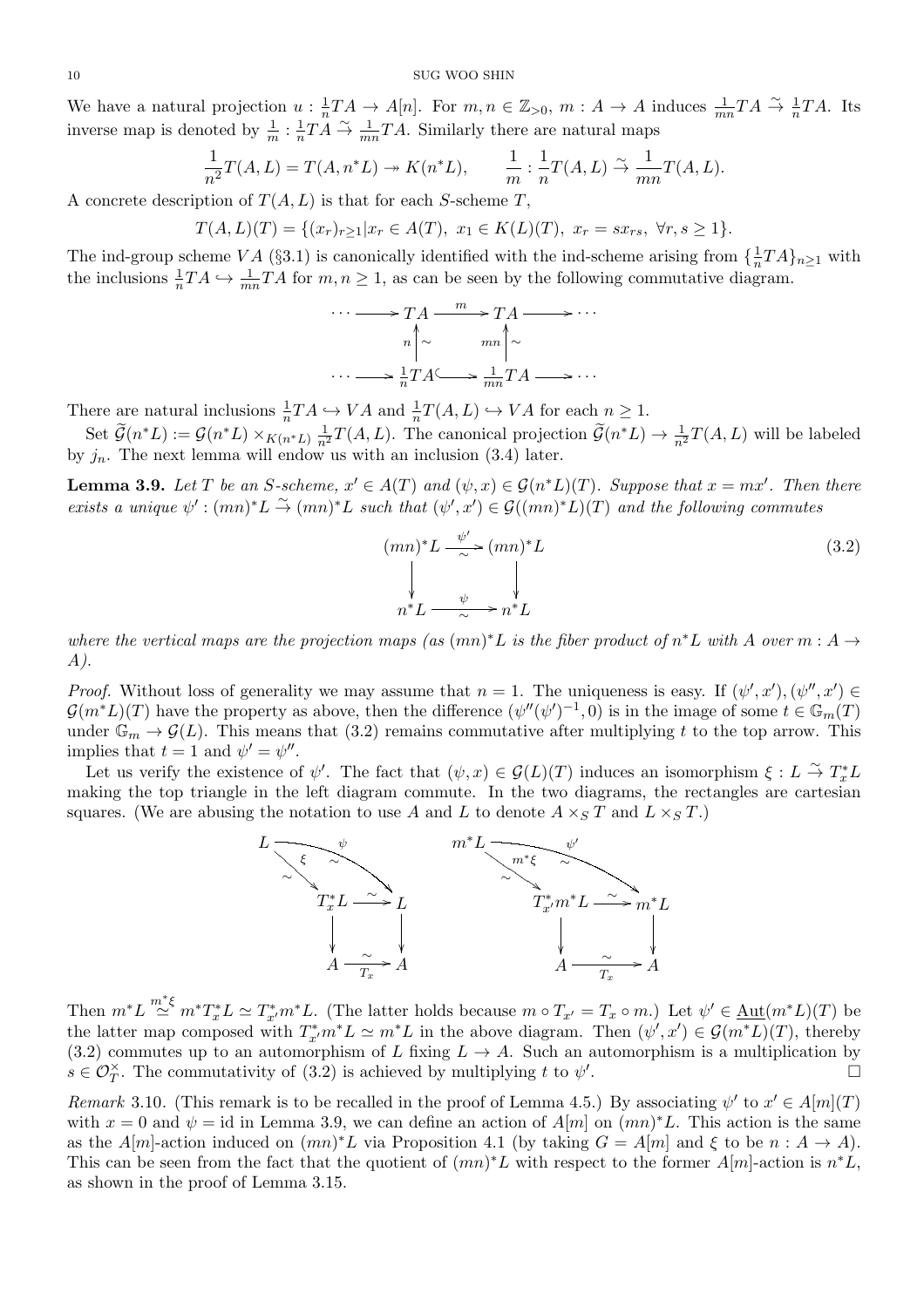We have a natural projection $u : \frac{1}{n}TA \to A[n]$. For $m, n \in \mathbb{Z}_{>0}$, $m : A \to A$ induces $\frac{1}{mn}TA \stackrel{\sim}{\to} \frac{1}{n}TA$. Its inverse map is denoted by $\frac{1}{m} : \frac{1}{n}TA \stackrel{\sim}{\to} \frac{1}{mn}TA$. Similarly there are natural maps

$$\frac{1}{n^2}T(A,L) = T(A, n^*L) \twoheadrightarrow K(n^*L), \qquad \frac{1}{m} : \frac{1}{n}T(A,L) \stackrel{\sim}{\to} \frac{1}{mn}T(A,L).$$

A concrete description of $T(A,L)$ is that for each $S$-scheme $T$,

$$T(A,L)(T) = \{(x_r)_{r\geq 1} | x_r \in A(T),\ x_1 \in K(L)(T),\ x_r = s x_{rs},\ \forall r, s \geq 1\}.$$

The ind-group scheme $VA$ (§3.1) is canonically identified with the ind-scheme arising from $\{\frac{1}{n}TA\}_{n\geq 1}$ with the inclusions $\frac{1}{n}TA \hookrightarrow \frac{1}{mn}TA$ for $m, n \geq 1$, as can be seen by the following commutative diagram.

$$\begin{array}{ccccccc}
\cdots & \longrightarrow & TA & \xrightarrow{m} & TA & \longrightarrow & \cdots \\
 & & n \uparrow \wr & & mn \uparrow \wr & & \\
\cdots & \longrightarrow & \frac{1}{n}TA & \hookrightarrow & \frac{1}{mn}TA & \longrightarrow & \cdots
\end{array}$$

There are natural inclusions $\frac{1}{n}TA \hookrightarrow VA$ and $\frac{1}{n}T(A,L) \hookrightarrow VA$ for each $n \geq 1$.

Set $\widetilde{\mathcal{G}}(n^*L) := \mathcal{G}(n^*L) \times_{K(n^*L)} \frac{1}{n^2}T(A,L)$. The canonical projection $\widetilde{\mathcal{G}}(n^*L) \to \frac{1}{n^2}T(A,L)$ will be labeled by $j_n$. The next lemma will endow us with an inclusion (3.4) later.

**Lemma 3.9.** *Let $T$ be an $S$-scheme, $x' \in A(T)$ and $(\psi, x) \in \mathcal{G}(n^*L)(T)$. Suppose that $x = mx'$. Then there exists a unique $\psi' : (mn)^*L \stackrel{\sim}{\to} (mn)^*L$ such that $(\psi', x') \in \mathcal{G}((mn)^*L)(T)$ and the following commutes*

$$\begin{array}{ccc}
(mn)^*L & \xrightarrow[\sim]{\psi'} & (mn)^*L \\
\downarrow & & \downarrow \\
n^*L & \xrightarrow[\sim]{\psi} & n^*L
\end{array} \tag{3.2}$$

*where the vertical maps are the projection maps (as $(mn)^*L$ is the fiber product of $n^*L$ with $A$ over $m : A \to A$).*

*Proof.* Without loss of generality we may assume that $n = 1$. The uniqueness is easy. If $(\psi', x'), (\psi'', x') \in \mathcal{G}(m^*L)(T)$ have the property as above, then the difference $(\psi''(\psi')^{-1}, 0)$ is in the image of some $t \in \mathbb{G}_m(T)$ under $\mathbb{G}_m \to \mathcal{G}(L)$. This means that (3.2) remains commutative after multiplying $t$ to the top arrow. This implies that $t = 1$ and $\psi' = \psi''$.

Let us verify the existence of $\psi'$. The fact that $(\psi, x) \in \mathcal{G}(L)(T)$ induces an isomorphism $\xi : L \stackrel{\sim}{\to} T_x^*L$ making the top triangle in the left diagram commute. In the two diagrams, the rectangles are cartesian squares. (We are abusing the notation to use $A$ and $L$ to denote $A \times_S T$ and $L \times_S T$.)

$$\begin{array}{ccc}
L & \xrightarrow[\sim]{\psi} & L \\
 & \searrow^{\xi}_{\sim} & \\
 & T_x^*L \xrightarrow{\sim} L & \\
 & \downarrow \qquad\quad \downarrow & \\
 & A \xrightarrow[T_x]{\sim} A &
\end{array}
\qquad\qquad
\begin{array}{ccc}
m^*L & \xrightarrow[\sim]{\psi'} & m^*L \\
 & \searrow^{m^*\xi}_{\sim} & \\
 & T_{x'}^*m^*L \xrightarrow{\sim} m^*L & \\
 & \downarrow \qquad\qquad \downarrow & \\
 & A \xrightarrow[T_x]{\sim} A &
\end{array}$$

Then $m^*L \stackrel{m^*\xi}{\simeq} m^*T_x^*L \simeq T_{x'}^*m^*L$. (The latter holds because $m \circ T_{x'} = T_x \circ m$.) Let $\psi' \in \underline{\mathrm{Aut}}(m^*L)(T)$ be the latter map composed with $T_{x'}^*m^*L \simeq m^*L$ in the above diagram. Then $(\psi', x') \in \mathcal{G}(m^*L)(T)$, thereby (3.2) commutes up to an automorphism of $L$ fixing $L \to A$. Such an automorphism is a multiplication by $s \in \mathcal{O}_T^\times$. The commutativity of (3.2) is achieved by multiplying $t$ to $\psi'$. $\square$

*Remark* 3.10. (This remark is to be recalled in the proof of Lemma 4.5.) By associating $\psi'$ to $x' \in A[m](T)$ with $x = 0$ and $\psi = \mathrm{id}$ in Lemma 3.9, we can define an action of $A[m]$ on $(mn)^*L$. This action is the same as the $A[m]$-action induced on $(mn)^*L$ via Proposition 4.1 (by taking $G = A[m]$ and $\xi$ to be $n : A \to A$). This can be seen from the fact that the quotient of $(mn)^*L$ with respect to the former $A[m]$-action is $n^*L$, as shown in the proof of Lemma 3.15.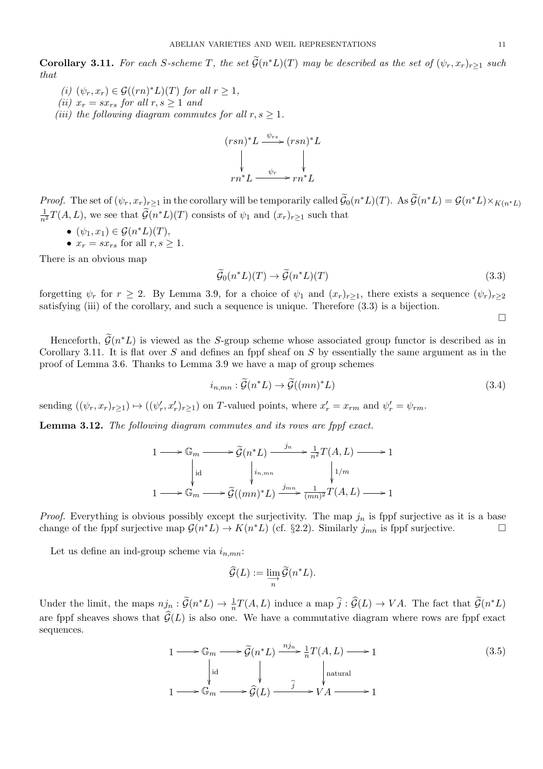**Corollary 3.11.** *For each $S$-scheme $T$, the set $\widetilde{\mathcal{G}}(n^*L)(T)$ may be described as the set of $(\psi_r, x_r)_{r\geq 1}$ such that*

*(i) $(\psi_r, x_r) \in \mathcal{G}((rn)^*L)(T)$ for all $r \geq 1$,*
*(ii) $x_r = s x_{rs}$ for all $r, s \geq 1$ and*
*(iii) the following diagram commutes for all $r, s \geq 1$.*

$$\begin{array}{ccc} (rsn)^*L & \xrightarrow{\psi_{rs}} & (rsn)^*L \\ \downarrow & & \downarrow \\ rn^*L & \xrightarrow{\psi_r} & rn^*L \end{array}$$

*Proof.* The set of $(\psi_r, x_r)_{r\geq 1}$ in the corollary will be temporarily called $\widetilde{\mathcal{G}}_0(n^*L)(T)$. As $\widetilde{\mathcal{G}}(n^*L) = \mathcal{G}(n^*L) \times_{K(n^*L)} \frac{1}{n^2}T(A, L)$, we see that $\widetilde{\mathcal{G}}(n^*L)(T)$ consists of $\psi_1$ and $(x_r)_{r\geq 1}$ such that

- $(\psi_1, x_1) \in \mathcal{G}(n^*L)(T)$,
- $x_r = s x_{rs}$ for all $r, s \geq 1$.

There is an obvious map

$$\widetilde{\mathcal{G}}_0(n^*L)(T) \to \widetilde{\mathcal{G}}(n^*L)(T) \tag{3.3}$$

forgetting $\psi_r$ for $r \geq 2$. By Lemma 3.9, for a choice of $\psi_1$ and $(x_r)_{r\geq 1}$, there exists a sequence $(\psi_r)_{r\geq 2}$ satisfying (iii) of the corollary, and such a sequence is unique. Therefore (3.3) is a bijection. $\square$

Henceforth, $\widetilde{\mathcal{G}}(n^*L)$ is viewed as the $S$-group scheme whose associated group functor is described as in Corollary 3.11. It is flat over $S$ and defines an fppf sheaf on $S$ by essentially the same argument as in the proof of Lemma 3.6. Thanks to Lemma 3.9 we have a map of group schemes

$$i_{n,mn} : \widetilde{\mathcal{G}}(n^*L) \to \widetilde{\mathcal{G}}((mn)^*L) \tag{3.4}$$

sending $((\psi_r, x_r)_{r\geq 1}) \mapsto ((\psi'_r, x'_r)_{r\geq 1})$ on $T$-valued points, where $x'_r = x_{rm}$ and $\psi'_r = \psi_{rm}$.

**Lemma 3.12.** *The following diagram commutes and its rows are fppf exact.*

$$\begin{array}{ccccccccc} 1 & \longrightarrow & \mathbb{G}_m & \longrightarrow & \widetilde{\mathcal{G}}(n^*L) & \xrightarrow{j_n} & \frac{1}{n^2}T(A, L) & \longrightarrow & 1 \\ & & \downarrow \text{id} & & \downarrow i_{n,mn} & & \downarrow 1/m & & \\ 1 & \longrightarrow & \mathbb{G}_m & \longrightarrow & \widetilde{\mathcal{G}}((mn)^*L) & \xrightarrow{j_{mn}} & \frac{1}{(mn)^2}T(A, L) & \longrightarrow & 1 \end{array}$$

*Proof.* Everything is obvious possibly except the surjectivity. The map $j_n$ is fppf surjective as it is a base change of the fppf surjective map $\mathcal{G}(n^*L) \to K(n^*L)$ (cf. §2.2). Similarly $j_{mn}$ is fppf surjective. $\square$

Let us define an ind-group scheme via $i_{n,mn}$:

$$\widehat{\mathcal{G}}(L) := \varinjlim_n \widetilde{\mathcal{G}}(n^*L).$$

Under the limit, the maps $nj_n : \widetilde{\mathcal{G}}(n^*L) \to \frac{1}{n}T(A, L)$ induce a map $\widehat{j} : \widehat{\mathcal{G}}(L) \to VA$. The fact that $\widetilde{\mathcal{G}}(n^*L)$ are fppf sheaves shows that $\widehat{\mathcal{G}}(L)$ is also one. We have a commutative diagram where rows are fppf exact sequences.

$$\begin{array}{ccccccccc} 1 & \longrightarrow & \mathbb{G}_m & \longrightarrow & \widetilde{\mathcal{G}}(n^*L) & \xrightarrow{nj_n} & \frac{1}{n}T(A, L) & \longrightarrow & 1 \\ & & \downarrow \text{id} & & \downarrow & & \downarrow \text{natural} & & \\ 1 & \longrightarrow & \mathbb{G}_m & \longrightarrow & \widehat{\mathcal{G}}(L) & \xrightarrow{\widehat{j}} & VA & \longrightarrow & 1 \end{array} \tag{3.5}$$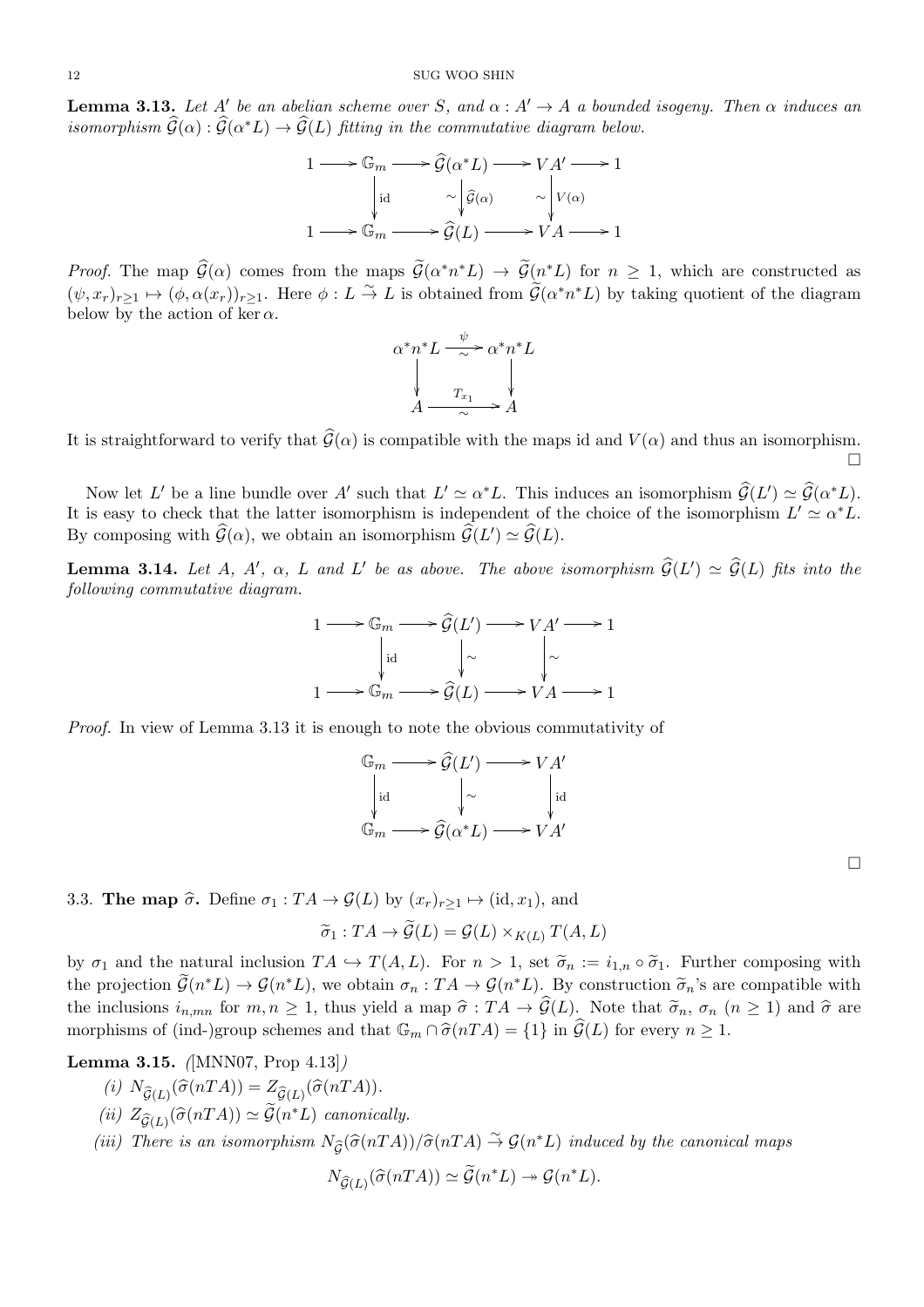**Lemma 3.13.** *Let $A'$ be an abelian scheme over $S$, and $\alpha : A' \to A$ a bounded isogeny. Then $\alpha$ induces an isomorphism $\widehat{\mathcal{G}}(\alpha) : \widehat{\mathcal{G}}(\alpha^* L) \to \widehat{\mathcal{G}}(L)$ fitting in the commutative diagram below.*

$$\begin{array}{ccccccccc}
1 & \longrightarrow & \mathbb{G}_m & \longrightarrow & \widehat{\mathcal{G}}(\alpha^* L) & \longrightarrow & VA' & \longrightarrow & 1 \\
 & & \Big\downarrow \mathrm{id} & & \sim \Big\downarrow \widehat{\mathcal{G}}(\alpha) & & \sim \Big\downarrow V(\alpha) & & \\
1 & \longrightarrow & \mathbb{G}_m & \longrightarrow & \widehat{\mathcal{G}}(L) & \longrightarrow & VA & \longrightarrow & 1
\end{array}$$

*Proof.* The map $\widehat{\mathcal{G}}(\alpha)$ comes from the maps $\widetilde{\mathcal{G}}(\alpha^* n^* L) \to \widetilde{\mathcal{G}}(n^* L)$ for $n \geq 1$, which are constructed as $(\psi, x_r)_{r \geq 1} \mapsto (\phi, \alpha(x_r))_{r \geq 1}$. Here $\phi : L \stackrel{\sim}{\to} L$ is obtained from $\widetilde{\mathcal{G}}(\alpha^* n^* L)$ by taking quotient of the diagram below by the action of $\ker \alpha$.

$$\begin{array}{ccc}
\alpha^* n^* L & \xrightarrow[\sim]{\psi} & \alpha^* n^* L \\
\Big\downarrow & & \Big\downarrow \\
A & \xrightarrow[\sim]{T_{x_1}} & A
\end{array}$$

It is straightforward to verify that $\widehat{\mathcal{G}}(\alpha)$ is compatible with the maps id and $V(\alpha)$ and thus an isomorphism. □

Now let $L'$ be a line bundle over $A'$ such that $L' \simeq \alpha^* L$. This induces an isomorphism $\widehat{\mathcal{G}}(L') \simeq \widehat{\mathcal{G}}(\alpha^* L)$. It is easy to check that the latter isomorphism is independent of the choice of the isomorphism $L' \simeq \alpha^* L$. By composing with $\widehat{\mathcal{G}}(\alpha)$, we obtain an isomorphism $\widehat{\mathcal{G}}(L') \simeq \widehat{\mathcal{G}}(L)$.

**Lemma 3.14.** *Let $A$, $A'$, $\alpha$, $L$ and $L'$ be as above. The above isomorphism $\widehat{\mathcal{G}}(L') \simeq \widehat{\mathcal{G}}(L)$ fits into the following commutative diagram.*

$$\begin{array}{ccccccccc}
1 & \longrightarrow & \mathbb{G}_m & \longrightarrow & \widehat{\mathcal{G}}(L') & \longrightarrow & VA' & \longrightarrow & 1 \\
 & & \Big\downarrow \mathrm{id} & & \Big\downarrow \sim & & \Big\downarrow \sim & & \\
1 & \longrightarrow & \mathbb{G}_m & \longrightarrow & \widehat{\mathcal{G}}(L) & \longrightarrow & VA & \longrightarrow & 1
\end{array}$$

*Proof.* In view of Lemma 3.13 it is enough to note the obvious commutativity of

$$\begin{array}{ccccc}
\mathbb{G}_m & \longrightarrow & \widehat{\mathcal{G}}(L') & \longrightarrow & VA' \\
\Big\downarrow \mathrm{id} & & \Big\downarrow \sim & & \Big\downarrow \mathrm{id} \\
\mathbb{G}_m & \longrightarrow & \widehat{\mathcal{G}}(\alpha^* L) & \longrightarrow & VA'
\end{array}$$

□

3.3. **The map $\widehat{\sigma}$.** Define $\sigma_1 : TA \to \mathcal{G}(L)$ by $(x_r)_{r \geq 1} \mapsto (\mathrm{id}, x_1)$, and

$$\widetilde{\sigma}_1 : TA \to \widetilde{\mathcal{G}}(L) = \mathcal{G}(L) \times_{K(L)} T(A, L)$$

by $\sigma_1$ and the natural inclusion $TA \hookrightarrow T(A, L)$. For $n > 1$, set $\widetilde{\sigma}_n := i_{1,n} \circ \widetilde{\sigma}_1$. Further composing with the projection $\widetilde{\mathcal{G}}(n^* L) \to \mathcal{G}(n^* L)$, we obtain $\sigma_n : TA \to \mathcal{G}(n^* L)$. By construction $\widetilde{\sigma}_n$'s are compatible with the inclusions $i_{n,mn}$ for $m, n \geq 1$, thus yield a map $\widehat{\sigma} : TA \to \widehat{\mathcal{G}}(L)$. Note that $\widetilde{\sigma}_n$, $\sigma_n$ $(n \geq 1)$ and $\widehat{\sigma}$ are morphisms of (ind-)group schemes and that $\mathbb{G}_m \cap \widehat{\sigma}(nTA) = \{1\}$ in $\widehat{\mathcal{G}}(L)$ for every $n \geq 1$.

**Lemma 3.15.** *([MNN07, Prop 4.13])*

*(i) $N_{\widehat{\mathcal{G}}(L)}(\widehat{\sigma}(nTA)) = Z_{\widehat{\mathcal{G}}(L)}(\widehat{\sigma}(nTA))$.*

*(ii) $Z_{\widehat{\mathcal{G}}(L)}(\widehat{\sigma}(nTA)) \simeq \widetilde{\mathcal{G}}(n^* L)$ canonically.*

*(iii) There is an isomorphism $N_{\widehat{\mathcal{G}}}(\widehat{\sigma}(nTA))/\widehat{\sigma}(nTA) \stackrel{\sim}{\to} \mathcal{G}(n^* L)$ induced by the canonical maps*

$$N_{\widehat{\mathcal{G}}(L)}(\widehat{\sigma}(nTA)) \simeq \widetilde{\mathcal{G}}(n^* L) \twoheadrightarrow \mathcal{G}(n^* L).$$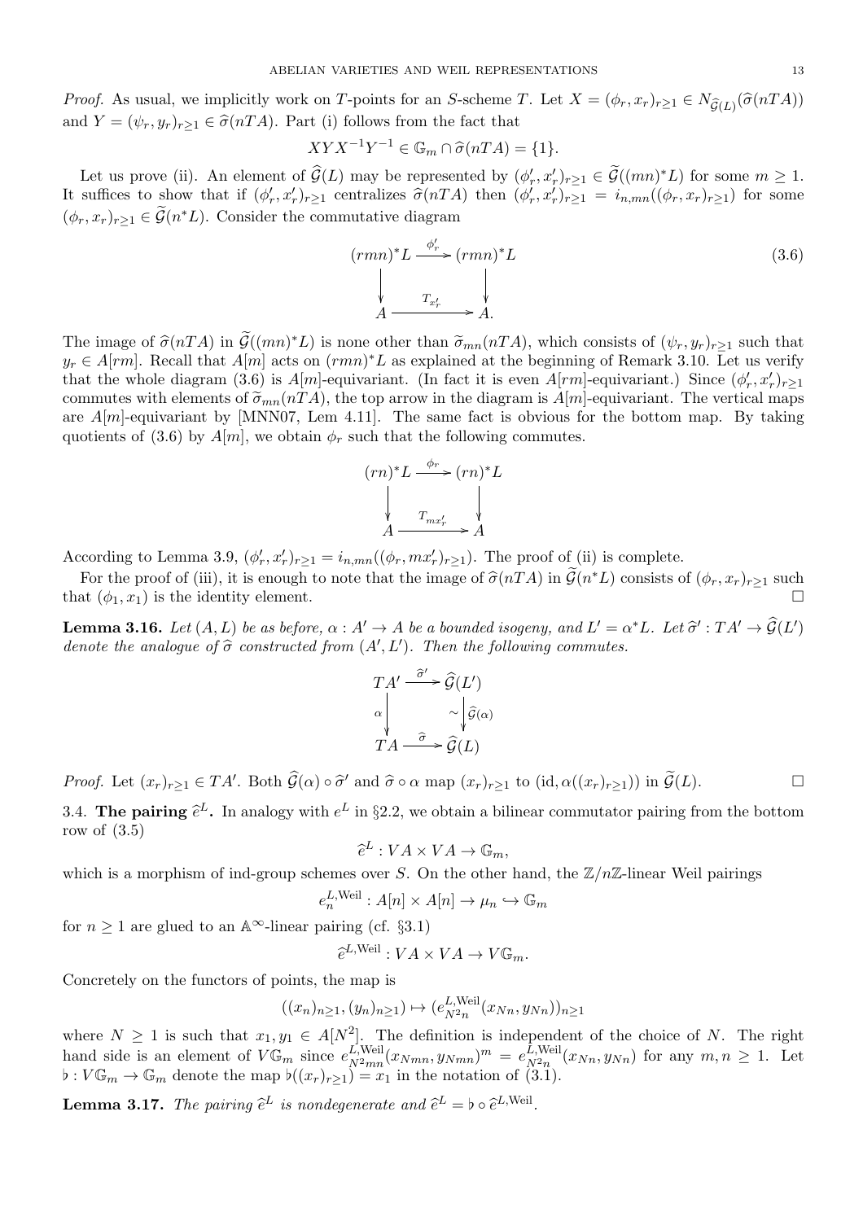*Proof.* As usual, we implicitly work on $T$-points for an $S$-scheme $T$. Let $X = (\phi_r, x_r)_{r\geq 1} \in N_{\widehat{\mathcal{G}}(L)}(\widehat{\sigma}(nTA))$ and $Y = (\psi_r, y_r)_{r\geq 1} \in \widehat{\sigma}(nTA)$. Part (i) follows from the fact that

$$XYX^{-1}Y^{-1} \in \mathbb{G}_m \cap \widehat{\sigma}(nTA) = \{1\}.$$

Let us prove (ii). An element of $\widehat{\mathcal{G}}(L)$ may be represented by $(\phi'_r, x'_r)_{r\geq 1} \in \widetilde{\mathcal{G}}((mn)^*L)$ for some $m \geq 1$. It suffices to show that if $(\phi'_r, x'_r)_{r\geq 1}$ centralizes $\widehat{\sigma}(nTA)$ then $(\phi'_r, x'_r)_{r\geq 1} = i_{n,mn}((\phi_r, x_r)_{r\geq 1})$ for some $(\phi_r, x_r)_{r\geq 1} \in \widetilde{\mathcal{G}}(n^*L)$. Consider the commutative diagram

$$\begin{array}{ccc} (rmn)^*L & \xrightarrow{\phi'_r} & (rmn)^*L \\ \downarrow & & \downarrow \\ A & \xrightarrow{T_{x'_r}} & A. \end{array} \tag{3.6}$$

The image of $\widehat{\sigma}(nTA)$ in $\widetilde{\mathcal{G}}((mn)^*L)$ is none other than $\widetilde{\sigma}_{mn}(nTA)$, which consists of $(\psi_r, y_r)_{r\geq 1}$ such that $y_r \in A[rm]$. Recall that $A[m]$ acts on $(rmn)^*L$ as explained at the beginning of Remark 3.10. Let us verify that the whole diagram (3.6) is $A[m]$-equivariant. (In fact it is even $A[rm]$-equivariant.) Since $(\phi'_r, x'_r)_{r\geq 1}$ commutes with elements of $\widetilde{\sigma}_{mn}(nTA)$, the top arrow in the diagram is $A[m]$-equivariant. The vertical maps are $A[m]$-equivariant by [MNN07, Lem 4.11]. The same fact is obvious for the bottom map. By taking quotients of (3.6) by $A[m]$, we obtain $\phi_r$ such that the following commutes.

$$\begin{array}{ccc} (rn)^*L & \xrightarrow{\phi_r} & (rn)^*L \\ \downarrow & & \downarrow \\ A & \xrightarrow{T_{mx'_r}} & A \end{array}$$

According to Lemma 3.9, $(\phi'_r, x'_r)_{r\geq 1} = i_{n,mn}((\phi_r, mx'_r)_{r\geq 1})$. The proof of (ii) is complete.

For the proof of (iii), it is enough to note that the image of $\widehat{\sigma}(nTA)$ in $\widetilde{\mathcal{G}}(n^*L)$ consists of $(\phi_r, x_r)_{r\geq 1}$ such that $(\phi_1, x_1)$ is the identity element. $\square$

**Lemma 3.16.** *Let $(A, L)$ be as before, $\alpha : A' \to A$ be a bounded isogeny, and $L' = \alpha^*L$. Let $\widehat{\sigma}' : TA' \to \widehat{\mathcal{G}}(L')$ denote the analogue of $\widehat{\sigma}$ constructed from $(A', L')$. Then the following commutes.*

$$\begin{array}{ccc} TA' & \xrightarrow{\widehat{\sigma}'} & \widehat{\mathcal{G}}(L') \\ {\scriptstyle\alpha}\downarrow & & \downarrow{\scriptstyle \widehat{\mathcal{G}}(\alpha)}\ \sim \\ TA & \xrightarrow{\widehat{\sigma}} & \widehat{\mathcal{G}}(L) \end{array}$$

*Proof.* Let $(x_r)_{r\geq 1} \in TA'$. Both $\widehat{\mathcal{G}}(\alpha) \circ \widehat{\sigma}'$ and $\widehat{\sigma} \circ \alpha$ map $(x_r)_{r\geq 1}$ to $(\mathrm{id}, \alpha((x_r)_{r\geq 1}))$ in $\widetilde{\mathcal{G}}(L)$. $\square$

3.4. **The pairing $\widehat{e}^L$.** In analogy with $e^L$ in §2.2, we obtain a bilinear commutator pairing from the bottom row of (3.5)

$$\widehat{e}^L : VA \times VA \to \mathbb{G}_m,$$

which is a morphism of ind-group schemes over $S$. On the other hand, the $\mathbb{Z}/n\mathbb{Z}$-linear Weil pairings

$$e_n^{L,\mathrm{Weil}} : A[n] \times A[n] \to \mu_n \hookrightarrow \mathbb{G}_m$$

for $n \geq 1$ are glued to an $\mathbb{A}^\infty$-linear pairing (cf. §3.1)

$$\widehat{e}^{L,\mathrm{Weil}} : VA \times VA \to V\mathbb{G}_m.$$

Concretely on the functors of points, the map is

$$((x_n)_{n\geq 1}, (y_n)_{n\geq 1}) \mapsto (e_{N^2n}^{L,\mathrm{Weil}}(x_{Nn}, y_{Nn}))_{n\geq 1}$$

where $N \geq 1$ is such that $x_1, y_1 \in A[N^2]$. The definition is independent of the choice of $N$. The right hand side is an element of $V\mathbb{G}_m$ since $e_{N^2mn}^{L,\mathrm{Weil}}(x_{Nmn}, y_{Nmn})^m = e_{N^2n}^{L,\mathrm{Weil}}(x_{Nn}, y_{Nn})$ for any $m, n \geq 1$. Let $\flat : V\mathbb{G}_m \to \mathbb{G}_m$ denote the map $\flat((x_r)_{r\geq 1}) = x_1$ in the notation of (3.1).

**Lemma 3.17.** *The pairing $\widehat{e}^L$ is nondegenerate and $\widehat{e}^L = \flat \circ \widehat{e}^{L,\mathrm{Weil}}$.*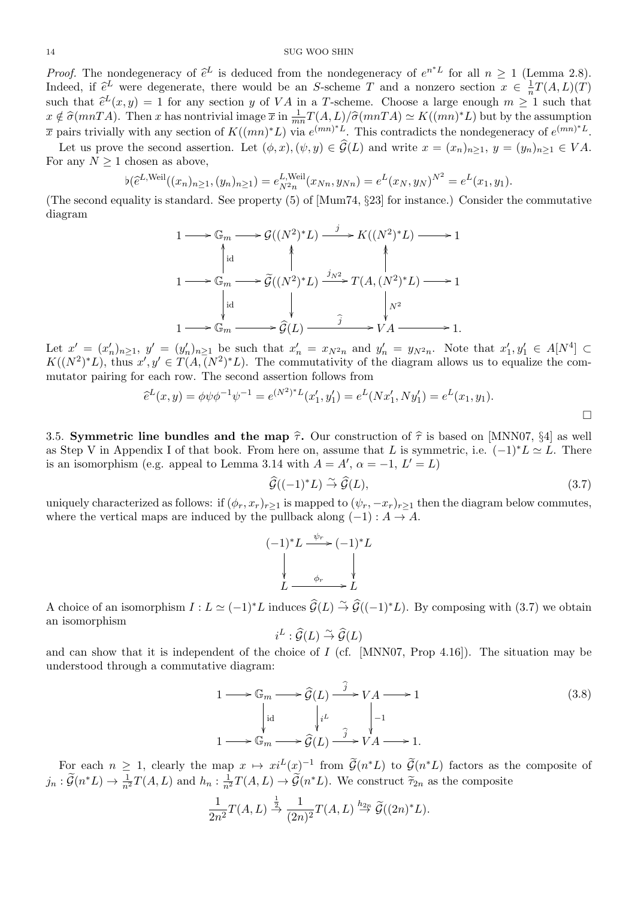*Proof.* The nondegeneracy of $\widehat{e}^L$ is deduced from the nondegeneracy of $e^{n^*L}$ for all $n \geq 1$ (Lemma 2.8). Indeed, if $\widehat{e}^L$ were degenerate, there would be an $S$-scheme $T$ and a nonzero section $x \in \frac{1}{n}T(A,L)(T)$ such that $\widehat{e}^L(x,y) = 1$ for any section $y$ of $VA$ in a $T$-scheme. Choose a large enough $m \geq 1$ such that $x \notin \widehat{\sigma}(mnTA)$. Then $x$ has nontrivial image $\overline{x}$ in $\frac{1}{mn}T(A,L)/\widehat{\sigma}(mnTA) \simeq K((mn)^*L)$ but by the assumption $\overline{x}$ pairs trivially with any section of $K((mn)^*L)$ via $e^{(mn)^*L}$. This contradicts the nondegeneracy of $e^{(mn)^*L}$.

Let us prove the second assertion. Let $(\phi, x), (\psi, y) \in \widehat{\mathcal{G}}(L)$ and write $x = (x_n)_{n\geq 1}$, $y = (y_n)_{n\geq 1} \in VA$. For any $N \geq 1$ chosen as above,

$$\flat(\widehat{e}^{L,\mathrm{Weil}}((x_n)_{n\geq 1}, (y_n)_{n\geq 1}) = e^{L,\mathrm{Weil}}_{N^2 n}(x_{Nn}, y_{Nn}) = e^L(x_N, y_N)^{N^2} = e^L(x_1, y_1).$$

(The second equality is standard. See property (5) of [Mum74, §23] for instance.) Consider the commutative diagram

$$\begin{array}{ccccccccc}
1 & \longrightarrow & \mathbb{G}_m & \longrightarrow & \mathcal{G}((N^2)^*L) & \xrightarrow{j} & K((N^2)^*L) & \longrightarrow & 1 \\
 & & \uparrow \mathrm{id} & & \uparrow & & \uparrow & & \\
1 & \longrightarrow & \mathbb{G}_m & \longrightarrow & \widetilde{\mathcal{G}}((N^2)^*L) & \xrightarrow{j_{N^2}} & T(A,(N^2)^*L) & \longrightarrow & 1 \\
 & & \downarrow \mathrm{id} & & \downarrow & & \downarrow N^2 & & \\
1 & \longrightarrow & \mathbb{G}_m & \longrightarrow & \widehat{\mathcal{G}}(L) & \xrightarrow{\widehat{j}} & VA & \longrightarrow & 1.
\end{array}$$

Let $x' = (x'_n)_{n\geq 1}$, $y' = (y'_n)_{n\geq 1}$ be such that $x'_n = x_{N^2 n}$ and $y'_n = y_{N^2 n}$. Note that $x'_1, y'_1 \in A[N^4] \subset K((N^2)^*L)$, thus $x', y' \in T(A,(N^2)^*L)$. The commutativity of the diagram allows us to equalize the commutator pairing for each row. The second assertion follows from

$$\widehat{e}^L(x,y) = \phi\psi\phi^{-1}\psi^{-1} = e^{(N^2)^*L}(x'_1, y'_1) = e^L(Nx'_1, Ny'_1) = e^L(x_1, y_1).$$

□

3.5. **Symmetric line bundles and the map $\widehat{\tau}$.** Our construction of $\widehat{\tau}$ is based on [MNN07, §4] as well as Step V in Appendix I of that book. From here on, assume that $L$ is symmetric, i.e. $(-1)^*L \simeq L$. There is an isomorphism (e.g. appeal to Lemma 3.14 with $A = A'$, $\alpha = -1$, $L' = L$)

$$\widehat{\mathcal{G}}((-1)^*L) \xrightarrow{\sim} \widehat{\mathcal{G}}(L), \tag{3.7}$$

uniquely characterized as follows: if $(\phi_r, x_r)_{r\geq 1}$ is mapped to $(\psi_r, -x_r)_{r\geq 1}$ then the diagram below commutes, where the vertical maps are induced by the pullback along $(-1) : A \to A$.

$$\begin{array}{ccc}
(-1)^*L & \xrightarrow{\psi_r} & (-1)^*L \\
\downarrow & & \downarrow \\
L & \xrightarrow{\phi_r} & L
\end{array}$$

A choice of an isomorphism $I : L \simeq (-1)^*L$ induces $\widehat{\mathcal{G}}(L) \xrightarrow{\sim} \widehat{\mathcal{G}}((-1)^*L)$. By composing with (3.7) we obtain an isomorphism

$$i^L : \widehat{\mathcal{G}}(L) \xrightarrow{\sim} \widehat{\mathcal{G}}(L)$$

and can show that it is independent of the choice of $I$ (cf. [MNN07, Prop 4.16]). The situation may be understood through a commutative diagram:

$$\begin{array}{ccccccccc}
1 & \longrightarrow & \mathbb{G}_m & \longrightarrow & \widehat{\mathcal{G}}(L) & \xrightarrow{\widehat{j}} & VA & \longrightarrow & 1 \\
 & & \downarrow \mathrm{id} & & \downarrow i^L & & \downarrow -1 & & \\
1 & \longrightarrow & \mathbb{G}_m & \longrightarrow & \widehat{\mathcal{G}}(L) & \xrightarrow{\widehat{j}} & VA & \longrightarrow & 1.
\end{array} \tag{3.8}$$

For each $n \geq 1$, clearly the map $x \mapsto x i^L(x)^{-1}$ from $\widetilde{\mathcal{G}}(n^*L)$ to $\widetilde{\mathcal{G}}(n^*L)$ factors as the composite of $j_n : \widetilde{\mathcal{G}}(n^*L) \to \frac{1}{n^2}T(A,L)$ and $h_n : \frac{1}{n^2}T(A,L) \to \widetilde{\mathcal{G}}(n^*L)$. We construct $\widetilde{\tau}_{2n}$ as the composite

$$\frac{1}{2n^2}T(A,L) \xrightarrow{\frac{1}{2}} \frac{1}{(2n)^2}T(A,L) \xrightarrow{h_{2n}} \widetilde{\mathcal{G}}((2n)^*L).$$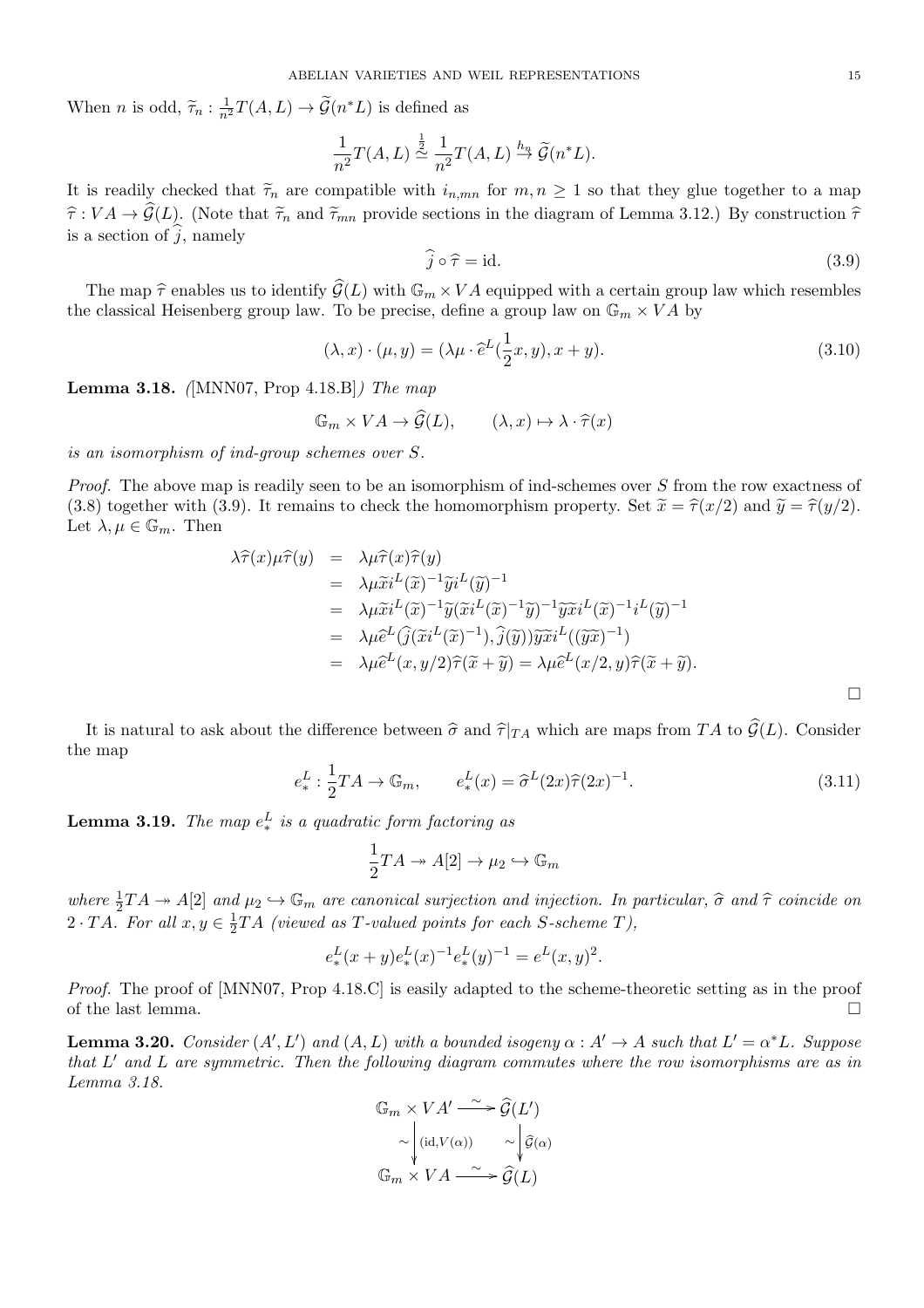When $n$ is odd, $\widetilde{\tau}_n : \frac{1}{n^2}T(A,L) \to \widetilde{\mathcal{G}}(n^*L)$ is defined as

$$\frac{1}{n^2}T(A,L) \overset{\frac{1}{2}}{\simeq} \frac{1}{n^2}T(A,L) \overset{h_n}{\to} \widetilde{\mathcal{G}}(n^*L).$$

It is readily checked that $\widetilde{\tau}_n$ are compatible with $i_{n,mn}$ for $m,n \geq 1$ so that they glue together to a map $\widehat{\tau} : VA \to \widehat{\mathcal{G}}(L)$. (Note that $\widetilde{\tau}_n$ and $\widetilde{\tau}_{mn}$ provide sections in the diagram of Lemma 3.12.) By construction $\widehat{\tau}$ is a section of $\widehat{j}$, namely

$$\widehat{j} \circ \widehat{\tau} = \mathrm{id}. \tag{3.9}$$

The map $\widehat{\tau}$ enables us to identify $\widehat{\mathcal{G}}(L)$ with $\mathbb{G}_m \times VA$ equipped with a certain group law which resembles the classical Heisenberg group law. To be precise, define a group law on $\mathbb{G}_m \times VA$ by

$$(\lambda, x) \cdot (\mu, y) = (\lambda\mu \cdot \widehat{e}^L(\frac{1}{2}x, y), x + y). \tag{3.10}$$

**Lemma 3.18.** *(*[MNN07, Prop 4.18.B]*) The map*

$$\mathbb{G}_m \times VA \to \widehat{\mathcal{G}}(L), \qquad (\lambda, x) \mapsto \lambda \cdot \widehat{\tau}(x)$$

*is an isomorphism of ind-group schemes over $S$.*

*Proof.* The above map is readily seen to be an isomorphism of ind-schemes over $S$ from the row exactness of (3.8) together with (3.9). It remains to check the homomorphism property. Set $\widetilde{x} = \widehat{\tau}(x/2)$ and $\widetilde{y} = \widehat{\tau}(y/2)$. Let $\lambda, \mu \in \mathbb{G}_m$. Then

$$\begin{aligned}
\lambda\widehat{\tau}(x)\mu\widehat{\tau}(y) &= \lambda\mu\widehat{\tau}(x)\widehat{\tau}(y) \\
&= \lambda\mu\widetilde{x}i^L(\widetilde{x})^{-1}\widetilde{y}i^L(\widetilde{y})^{-1} \\
&= \lambda\mu\widetilde{x}i^L(\widetilde{x})^{-1}\widetilde{y}(\widetilde{x}i^L(\widetilde{x})^{-1}\widetilde{y})^{-1}\widetilde{y}\widetilde{x}i^L(\widetilde{x})^{-1}i^L(\widetilde{y})^{-1} \\
&= \lambda\mu\widehat{e}^L(\widehat{j}(\widetilde{x}i^L(\widetilde{x})^{-1}), \widehat{j}(\widetilde{y}))\widetilde{y}\widetilde{x}i^L((\widetilde{y}\widetilde{x})^{-1}) \\
&= \lambda\mu\widehat{e}^L(x, y/2)\widehat{\tau}(\widetilde{x} + \widetilde{y}) = \lambda\mu\widehat{e}^L(x/2, y)\widehat{\tau}(\widetilde{x} + \widetilde{y}).
\end{aligned}$$

$\square$

It is natural to ask about the difference between $\widehat{\sigma}$ and $\widehat{\tau}|_{TA}$ which are maps from $TA$ to $\widehat{\mathcal{G}}(L)$. Consider the map

$$e^L_* : \frac{1}{2}TA \to \mathbb{G}_m, \qquad e^L_*(x) = \widehat{\sigma}^L(2x)\widehat{\tau}(2x)^{-1}. \tag{3.11}$$

**Lemma 3.19.** *The map $e^L_*$ is a quadratic form factoring as*

$$\frac{1}{2}TA \twoheadrightarrow A[2] \to \mu_2 \hookrightarrow \mathbb{G}_m$$

*where $\frac{1}{2}TA \twoheadrightarrow A[2]$ and $\mu_2 \hookrightarrow \mathbb{G}_m$ are canonical surjection and injection. In particular, $\widehat{\sigma}$ and $\widehat{\tau}$ coincide on $2 \cdot TA$. For all $x, y \in \frac{1}{2}TA$ (viewed as $T$-valued points for each $S$-scheme $T$),*

$$e^L_*(x + y)e^L_*(x)^{-1}e^L_*(y)^{-1} = e^L(x, y)^2.$$

*Proof.* The proof of [MNN07, Prop 4.18.C] is easily adapted to the scheme-theoretic setting as in the proof of the last lemma. $\square$

**Lemma 3.20.** *Consider $(A', L')$ and $(A, L)$ with a bounded isogeny $\alpha : A' \to A$ such that $L' = \alpha^*L$. Suppose that $L'$ and $L$ are symmetric. Then the following diagram commutes where the row isomorphisms are as in Lemma 3.18.*

$$\begin{array}{ccc}
\mathbb{G}_m \times VA' & \xrightarrow{\sim} & \widehat{\mathcal{G}}(L') \\
\sim \big\downarrow (\mathrm{id}, V(\alpha)) & & \sim \big\downarrow \widehat{\mathcal{G}}(\alpha) \\
\mathbb{G}_m \times VA & \xrightarrow{\sim} & \widehat{\mathcal{G}}(L)
\end{array}$$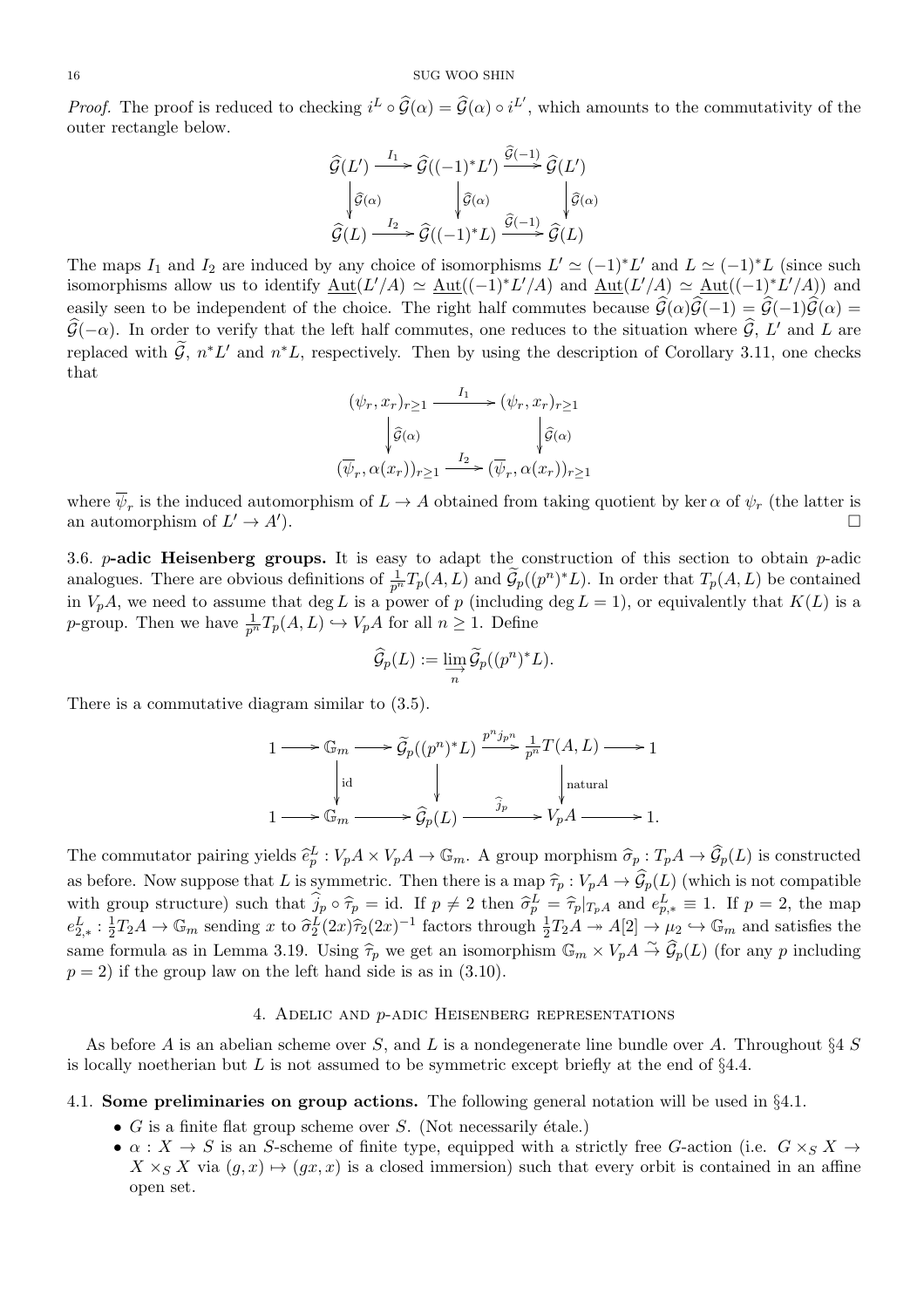*Proof.* The proof is reduced to checking $i^L \circ \widehat{\mathcal{G}}(\alpha) = \widehat{\mathcal{G}}(\alpha) \circ i^{L'}$, which amounts to the commutativity of the outer rectangle below.

$$\begin{array}{ccccc}
\widehat{\mathcal{G}}(L') & \xrightarrow{I_1} & \widehat{\mathcal{G}}((-1)^*L') & \xrightarrow{\widehat{\mathcal{G}}(-1)} & \widehat{\mathcal{G}}(L') \\
\downarrow{\scriptstyle \widehat{\mathcal{G}}(\alpha)} & & \downarrow{\scriptstyle \widehat{\mathcal{G}}(\alpha)} & & \downarrow{\scriptstyle \widehat{\mathcal{G}}(\alpha)} \\
\widehat{\mathcal{G}}(L) & \xrightarrow{I_2} & \widehat{\mathcal{G}}((-1)^*L) & \xrightarrow{\widehat{\mathcal{G}}(-1)} & \widehat{\mathcal{G}}(L)
\end{array}$$

The maps $I_1$ and $I_2$ are induced by any choice of isomorphisms $L' \simeq (-1)^*L'$ and $L \simeq (-1)^*L$ (since such isomorphisms allow us to identify $\underline{\mathrm{Aut}}(L'/A) \simeq \underline{\mathrm{Aut}}((-1)^*L'/A)$ and $\underline{\mathrm{Aut}}(L'/A) \simeq \underline{\mathrm{Aut}}((-1)^*L'/A)$) and easily seen to be independent of the choice. The right half commutes because $\widehat{\mathcal{G}}(\alpha)\widehat{\mathcal{G}}(-1) = \widehat{\mathcal{G}}(-1)\widehat{\mathcal{G}}(\alpha) = \widehat{\mathcal{G}}(-\alpha)$. In order to verify that the left half commutes, one reduces to the situation where $\widehat{\mathcal{G}}$, $L'$ and $L$ are replaced with $\widetilde{\mathcal{G}}$, $n^*L'$ and $n^*L$, respectively. Then by using the description of Corollary 3.11, one checks that

$$\begin{array}{ccc}
(\psi_r, x_r)_{r\geq 1} & \xrightarrow{I_1} & (\psi_r, x_r)_{r\geq 1} \\
\downarrow{\scriptstyle \widehat{\mathcal{G}}(\alpha)} & & \downarrow{\scriptstyle \widehat{\mathcal{G}}(\alpha)} \\
(\overline{\psi}_r, \alpha(x_r))_{r\geq 1} & \xrightarrow{I_2} & (\overline{\psi}_r, \alpha(x_r))_{r\geq 1}
\end{array}$$

where $\overline{\psi}_r$ is the induced automorphism of $L \to A$ obtained from taking quotient by $\ker\alpha$ of $\psi_r$ (the latter is an automorphism of $L' \to A'$). □

3.6. **$p$-adic Heisenberg groups.** It is easy to adapt the construction of this section to obtain $p$-adic analogues. There are obvious definitions of $\frac{1}{p^n}T_p(A, L)$ and $\widetilde{\mathcal{G}}_p((p^n)^*L)$. In order that $T_p(A, L)$ be contained in $V_pA$, we need to assume that $\deg L$ is a power of $p$ (including $\deg L = 1$), or equivalently that $K(L)$ is a $p$-group. Then we have $\frac{1}{p^n}T_p(A, L) \hookrightarrow V_pA$ for all $n \geq 1$. Define

$$\widehat{\mathcal{G}}_p(L) := \varinjlim_n \widetilde{\mathcal{G}}_p((p^n)^*L).$$

There is a commutative diagram similar to (3.5).

$$\begin{array}{ccccccccc}
1 & \longrightarrow & \mathbb{G}_m & \longrightarrow & \widetilde{\mathcal{G}}_p((p^n)^*L) & \xrightarrow{p^n j_{p^n}} & \frac{1}{p^n}T(A, L) & \longrightarrow & 1 \\
 & & \downarrow{\scriptstyle \mathrm{id}} & & \downarrow & & \downarrow{\scriptstyle \text{natural}} & & \\
1 & \longrightarrow & \mathbb{G}_m & \longrightarrow & \widehat{\mathcal{G}}_p(L) & \xrightarrow{\widehat{j}_p} & V_pA & \longrightarrow & 1.
\end{array}$$

The commutator pairing yields $\widehat{e}^L_p : V_pA \times V_pA \to \mathbb{G}_m$. A group morphism $\widehat{\sigma}_p : T_pA \to \widehat{\mathcal{G}}_p(L)$ is constructed as before. Now suppose that $L$ is symmetric. Then there is a map $\widehat{\tau}_p : V_pA \to \widehat{\mathcal{G}}_p(L)$ (which is not compatible with group structure) such that $\widehat{j}_p \circ \widehat{\tau}_p = \mathrm{id}$. If $p \neq 2$ then $\widehat{\sigma}^L_p = \widehat{\tau}_p|_{T_pA}$ and $e^L_{p,*} \equiv 1$. If $p = 2$, the map $e^L_{2,*} : \frac{1}{2}T_2A \to \mathbb{G}_m$ sending $x$ to $\widehat{\sigma}^L_2(2x)\widehat{\tau}_2(2x)^{-1}$ factors through $\frac{1}{2}T_2A \twoheadrightarrow A[2] \to \mu_2 \hookrightarrow \mathbb{G}_m$ and satisfies the same formula as in Lemma 3.19. Using $\widehat{\tau}_p$ we get an isomorphism $\mathbb{G}_m \times V_pA \overset{\sim}{\to} \widehat{\mathcal{G}}_p(L)$ (for any $p$ including $p = 2$) if the group law on the left hand side is as in (3.10).

## 4. Adelic and $p$-adic Heisenberg representations

As before $A$ is an abelian scheme over $S$, and $L$ is a nondegenerate line bundle over $A$. Throughout §4 $S$ is locally noetherian but $L$ is not assumed to be symmetric except briefly at the end of §4.4.

4.1. **Some preliminaries on group actions.** The following general notation will be used in §4.1.

- $G$ is a finite flat group scheme over $S$. (Not necessarily étale.)
- $\alpha : X \to S$ is an $S$-scheme of finite type, equipped with a strictly free $G$-action (i.e. $G \times_S X \to X \times_S X$ via $(g, x) \mapsto (gx, x)$ is a closed immersion) such that every orbit is contained in an affine open set.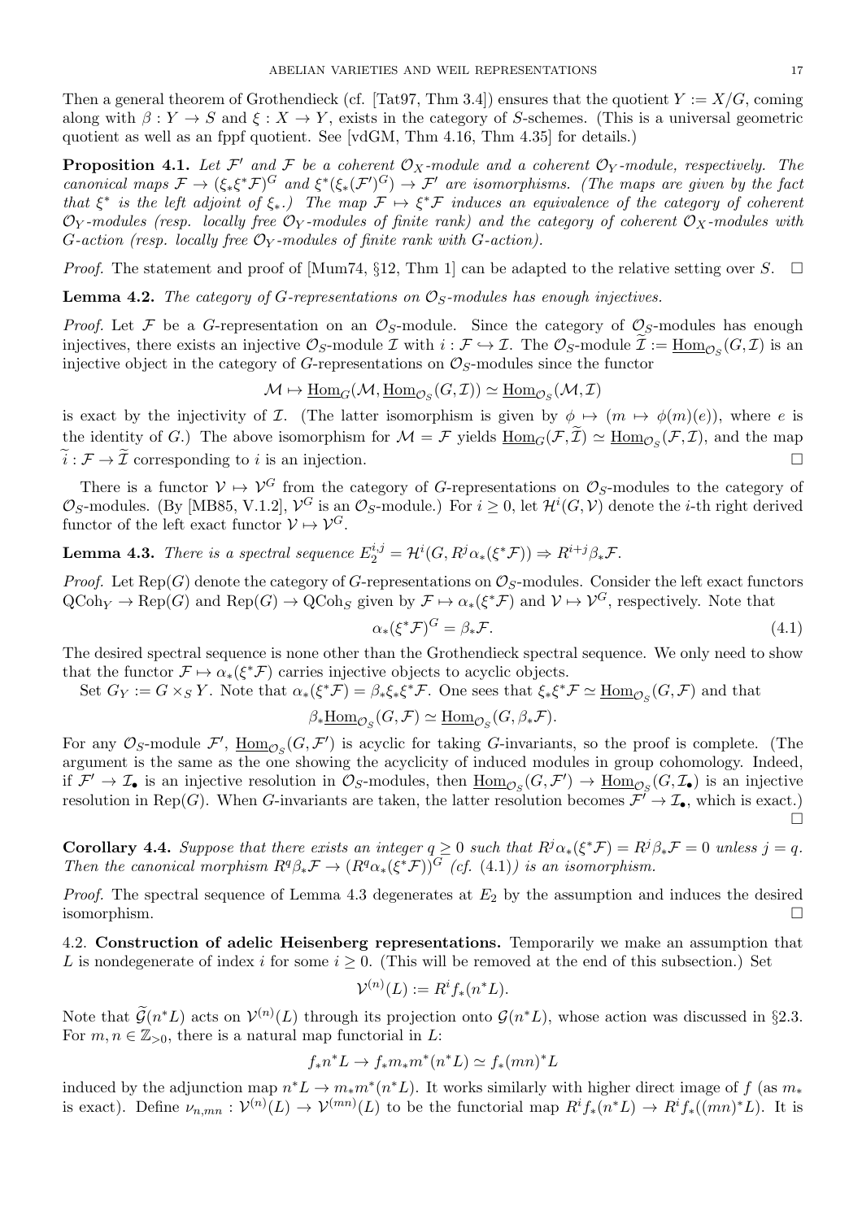Then a general theorem of Grothendieck (cf. [Tat97, Thm 3.4]) ensures that the quotient $Y := X/G$, coming along with $\beta : Y \to S$ and $\xi : X \to Y$, exists in the category of $S$-schemes. (This is a universal geometric quotient as well as an fppf quotient. See [vdGM, Thm 4.16, Thm 4.35] for details.)

**Proposition 4.1.** *Let $\mathcal{F}'$ and $\mathcal{F}$ be a coherent $\mathcal{O}_X$-module and a coherent $\mathcal{O}_Y$-module, respectively. The canonical maps $\mathcal{F} \to (\xi_*\xi^*\mathcal{F})^G$ and $\xi^*(\xi_*(\mathcal{F}')^G) \to \mathcal{F}'$ are isomorphisms. (The maps are given by the fact that $\xi^*$ is the left adjoint of $\xi_*$.) The map $\mathcal{F} \mapsto \xi^*\mathcal{F}$ induces an equivalence of the category of coherent $\mathcal{O}_Y$-modules (resp. locally free $\mathcal{O}_Y$-modules of finite rank) and the category of coherent $\mathcal{O}_X$-modules with $G$-action (resp. locally free $\mathcal{O}_Y$-modules of finite rank with $G$-action).*

*Proof.* The statement and proof of [Mum74, §12, Thm 1] can be adapted to the relative setting over $S$. □

**Lemma 4.2.** *The category of $G$-representations on $\mathcal{O}_S$-modules has enough injectives.*

*Proof.* Let $\mathcal{F}$ be a $G$-representation on an $\mathcal{O}_S$-module. Since the category of $\mathcal{O}_S$-modules has enough injectives, there exists an injective $\mathcal{O}_S$-module $\mathcal{I}$ with $i : \mathcal{F} \hookrightarrow \mathcal{I}$. The $\mathcal{O}_S$-module $\widetilde{\mathcal{I}} := \underline{\mathrm{Hom}}_{\mathcal{O}_S}(G, \mathcal{I})$ is an injective object in the category of $G$-representations on $\mathcal{O}_S$-modules since the functor

$$\mathcal{M} \mapsto \underline{\mathrm{Hom}}_G(\mathcal{M}, \underline{\mathrm{Hom}}_{\mathcal{O}_S}(G, \mathcal{I})) \simeq \underline{\mathrm{Hom}}_{\mathcal{O}_S}(\mathcal{M}, \mathcal{I})$$

is exact by the injectivity of $\mathcal{I}$. (The latter isomorphism is given by $\phi \mapsto (m \mapsto \phi(m)(e))$, where $e$ is the identity of $G$.) The above isomorphism for $\mathcal{M} = \mathcal{F}$ yields $\underline{\mathrm{Hom}}_G(\mathcal{F}, \widetilde{\mathcal{I}}) \simeq \underline{\mathrm{Hom}}_{\mathcal{O}_S}(\mathcal{F}, \mathcal{I})$, and the map $\widetilde{i} : \mathcal{F} \to \widetilde{\mathcal{I}}$ corresponding to $i$ is an injection. □

There is a functor $\mathcal{V} \mapsto \mathcal{V}^G$ from the category of $G$-representations on $\mathcal{O}_S$-modules to the category of $\mathcal{O}_S$-modules. (By [MB85, V.1.2], $\mathcal{V}^G$ is an $\mathcal{O}_S$-module.) For $i \geq 0$, let $\mathcal{H}^i(G, \mathcal{V})$ denote the $i$-th right derived functor of the left exact functor $\mathcal{V} \mapsto \mathcal{V}^G$.

**Lemma 4.3.** *There is a spectral sequence $E_2^{i,j} = \mathcal{H}^i(G, R^j\alpha_*(\xi^*\mathcal{F})) \Rightarrow R^{i+j}\beta_*\mathcal{F}$.*

*Proof.* Let $\mathrm{Rep}(G)$ denote the category of $G$-representations on $\mathcal{O}_S$-modules. Consider the left exact functors $\mathrm{QCoh}_Y \to \mathrm{Rep}(G)$ and $\mathrm{Rep}(G) \to \mathrm{QCoh}_S$ given by $\mathcal{F} \mapsto \alpha_*(\xi^*\mathcal{F})$ and $\mathcal{V} \mapsto \mathcal{V}^G$, respectively. Note that

$$\alpha_*(\xi^*\mathcal{F})^G = \beta_*\mathcal{F}. \tag{4.1}$$

The desired spectral sequence is none other than the Grothendieck spectral sequence. We only need to show that the functor $\mathcal{F} \mapsto \alpha_*(\xi^*\mathcal{F})$ carries injective objects to acyclic objects.

Set $G_Y := G \times_S Y$. Note that $\alpha_*(\xi^*\mathcal{F}) = \beta_*\xi_*\xi^*\mathcal{F}$. One sees that $\xi_*\xi^*\mathcal{F} \simeq \underline{\mathrm{Hom}}_{\mathcal{O}_S}(G, \mathcal{F})$ and that

$$\beta_*\underline{\mathrm{Hom}}_{\mathcal{O}_S}(G, \mathcal{F}) \simeq \underline{\mathrm{Hom}}_{\mathcal{O}_S}(G, \beta_*\mathcal{F}).$$

For any $\mathcal{O}_S$-module $\mathcal{F}'$, $\underline{\mathrm{Hom}}_{\mathcal{O}_S}(G, \mathcal{F}')$ is acyclic for taking $G$-invariants, so the proof is complete. (The argument is the same as the one showing the acyclicity of induced modules in group cohomology. Indeed, if $\mathcal{F}' \to \mathcal{I}_\bullet$ is an injective resolution in $\mathcal{O}_S$-modules, then $\underline{\mathrm{Hom}}_{\mathcal{O}_S}(G, \mathcal{F}') \to \underline{\mathrm{Hom}}_{\mathcal{O}_S}(G, \mathcal{I}_\bullet)$ is an injective resolution in $\mathrm{Rep}(G)$. When $G$-invariants are taken, the latter resolution becomes $\mathcal{F}' \to \mathcal{I}_\bullet$, which is exact.) □

**Corollary 4.4.** *Suppose that there exists an integer $q \geq 0$ such that $R^j\alpha_*(\xi^*\mathcal{F}) = R^j\beta_*\mathcal{F} = 0$ unless $j = q$. Then the canonical morphism $R^q\beta_*\mathcal{F} \to (R^q\alpha_*(\xi^*\mathcal{F}))^G$ (cf. (4.1)) is an isomorphism.*

*Proof.* The spectral sequence of Lemma 4.3 degenerates at $E_2$ by the assumption and induces the desired isomorphism. □

4.2. **Construction of adelic Heisenberg representations.** Temporarily we make an assumption that $L$ is nondegenerate of index $i$ for some $i \geq 0$. (This will be removed at the end of this subsection.) Set

$$\mathcal{V}^{(n)}(L) := R^i f_*(n^*L).$$

Note that $\widetilde{\mathcal{G}}(n^*L)$ acts on $\mathcal{V}^{(n)}(L)$ through its projection onto $\mathcal{G}(n^*L)$, whose action was discussed in §2.3. For $m, n \in \mathbb{Z}_{>0}$, there is a natural map functorial in $L$:

$$f_*n^*L \to f_*m_*m^*(n^*L) \simeq f_*(mn)^*L$$

induced by the adjunction map $n^*L \to m_*m^*(n^*L)$. It works similarly with higher direct image of $f$ (as $m_*$ is exact). Define $\nu_{n,mn} : \mathcal{V}^{(n)}(L) \to \mathcal{V}^{(mn)}(L)$ to be the functorial map $R^if_*(n^*L) \to R^if_*((mn)^*L)$. It is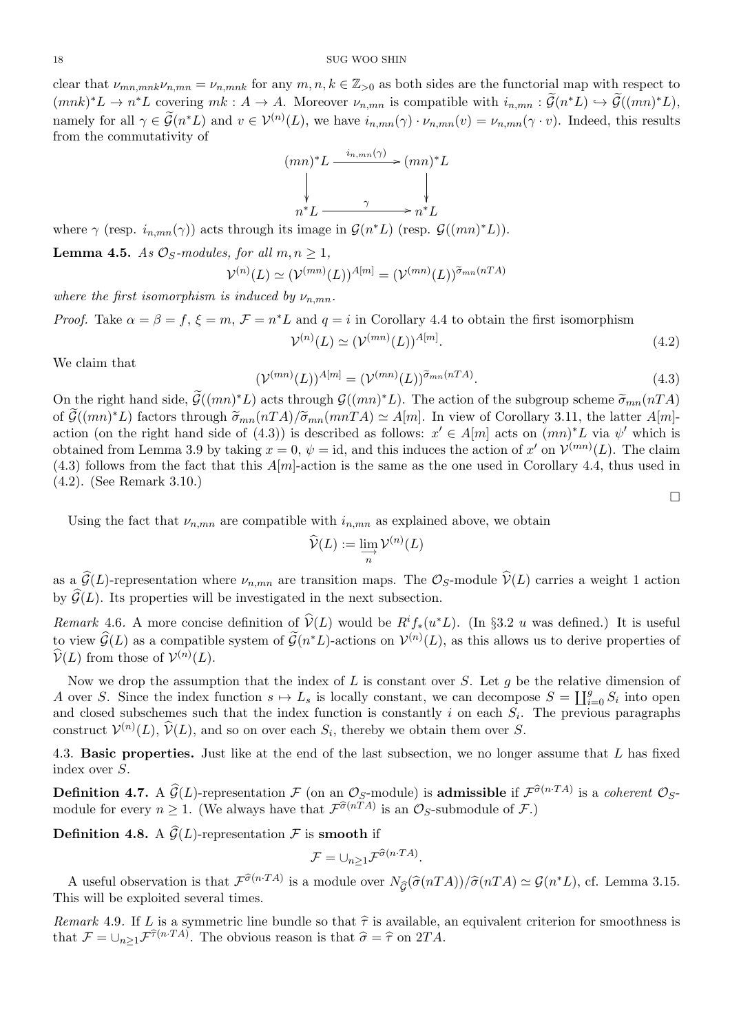clear that $\nu_{mn,mnk}\nu_{n,mn} = \nu_{n,mnk}$ for any $m,n,k \in \mathbb{Z}_{>0}$ as both sides are the functorial map with respect to $(mnk)^*L \to n^*L$ covering $mk : A \to A$. Moreover $\nu_{n,mn}$ is compatible with $i_{n,mn} : \widetilde{\mathcal{G}}(n^*L) \hookrightarrow \widetilde{\mathcal{G}}((mn)^*L)$, namely for all $\gamma \in \widetilde{\mathcal{G}}(n^*L)$ and $v \in \mathcal{V}^{(n)}(L)$, we have $i_{n,mn}(\gamma) \cdot \nu_{n,mn}(v) = \nu_{n,mn}(\gamma \cdot v)$. Indeed, this results from the commutativity of

$$\begin{array}{ccc} (mn)^*L & \xrightarrow{i_{n,mn}(\gamma)} & (mn)^*L \\ \downarrow & & \downarrow \\ n^*L & \xrightarrow{\gamma} & n^*L \end{array}$$

where $\gamma$ (resp. $i_{n,mn}(\gamma)$) acts through its image in $\mathcal{G}(n^*L)$ (resp. $\mathcal{G}((mn)^*L)$).

**Lemma 4.5.** *As $\mathcal{O}_S$-modules, for all $m,n \geq 1$,*

$$\mathcal{V}^{(n)}(L) \simeq (\mathcal{V}^{(mn)}(L))^{A[m]} = (\mathcal{V}^{(mn)}(L))^{\widetilde{\sigma}_{mn}(nTA)}$$

*where the first isomorphism is induced by $\nu_{n,mn}$.*

*Proof.* Take $\alpha = \beta = f$, $\xi = m$, $\mathcal{F} = n^*L$ and $q = i$ in Corollary 4.4 to obtain the first isomorphism

$$\mathcal{V}^{(n)}(L) \simeq (\mathcal{V}^{(mn)}(L))^{A[m]}. \tag{4.2}$$

We claim that

$$(\mathcal{V}^{(mn)}(L))^{A[m]} = (\mathcal{V}^{(mn)}(L))^{\widetilde{\sigma}_{mn}(nTA)}. \tag{4.3}$$

On the right hand side, $\widetilde{\mathcal{G}}((mn)^*L)$ acts through $\mathcal{G}((mn)^*L)$. The action of the subgroup scheme $\widetilde{\sigma}_{mn}(nTA)$ of $\widetilde{\mathcal{G}}((mn)^*L)$ factors through $\widetilde{\sigma}_{mn}(nTA)/\widetilde{\sigma}_{mn}(mnTA) \simeq A[m]$. In view of Corollary 3.11, the latter $A[m]$-action (on the right hand side of (4.3)) is described as follows: $x' \in A[m]$ acts on $(mn)^*L$ via $\psi'$ which is obtained from Lemma 3.9 by taking $x = 0$, $\psi = \mathrm{id}$, and this induces the action of $x'$ on $\mathcal{V}^{(mn)}(L)$. The claim (4.3) follows from the fact that this $A[m]$-action is the same as the one used in Corollary 4.4, thus used in (4.2). (See Remark 3.10.)

□

Using the fact that $\nu_{n,mn}$ are compatible with $i_{n,mn}$ as explained above, we obtain

$$\widehat{\mathcal{V}}(L) := \varinjlim_{n} \mathcal{V}^{(n)}(L)$$

as a $\widehat{\mathcal{G}}(L)$-representation where $\nu_{n,mn}$ are transition maps. The $\mathcal{O}_S$-module $\widehat{\mathcal{V}}(L)$ carries a weight 1 action by $\widehat{\mathcal{G}}(L)$. Its properties will be investigated in the next subsection.

*Remark* 4.6. A more concise definition of $\widehat{\mathcal{V}}(L)$ would be $R^i f_*(u^*L)$. (In §3.2 $u$ was defined.) It is useful to view $\widehat{\mathcal{G}}(L)$ as a compatible system of $\widetilde{\mathcal{G}}(n^*L)$-actions on $\mathcal{V}^{(n)}(L)$, as this allows us to derive properties of $\widehat{\mathcal{V}}(L)$ from those of $\mathcal{V}^{(n)}(L)$.

Now we drop the assumption that the index of $L$ is constant over $S$. Let $g$ be the relative dimension of $A$ over $S$. Since the index function $s \mapsto L_s$ is locally constant, we can decompose $S = \coprod_{i=0}^{g} S_i$ into open and closed subschemes such that the index function is constantly $i$ on each $S_i$. The previous paragraphs construct $\mathcal{V}^{(n)}(L)$, $\widehat{\mathcal{V}}(L)$, and so on over each $S_i$, thereby we obtain them over $S$.

## 4.3. Basic properties.

Just like at the end of the last subsection, we no longer assume that $L$ has fixed index over $S$.

**Definition 4.7.** A $\widehat{\mathcal{G}}(L)$-representation $\mathcal{F}$ (on an $\mathcal{O}_S$-module) is **admissible** if $\mathcal{F}^{\widehat{\sigma}(n \cdot TA)}$ is a *coherent* $\mathcal{O}_S$-module for every $n \geq 1$. (We always have that $\mathcal{F}^{\widehat{\sigma}(nTA)}$ is an $\mathcal{O}_S$-submodule of $\mathcal{F}$.)

**Definition 4.8.** A $\widehat{\mathcal{G}}(L)$-representation $\mathcal{F}$ is **smooth** if

$$\mathcal{F} = \cup_{n \geq 1} \mathcal{F}^{\widehat{\sigma}(n \cdot TA)}.$$

A useful observation is that $\mathcal{F}^{\widehat{\sigma}(n \cdot TA)}$ is a module over $N_{\widehat{\mathcal{G}}}(\widehat{\sigma}(nTA))/\widehat{\sigma}(nTA) \simeq \mathcal{G}(n^*L)$, cf. Lemma 3.15. This will be exploited several times.

*Remark* 4.9. If $L$ is a symmetric line bundle so that $\widehat{\tau}$ is available, an equivalent criterion for smoothness is that $\mathcal{F} = \cup_{n \geq 1} \mathcal{F}^{\widehat{\tau}(n \cdot TA)}$. The obvious reason is that $\widehat{\sigma} = \widehat{\tau}$ on $2TA$.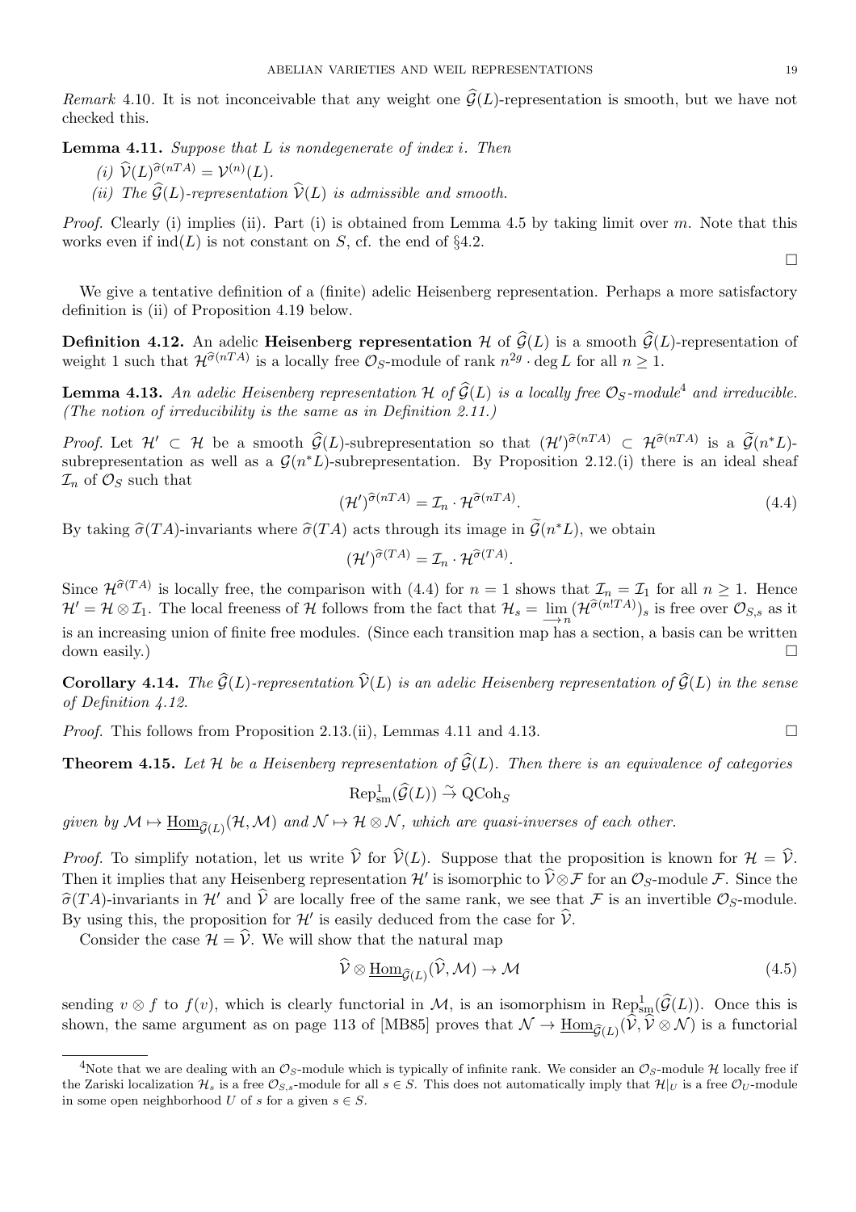*Remark* 4.10. It is not inconceivable that any weight one $\widehat{\mathcal{G}}(L)$-representation is smooth, but we have not checked this.

**Lemma 4.11.** *Suppose that $L$ is nondegenerate of index $i$. Then*

*(i) $\widehat{\mathcal{V}}(L)^{\widehat{\sigma}(nTA)} = \mathcal{V}^{(n)}(L)$.*

*(ii) The $\widehat{\mathcal{G}}(L)$-representation $\widehat{\mathcal{V}}(L)$ is admissible and smooth.*

*Proof.* Clearly (i) implies (ii). Part (i) is obtained from Lemma 4.5 by taking limit over $m$. Note that this works even if $\mathrm{ind}(L)$ is not constant on $S$, cf. the end of §4.2. □

We give a tentative definition of a (finite) adelic Heisenberg representation. Perhaps a more satisfactory definition is (ii) of Proposition 4.19 below.

**Definition 4.12.** An adelic **Heisenberg representation** $\mathcal{H}$ of $\widehat{\mathcal{G}}(L)$ is a smooth $\widehat{\mathcal{G}}(L)$-representation of weight 1 such that $\mathcal{H}^{\widehat{\sigma}(nTA)}$ is a locally free $\mathcal{O}_S$-module of rank $n^{2g} \cdot \deg L$ for all $n \geq 1$.

**Lemma 4.13.** *An adelic Heisenberg representation $\mathcal{H}$ of $\widehat{\mathcal{G}}(L)$ is a locally free $\mathcal{O}_S$-module*[4] *and irreducible. (The notion of irreducibility is the same as in Definition 2.11.)*

*Proof.* Let $\mathcal{H}' \subset \mathcal{H}$ be a smooth $\widehat{\mathcal{G}}(L)$-subrepresentation so that $(\mathcal{H}')^{\widehat{\sigma}(nTA)} \subset \mathcal{H}^{\widehat{\sigma}(nTA)}$ is a $\widetilde{\mathcal{G}}(n^*L)$-subrepresentation as well as a $\mathcal{G}(n^*L)$-subrepresentation. By Proposition 2.12.(i) there is an ideal sheaf $\mathcal{I}_n$ of $\mathcal{O}_S$ such that

$$(\mathcal{H}')^{\widehat{\sigma}(nTA)} = \mathcal{I}_n \cdot \mathcal{H}^{\widehat{\sigma}(nTA)}. \tag{4.4}$$

By taking $\widehat{\sigma}(TA)$-invariants where $\widehat{\sigma}(TA)$ acts through its image in $\widetilde{\mathcal{G}}(n^*L)$, we obtain

$$(\mathcal{H}')^{\widehat{\sigma}(TA)} = \mathcal{I}_n \cdot \mathcal{H}^{\widehat{\sigma}(TA)}.$$

Since $\mathcal{H}^{\widehat{\sigma}(TA)}$ is locally free, the comparison with (4.4) for $n = 1$ shows that $\mathcal{I}_n = \mathcal{I}_1$ for all $n \geq 1$. Hence $\mathcal{H}' = \mathcal{H} \otimes \mathcal{I}_1$. The local freeness of $\mathcal{H}$ follows from the fact that $\mathcal{H}_s = \varinjlim_n (\mathcal{H}^{\widehat{\sigma}(n!TA)})_s$ is free over $\mathcal{O}_{S,s}$ as it is an increasing union of finite free modules. (Since each transition map has a section, a basis can be written down easily.) □

**Corollary 4.14.** *The $\widehat{\mathcal{G}}(L)$-representation $\widehat{\mathcal{V}}(L)$ is an adelic Heisenberg representation of $\widehat{\mathcal{G}}(L)$ in the sense of Definition 4.12.*

*Proof.* This follows from Proposition 2.13.(ii), Lemmas 4.11 and 4.13. □

**Theorem 4.15.** *Let $\mathcal{H}$ be a Heisenberg representation of $\widehat{\mathcal{G}}(L)$. Then there is an equivalence of categories*

$$\mathrm{Rep}^1_{\mathrm{sm}}(\widehat{\mathcal{G}}(L)) \overset{\sim}{\to} \mathrm{QCoh}_S$$

*given by $\mathcal{M} \mapsto \underline{\mathrm{Hom}}_{\widehat{\mathcal{G}}(L)}(\mathcal{H}, \mathcal{M})$ and $\mathcal{N} \mapsto \mathcal{H} \otimes \mathcal{N}$, which are quasi-inverses of each other.*

*Proof.* To simplify notation, let us write $\widehat{\mathcal{V}}$ for $\widehat{\mathcal{V}}(L)$. Suppose that the proposition is known for $\mathcal{H} = \widehat{\mathcal{V}}$. Then it implies that any Heisenberg representation $\mathcal{H}'$ is isomorphic to $\widehat{\mathcal{V}} \otimes \mathcal{F}$ for an $\mathcal{O}_S$-module $\mathcal{F}$. Since the $\widehat{\sigma}(TA)$-invariants in $\mathcal{H}'$ and $\widehat{\mathcal{V}}$ are locally free of the same rank, we see that $\mathcal{F}$ is an invertible $\mathcal{O}_S$-module. By using this, the proposition for $\mathcal{H}'$ is easily deduced from the case for $\widehat{\mathcal{V}}$.

Consider the case $\mathcal{H} = \widehat{\mathcal{V}}$. We will show that the natural map

$$\widehat{\mathcal{V}} \otimes \underline{\mathrm{Hom}}_{\widehat{\mathcal{G}}(L)}(\widehat{\mathcal{V}}, \mathcal{M}) \to \mathcal{M} \tag{4.5}$$

sending $v \otimes f$ to $f(v)$, which is clearly functorial in $\mathcal{M}$, is an isomorphism in $\mathrm{Rep}^1_{\mathrm{sm}}(\widehat{\mathcal{G}}(L))$. Once this is shown, the same argument as on page 113 of [MB85] proves that $\mathcal{N} \to \underline{\mathrm{Hom}}_{\widehat{\mathcal{G}}(L)}(\widehat{\mathcal{V}}, \widehat{\mathcal{V}} \otimes \mathcal{N})$ is a functorial

[4] Note that we are dealing with an $\mathcal{O}_S$-module which is typically of infinite rank. We consider an $\mathcal{O}_S$-module $\mathcal{H}$ locally free if the Zariski localization $\mathcal{H}_s$ is a free $\mathcal{O}_{S,s}$-module for all $s \in S$. This does not automatically imply that $\mathcal{H}|_U$ is a free $\mathcal{O}_U$-module in some open neighborhood $U$ of $s$ for a given $s \in S$.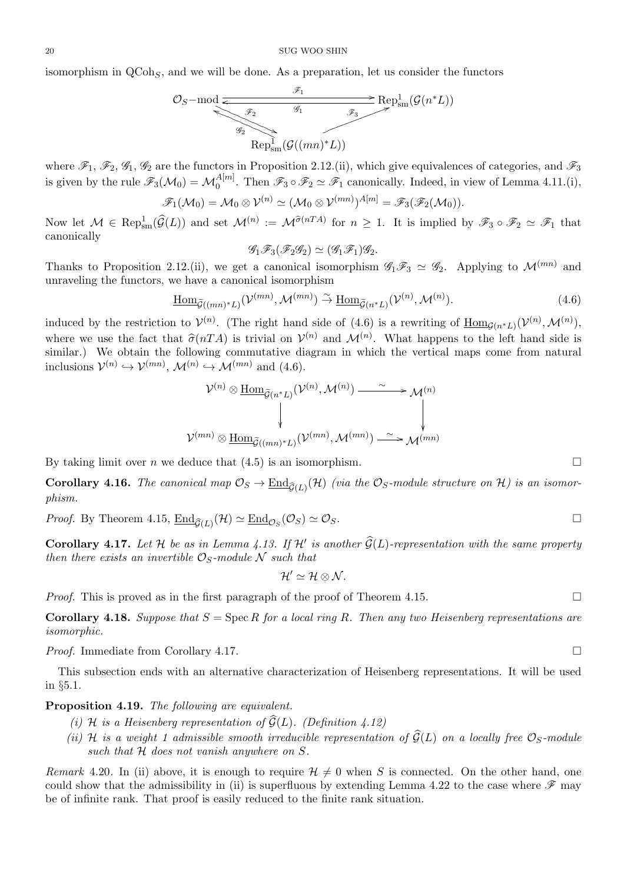isomorphism in $\mathrm{QCoh}_S$, and we will be done. As a preparation, let us consider the functors

$$
\begin{array}{ccc}
\mathcal{O}_S\text{-mod} & \underset{\mathscr{G}_1}{\overset{\mathscr{F}_1}{\rightleftarrows}} & \mathrm{Rep}^1_{\mathrm{sm}}(\mathcal{G}(n^*L)) \\
{\scriptstyle \mathscr{F}_2}\searrow\nwarrow{\scriptstyle \mathscr{G}_2} & & \nearrow{\scriptstyle \mathscr{F}_3} \\
& \mathrm{Rep}^1_{\mathrm{sm}}(\mathcal{G}((mn)^*L)) &
\end{array}
$$

where $\mathscr{F}_1$, $\mathscr{F}_2$, $\mathscr{G}_1$, $\mathscr{G}_2$ are the functors in Proposition 2.12.(ii), which give equivalences of categories, and $\mathscr{F}_3$ is given by the rule $\mathscr{F}_3(\mathcal{M}_0) = \mathcal{M}_0^{A[m]}$. Then $\mathscr{F}_3 \circ \mathscr{F}_2 \simeq \mathscr{F}_1$ canonically. Indeed, in view of Lemma 4.11.(i),

$$\mathscr{F}_1(\mathcal{M}_0) = \mathcal{M}_0 \otimes \mathcal{V}^{(n)} \simeq (\mathcal{M}_0 \otimes \mathcal{V}^{(mn)})^{A[m]} = \mathscr{F}_3(\mathscr{F}_2(\mathcal{M}_0)).$$

Now let $\mathcal{M} \in \mathrm{Rep}^1_{\mathrm{sm}}(\widehat{\mathcal{G}}(L))$ and set $\mathcal{M}^{(n)} := \mathcal{M}^{\widehat{\sigma}(nTA)}$ for $n \geq 1$. It is implied by $\mathscr{F}_3 \circ \mathscr{F}_2 \simeq \mathscr{F}_1$ that canonically

$$\mathscr{G}_1\mathscr{F}_3(\mathscr{F}_2\mathscr{G}_2) \simeq (\mathscr{G}_1\mathscr{F}_1)\mathscr{G}_2.$$

Thanks to Proposition 2.12.(ii), we get a canonical isomorphism $\mathscr{G}_1\mathscr{F}_3 \simeq \mathscr{G}_2$. Applying to $\mathcal{M}^{(mn)}$ and unraveling the functors, we have a canonical isomorphism

$$\underline{\mathrm{Hom}}_{\widetilde{\mathcal{G}}((mn)^*L)}(\mathcal{V}^{(mn)}, \mathcal{M}^{(mn)}) \overset{\sim}{\to} \underline{\mathrm{Hom}}_{\widetilde{\mathcal{G}}(n^*L)}(\mathcal{V}^{(n)}, \mathcal{M}^{(n)}). \tag{4.6}$$

induced by the restriction to $\mathcal{V}^{(n)}$. (The right hand side of (4.6) is a rewriting of $\underline{\mathrm{Hom}}_{\mathcal{G}(n^*L)}(\mathcal{V}^{(n)}, \mathcal{M}^{(n)})$, where we use the fact that $\widehat{\sigma}(nTA)$ is trivial on $\mathcal{V}^{(n)}$ and $\mathcal{M}^{(n)}$. What happens to the left hand side is similar.) We obtain the following commutative diagram in which the vertical maps come from natural inclusions $\mathcal{V}^{(n)} \hookrightarrow \mathcal{V}^{(mn)}$, $\mathcal{M}^{(n)} \hookrightarrow \mathcal{M}^{(mn)}$ and (4.6).

$$
\begin{array}{ccc}
\mathcal{V}^{(n)} \otimes \underline{\mathrm{Hom}}_{\widetilde{\mathcal{G}}(n^*L)}(\mathcal{V}^{(n)}, \mathcal{M}^{(n)}) & \xrightarrow{\sim} & \mathcal{M}^{(n)} \\
\downarrow & & \downarrow \\
\mathcal{V}^{(mn)} \otimes \underline{\mathrm{Hom}}_{\widetilde{\mathcal{G}}((mn)^*L)}(\mathcal{V}^{(mn)}, \mathcal{M}^{(mn)}) & \xrightarrow{\sim} & \mathcal{M}^{(mn)}
\end{array}
$$

By taking limit over $n$ we deduce that (4.5) is an isomorphism. □

**Corollary 4.16.** *The canonical map $\mathcal{O}_S \to \underline{\mathrm{End}}_{\widehat{\mathcal{G}}(L)}(\mathcal{H})$ (via the $\mathcal{O}_S$-module structure on $\mathcal{H}$) is an isomorphism.*

*Proof.* By Theorem 4.15, $\underline{\mathrm{End}}_{\widehat{\mathcal{G}}(L)}(\mathcal{H}) \simeq \underline{\mathrm{End}}_{\mathcal{O}_S}(\mathcal{O}_S) \simeq \mathcal{O}_S$. □

**Corollary 4.17.** *Let $\mathcal{H}$ be as in Lemma 4.13. If $\mathcal{H}'$ is another $\widehat{\mathcal{G}}(L)$-representation with the same property then there exists an invertible $\mathcal{O}_S$-module $\mathcal{N}$ such that*

$$\mathcal{H}' \simeq \mathcal{H} \otimes \mathcal{N}.$$

*Proof.* This is proved as in the first paragraph of the proof of Theorem 4.15. □

**Corollary 4.18.** *Suppose that $S = \mathrm{Spec}\, R$ for a local ring $R$. Then any two Heisenberg representations are isomorphic.*

*Proof.* Immediate from Corollary 4.17. □

This subsection ends with an alternative characterization of Heisenberg representations. It will be used in §5.1.

**Proposition 4.19.** *The following are equivalent.*

*(i) $\mathcal{H}$ is a Heisenberg representation of $\widehat{\mathcal{G}}(L)$. (Definition 4.12)*

*(ii) $\mathcal{H}$ is a weight 1 admissible smooth irreducible representation of $\widehat{\mathcal{G}}(L)$ on a locally free $\mathcal{O}_S$-module such that $\mathcal{H}$ does not vanish anywhere on $S$.*

*Remark* 4.20. In (ii) above, it is enough to require $\mathcal{H} \neq 0$ when $S$ is connected. On the other hand, one could show that the admissibility in (ii) is superfluous by extending Lemma 4.22 to the case where $\mathscr{F}$ may be of infinite rank. That proof is easily reduced to the finite rank situation.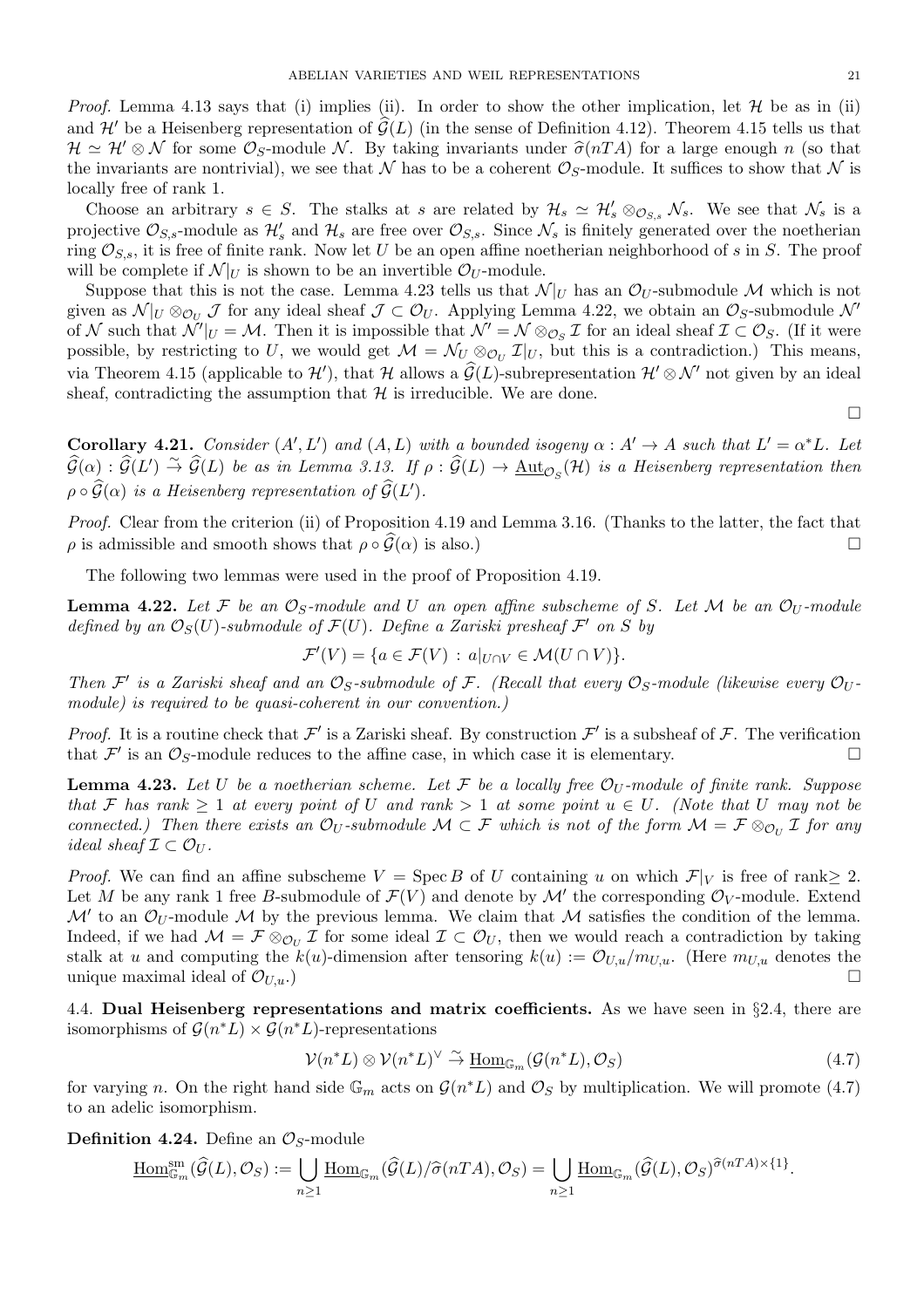*Proof.* Lemma 4.13 says that (i) implies (ii). In order to show the other implication, let $\mathcal{H}$ be as in (ii) and $\mathcal{H}'$ be a Heisenberg representation of $\widehat{\mathcal{G}}(L)$ (in the sense of Definition 4.12). Theorem 4.15 tells us that $\mathcal{H} \simeq \mathcal{H}' \otimes \mathcal{N}$ for some $\mathcal{O}_S$-module $\mathcal{N}$. By taking invariants under $\widehat{\sigma}(nTA)$ for a large enough $n$ (so that the invariants are nontrivial), we see that $\mathcal{N}$ has to be a coherent $\mathcal{O}_S$-module. It suffices to show that $\mathcal{N}$ is locally free of rank 1.

Choose an arbitrary $s \in S$. The stalks at $s$ are related by $\mathcal{H}_s \simeq \mathcal{H}'_s \otimes_{\mathcal{O}_{S,s}} \mathcal{N}_s$. We see that $\mathcal{N}_s$ is a projective $\mathcal{O}_{S,s}$-module as $\mathcal{H}'_s$ and $\mathcal{H}_s$ are free over $\mathcal{O}_{S,s}$. Since $\mathcal{N}_s$ is finitely generated over the noetherian ring $\mathcal{O}_{S,s}$, it is free of finite rank. Now let $U$ be an open affine noetherian neighborhood of $s$ in $S$. The proof will be complete if $\mathcal{N}|_U$ is shown to be an invertible $\mathcal{O}_U$-module.

Suppose that this is not the case. Lemma 4.23 tells us that $\mathcal{N}|_U$ has an $\mathcal{O}_U$-submodule $\mathcal{M}$ which is not given as $\mathcal{N}|_U \otimes_{\mathcal{O}_U} \mathcal{J}$ for any ideal sheaf $\mathcal{J} \subset \mathcal{O}_U$. Applying Lemma 4.22, we obtain an $\mathcal{O}_S$-submodule $\mathcal{N}'$ of $\mathcal{N}$ such that $\mathcal{N}'|_U = \mathcal{M}$. Then it is impossible that $\mathcal{N}' = \mathcal{N} \otimes_{\mathcal{O}_S} \mathcal{I}$ for an ideal sheaf $\mathcal{I} \subset \mathcal{O}_S$. (If it were possible, by restricting to $U$, we would get $\mathcal{M} = \mathcal{N}_U \otimes_{\mathcal{O}_U} \mathcal{I}|_U$, but this is a contradiction.) This means, via Theorem 4.15 (applicable to $\mathcal{H}'$), that $\mathcal{H}$ allows a $\widehat{\mathcal{G}}(L)$-subrepresentation $\mathcal{H}' \otimes \mathcal{N}'$ not given by an ideal sheaf, contradicting the assumption that $\mathcal{H}$ is irreducible. We are done. □

**Corollary 4.21.** *Consider $(A', L')$ and $(A, L)$ with a bounded isogeny $\alpha : A' \to A$ such that $L' = \alpha^* L$. Let $\widehat{\mathcal{G}}(\alpha) : \widehat{\mathcal{G}}(L') \xrightarrow{\sim} \widehat{\mathcal{G}}(L)$ be as in Lemma 3.13. If $\rho : \widehat{\mathcal{G}}(L) \to \underline{\mathrm{Aut}}_{\mathcal{O}_S}(\mathcal{H})$ is a Heisenberg representation then $\rho \circ \widehat{\mathcal{G}}(\alpha)$ is a Heisenberg representation of $\widehat{\mathcal{G}}(L')$.*

*Proof.* Clear from the criterion (ii) of Proposition 4.19 and Lemma 3.16. (Thanks to the latter, the fact that $\rho$ is admissible and smooth shows that $\rho \circ \widehat{\mathcal{G}}(\alpha)$ is also.) □

The following two lemmas were used in the proof of Proposition 4.19.

**Lemma 4.22.** *Let $\mathcal{F}$ be an $\mathcal{O}_S$-module and $U$ an open affine subscheme of $S$. Let $\mathcal{M}$ be an $\mathcal{O}_U$-module defined by an $\mathcal{O}_S(U)$-submodule of $\mathcal{F}(U)$. Define a Zariski presheaf $\mathcal{F}'$ on $S$ by*

$$\mathcal{F}'(V) = \{a \in \mathcal{F}(V) \,:\, a|_{U\cap V} \in \mathcal{M}(U \cap V)\}.$$

*Then $\mathcal{F}'$ is a Zariski sheaf and an $\mathcal{O}_S$-submodule of $\mathcal{F}$. (Recall that every $\mathcal{O}_S$-module (likewise every $\mathcal{O}_U$-module) is required to be quasi-coherent in our convention.)*

*Proof.* It is a routine check that $\mathcal{F}'$ is a Zariski sheaf. By construction $\mathcal{F}'$ is a subsheaf of $\mathcal{F}$. The verification that $\mathcal{F}'$ is an $\mathcal{O}_S$-module reduces to the affine case, in which case it is elementary. □

**Lemma 4.23.** *Let $U$ be a noetherian scheme. Let $\mathcal{F}$ be a locally free $\mathcal{O}_U$-module of finite rank. Suppose that $\mathcal{F}$ has rank $\geq 1$ at every point of $U$ and rank $> 1$ at some point $u \in U$. (Note that $U$ may not be connected.) Then there exists an $\mathcal{O}_U$-submodule $\mathcal{M} \subset \mathcal{F}$ which is not of the form $\mathcal{M} = \mathcal{F} \otimes_{\mathcal{O}_U} \mathcal{I}$ for any ideal sheaf $\mathcal{I} \subset \mathcal{O}_U$.*

*Proof.* We can find an affine subscheme $V = \mathrm{Spec}\, B$ of $U$ containing $u$ on which $\mathcal{F}|_V$ is free of rank$\geq 2$. Let $M$ be any rank 1 free $B$-submodule of $\mathcal{F}(V)$ and denote by $\mathcal{M}'$ the corresponding $\mathcal{O}_V$-module. Extend $\mathcal{M}'$ to an $\mathcal{O}_U$-module $\mathcal{M}$ by the previous lemma. We claim that $\mathcal{M}$ satisfies the condition of the lemma. Indeed, if we had $\mathcal{M} = \mathcal{F} \otimes_{\mathcal{O}_U} \mathcal{I}$ for some ideal $\mathcal{I} \subset \mathcal{O}_U$, then we would reach a contradiction by taking stalk at $u$ and computing the $k(u)$-dimension after tensoring $k(u) := \mathcal{O}_{U,u}/m_{U,u}$. (Here $m_{U,u}$ denotes the unique maximal ideal of $\mathcal{O}_{U,u}$.) □

4.4. **Dual Heisenberg representations and matrix coefficients.** As we have seen in §2.4, there are isomorphisms of $\mathcal{G}(n^*L) \times \mathcal{G}(n^*L)$-representations

$$\mathcal{V}(n^*L) \otimes \mathcal{V}(n^*L)^\vee \xrightarrow{\sim} \underline{\mathrm{Hom}}_{\mathbb{G}_m}(\mathcal{G}(n^*L), \mathcal{O}_S) \tag{4.7}$$

for varying $n$. On the right hand side $\mathbb{G}_m$ acts on $\mathcal{G}(n^*L)$ and $\mathcal{O}_S$ by multiplication. We will promote (4.7) to an adelic isomorphism.

**Definition 4.24.** Define an $\mathcal{O}_S$-module

$$\underline{\mathrm{Hom}}^{\mathrm{sm}}_{\mathbb{G}_m}(\widehat{\mathcal{G}}(L), \mathcal{O}_S) := \bigcup_{n\geq 1} \underline{\mathrm{Hom}}_{\mathbb{G}_m}(\widehat{\mathcal{G}}(L)/\widehat{\sigma}(nTA), \mathcal{O}_S) = \bigcup_{n\geq 1} \underline{\mathrm{Hom}}_{\mathbb{G}_m}(\widehat{\mathcal{G}}(L), \mathcal{O}_S)^{\widehat{\sigma}(nTA)\times\{1\}}.$$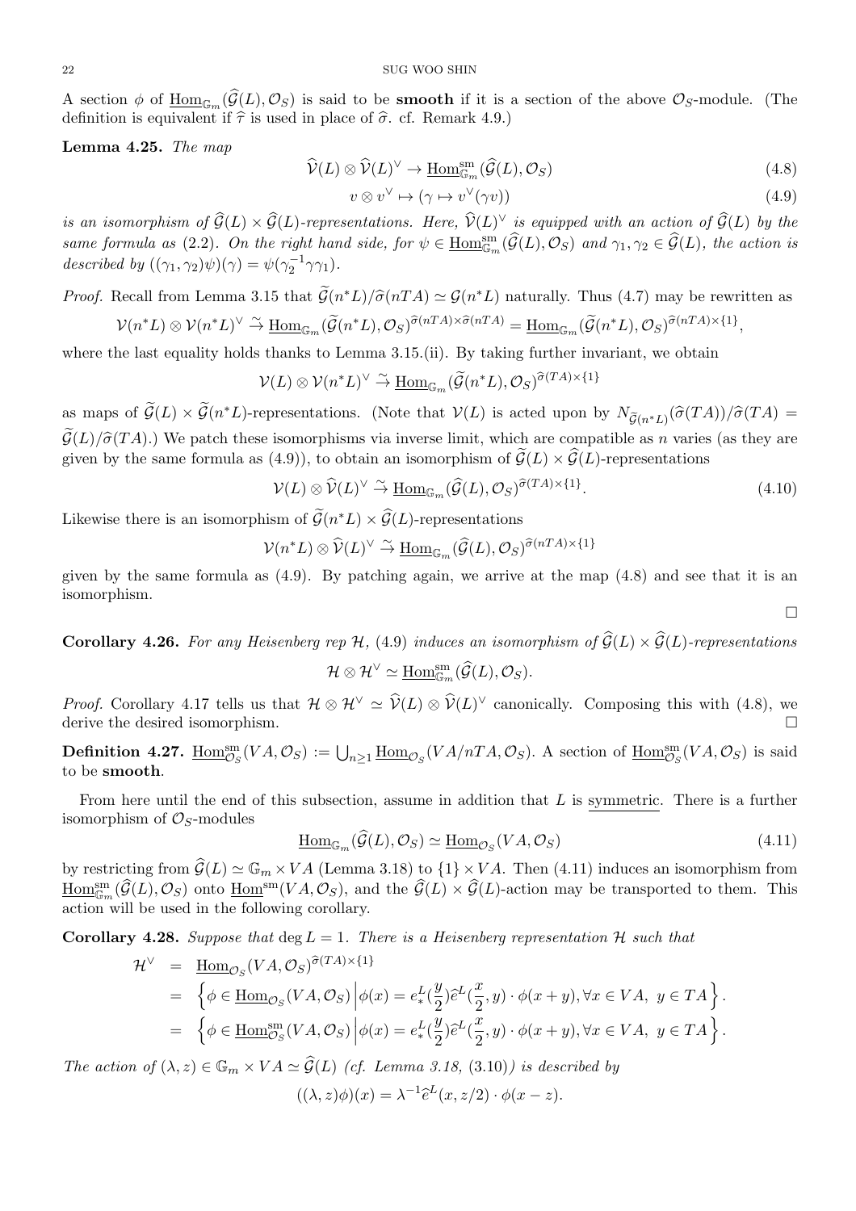A section $\phi$ of $\underline{\mathrm{Hom}}_{\mathbb{G}_m}(\widehat{\mathcal{G}}(L), \mathcal{O}_S)$ is said to be **smooth** if it is a section of the above $\mathcal{O}_S$-module. (The definition is equivalent if $\widehat{\tau}$ is used in place of $\widehat{\sigma}$. cf. Remark 4.9.)

**Lemma 4.25.** *The map*

$$\widehat{\mathcal{V}}(L) \otimes \widehat{\mathcal{V}}(L)^\vee \to \underline{\mathrm{Hom}}^{\mathrm{sm}}_{\mathbb{G}_m}(\widehat{\mathcal{G}}(L), \mathcal{O}_S) \tag{4.8}$$

$$v \otimes v^\vee \mapsto (\gamma \mapsto v^\vee(\gamma v)) \tag{4.9}$$

*is an isomorphism of $\widehat{\mathcal{G}}(L) \times \widehat{\mathcal{G}}(L)$-representations. Here, $\widehat{\mathcal{V}}(L)^\vee$ is equipped with an action of $\widehat{\mathcal{G}}(L)$ by the same formula as (2.2). On the right hand side, for $\psi \in \underline{\mathrm{Hom}}^{\mathrm{sm}}_{\mathbb{G}_m}(\widehat{\mathcal{G}}(L), \mathcal{O}_S)$ and $\gamma_1, \gamma_2 \in \widehat{\mathcal{G}}(L)$, the action is described by $((\gamma_1, \gamma_2)\psi)(\gamma) = \psi(\gamma_2^{-1}\gamma\gamma_1)$.*

*Proof.* Recall from Lemma 3.15 that $\widetilde{\mathcal{G}}(n^*L)/\widehat{\sigma}(nTA) \simeq \mathcal{G}(n^*L)$ naturally. Thus (4.7) may be rewritten as

$$\mathcal{V}(n^*L) \otimes \mathcal{V}(n^*L)^\vee \overset{\sim}{\to} \underline{\mathrm{Hom}}_{\mathbb{G}_m}(\widetilde{\mathcal{G}}(n^*L), \mathcal{O}_S)^{\widehat{\sigma}(nTA) \times \widehat{\sigma}(nTA)} = \underline{\mathrm{Hom}}_{\mathbb{G}_m}(\widetilde{\mathcal{G}}(n^*L), \mathcal{O}_S)^{\widehat{\sigma}(nTA) \times \{1\}},$$

where the last equality holds thanks to Lemma 3.15.(ii). By taking further invariant, we obtain

$$\mathcal{V}(L) \otimes \mathcal{V}(n^*L)^\vee \overset{\sim}{\to} \underline{\mathrm{Hom}}_{\mathbb{G}_m}(\widetilde{\mathcal{G}}(n^*L), \mathcal{O}_S)^{\widehat{\sigma}(TA) \times \{1\}}$$

as maps of $\widetilde{\mathcal{G}}(L) \times \widetilde{\mathcal{G}}(n^*L)$-representations. (Note that $\mathcal{V}(L)$ is acted upon by $N_{\widetilde{\mathcal{G}}(n^*L)}(\widehat{\sigma}(TA))/\widehat{\sigma}(TA) = \widetilde{\mathcal{G}}(L)/\widehat{\sigma}(TA)$.) We patch these isomorphisms via inverse limit, which are compatible as $n$ varies (as they are given by the same formula as (4.9)), to obtain an isomorphism of $\widetilde{\mathcal{G}}(L) \times \widehat{\mathcal{G}}(L)$-representations

$$\mathcal{V}(L) \otimes \widehat{\mathcal{V}}(L)^\vee \overset{\sim}{\to} \underline{\mathrm{Hom}}_{\mathbb{G}_m}(\widehat{\mathcal{G}}(L), \mathcal{O}_S)^{\widehat{\sigma}(TA) \times \{1\}}. \tag{4.10}$$

Likewise there is an isomorphism of $\widetilde{\mathcal{G}}(n^*L) \times \widehat{\mathcal{G}}(L)$-representations

$$\mathcal{V}(n^*L) \otimes \widehat{\mathcal{V}}(L)^\vee \overset{\sim}{\to} \underline{\mathrm{Hom}}_{\mathbb{G}_m}(\widehat{\mathcal{G}}(L), \mathcal{O}_S)^{\widehat{\sigma}(nTA) \times \{1\}}$$

given by the same formula as (4.9). By patching again, we arrive at the map (4.8) and see that it is an isomorphism. $\square$

**Corollary 4.26.** *For any Heisenberg rep $\mathcal{H}$, (4.9) induces an isomorphism of $\widehat{\mathcal{G}}(L) \times \widehat{\mathcal{G}}(L)$-representations*

$$\mathcal{H} \otimes \mathcal{H}^\vee \simeq \underline{\mathrm{Hom}}^{\mathrm{sm}}_{\mathbb{G}_m}(\widehat{\mathcal{G}}(L), \mathcal{O}_S).$$

*Proof.* Corollary 4.17 tells us that $\mathcal{H} \otimes \mathcal{H}^\vee \simeq \widehat{\mathcal{V}}(L) \otimes \widehat{\mathcal{V}}(L)^\vee$ canonically. Composing this with (4.8), we derive the desired isomorphism. $\square$

**Definition 4.27.** $\underline{\mathrm{Hom}}^{\mathrm{sm}}_{\mathcal{O}_S}(VA, \mathcal{O}_S) := \bigcup_{n \geq 1} \underline{\mathrm{Hom}}_{\mathcal{O}_S}(VA/nTA, \mathcal{O}_S)$. A section of $\underline{\mathrm{Hom}}^{\mathrm{sm}}_{\mathcal{O}_S}(VA, \mathcal{O}_S)$ is said to be **smooth**.

From here until the end of this subsection, assume in addition that $L$ is <u>symmetric</u>. There is a further isomorphism of $\mathcal{O}_S$-modules

$$\underline{\mathrm{Hom}}_{\mathbb{G}_m}(\widehat{\mathcal{G}}(L), \mathcal{O}_S) \simeq \underline{\mathrm{Hom}}_{\mathcal{O}_S}(VA, \mathcal{O}_S) \tag{4.11}$$

by restricting from $\widehat{\mathcal{G}}(L) \simeq \mathbb{G}_m \times VA$ (Lemma 3.18) to $\{1\} \times VA$. Then (4.11) induces an isomorphism from $\underline{\mathrm{Hom}}^{\mathrm{sm}}_{\mathbb{G}_m}(\widehat{\mathcal{G}}(L), \mathcal{O}_S)$ onto $\underline{\mathrm{Hom}}^{\mathrm{sm}}(VA, \mathcal{O}_S)$, and the $\widehat{\mathcal{G}}(L) \times \widehat{\mathcal{G}}(L)$-action may be transported to them. This action will be used in the following corollary.

**Corollary 4.28.** *Suppose that $\deg L = 1$. There is a Heisenberg representation $\mathcal{H}$ such that*

$$\begin{aligned}
\mathcal{H}^\vee &= \underline{\mathrm{Hom}}_{\mathcal{O}_S}(VA, \mathcal{O}_S)^{\widehat{\sigma}(TA) \times \{1\}} \\
&= \left\{ \phi \in \underline{\mathrm{Hom}}_{\mathcal{O}_S}(VA, \mathcal{O}_S) \,\middle|\, \phi(x) = e^L_*(\frac{y}{2}) \widehat{e}^L(\frac{x}{2}, y) \cdot \phi(x+y), \forall x \in VA,\ y \in TA \right\}. \\
&= \left\{ \phi \in \underline{\mathrm{Hom}}^{\mathrm{sm}}_{\mathcal{O}_S}(VA, \mathcal{O}_S) \,\middle|\, \phi(x) = e^L_*(\frac{y}{2}) \widehat{e}^L(\frac{x}{2}, y) \cdot \phi(x+y), \forall x \in VA,\ y \in TA \right\}.
\end{aligned}$$

*The action of $(\lambda, z) \in \mathbb{G}_m \times VA \simeq \widehat{\mathcal{G}}(L)$ (cf. Lemma 3.18, (3.10)) is described by*

$$((\lambda, z)\phi)(x) = \lambda^{-1} \widehat{e}^L(x, z/2) \cdot \phi(x - z).$$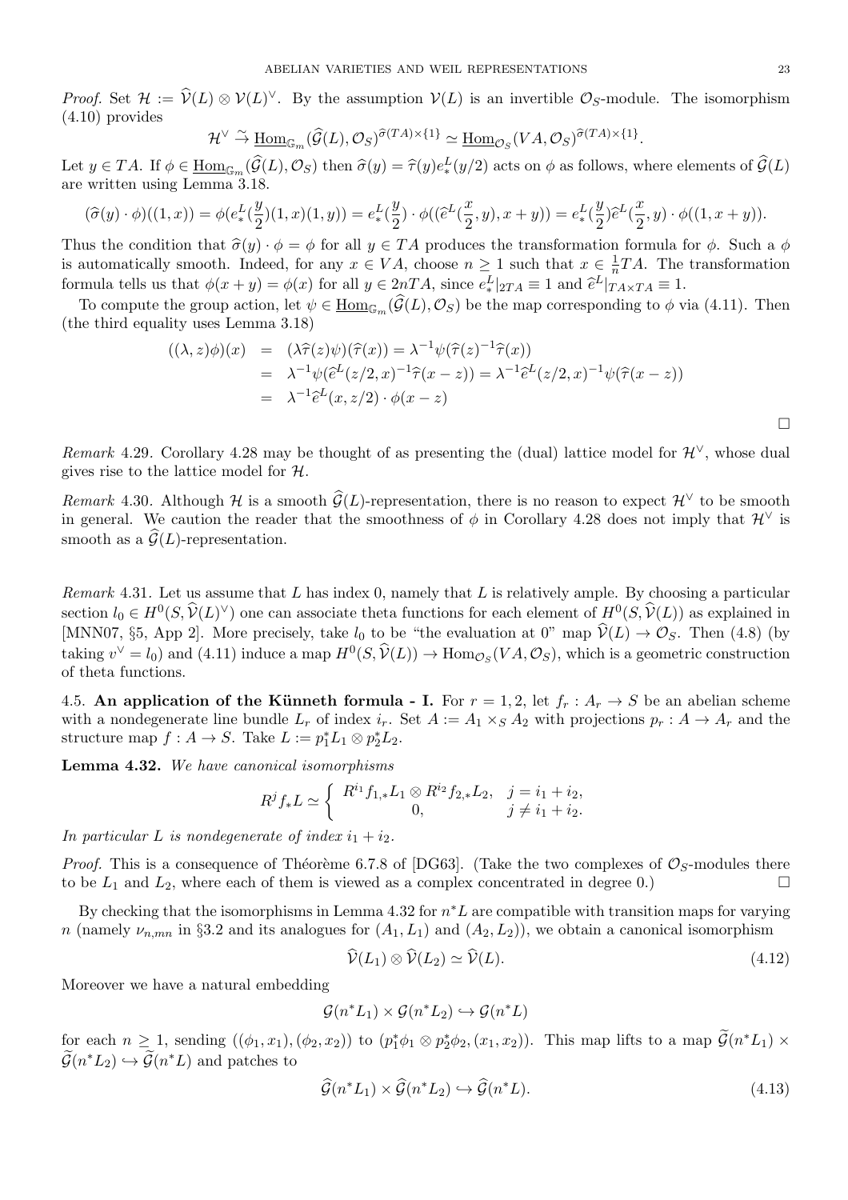*Proof.* Set $\mathcal{H} := \widehat{\mathcal{V}}(L) \otimes \mathcal{V}(L)^\vee$. By the assumption $\mathcal{V}(L)$ is an invertible $\mathcal{O}_S$-module. The isomorphism (4.10) provides

$$\mathcal{H}^\vee \xrightarrow{\sim} \underline{\mathrm{Hom}}_{\mathbb{G}_m}(\widehat{\mathcal{G}}(L), \mathcal{O}_S)^{\widehat{\sigma}(TA)\times\{1\}} \simeq \underline{\mathrm{Hom}}_{\mathcal{O}_S}(VA, \mathcal{O}_S)^{\widehat{\sigma}(TA)\times\{1\}}.$$

Let $y \in TA$. If $\phi \in \underline{\mathrm{Hom}}_{\mathbb{G}_m}(\widehat{\mathcal{G}}(L), \mathcal{O}_S)$ then $\widehat{\sigma}(y) = \widehat{\tau}(y) e^L_*(y/2)$ acts on $\phi$ as follows, where elements of $\widehat{\mathcal{G}}(L)$ are written using Lemma 3.18.

$$(\widehat{\sigma}(y)\cdot\phi)((1,x)) = \phi(e^L_*(\frac{y}{2})(1,x)(1,y)) = e^L_*(\frac{y}{2})\cdot\phi((\widehat{e}^L(\frac{x}{2},y), x+y)) = e^L_*(\frac{y}{2})\widehat{e}^L(\frac{x}{2},y)\cdot\phi((1,x+y)).$$

Thus the condition that $\widehat{\sigma}(y)\cdot\phi = \phi$ for all $y \in TA$ produces the transformation formula for $\phi$. Such a $\phi$ is automatically smooth. Indeed, for any $x \in VA$, choose $n \geq 1$ such that $x \in \frac{1}{n}TA$. The transformation formula tells us that $\phi(x+y) = \phi(x)$ for all $y \in 2nTA$, since $e^L_*|_{2TA} \equiv 1$ and $\widehat{e}^L|_{TA\times TA} \equiv 1$.

To compute the group action, let $\psi \in \underline{\mathrm{Hom}}_{\mathbb{G}_m}(\widehat{\mathcal{G}}(L), \mathcal{O}_S)$ be the map corresponding to $\phi$ via (4.11). Then (the third equality uses Lemma 3.18)

$$\begin{aligned}
((\lambda,z)\phi)(x) &= (\lambda\widehat{\tau}(z)\psi)(\widehat{\tau}(x)) = \lambda^{-1}\psi(\widehat{\tau}(z)^{-1}\widehat{\tau}(x)) \\
&= \lambda^{-1}\psi(\widehat{e}^L(z/2,x)^{-1}\widehat{\tau}(x-z)) = \lambda^{-1}\widehat{e}^L(z/2,x)^{-1}\psi(\widehat{\tau}(x-z)) \\
&= \lambda^{-1}\widehat{e}^L(x,z/2)\cdot\phi(x-z)
\end{aligned}$$

$\square$

*Remark* 4.29. Corollary 4.28 may be thought of as presenting the (dual) lattice model for $\mathcal{H}^\vee$, whose dual gives rise to the lattice model for $\mathcal{H}$.

*Remark* 4.30. Although $\mathcal{H}$ is a smooth $\widehat{\mathcal{G}}(L)$-representation, there is no reason to expect $\mathcal{H}^\vee$ to be smooth in general. We caution the reader that the smoothness of $\phi$ in Corollary 4.28 does not imply that $\mathcal{H}^\vee$ is smooth as a $\widehat{\mathcal{G}}(L)$-representation.

*Remark* 4.31. Let us assume that $L$ has index 0, namely that $L$ is relatively ample. By choosing a particular section $l_0 \in H^0(S, \widehat{\mathcal{V}}(L)^\vee)$ one can associate theta functions for each element of $H^0(S, \widehat{\mathcal{V}}(L))$ as explained in [MNN07, §5, App 2]. More precisely, take $l_0$ to be "the evaluation at 0" map $\widehat{\mathcal{V}}(L) \to \mathcal{O}_S$. Then (4.8) (by taking $v^\vee = l_0$) and (4.11) induce a map $H^0(S, \widehat{\mathcal{V}}(L)) \to \mathrm{Hom}_{\mathcal{O}_S}(VA, \mathcal{O}_S)$, which is a geometric construction of theta functions.

## 4.5. An application of the Künneth formula - I.

For $r = 1, 2$, let $f_r : A_r \to S$ be an abelian scheme with a nondegenerate line bundle $L_r$ of index $i_r$. Set $A := A_1 \times_S A_2$ with projections $p_r : A \to A_r$ and the structure map $f : A \to S$. Take $L := p_1^*L_1 \otimes p_2^*L_2$.

**Lemma 4.32.** *We have canonical isomorphisms*

$$R^j f_* L \simeq \begin{cases} R^{i_1} f_{1,*}L_1 \otimes R^{i_2} f_{2,*}L_2, & j = i_1 + i_2, \\ 0, & j \neq i_1 + i_2. \end{cases}$$

*In particular $L$ is nondegenerate of index $i_1 + i_2$.*

*Proof.* This is a consequence of Théorème 6.7.8 of [DG63]. (Take the two complexes of $\mathcal{O}_S$-modules there to be $L_1$ and $L_2$, where each of them is viewed as a complex concentrated in degree 0.) $\square$

By checking that the isomorphisms in Lemma 4.32 for $n^*L$ are compatible with transition maps for varying $n$ (namely $\nu_{n,mn}$ in §3.2 and its analogues for $(A_1, L_1)$ and $(A_2, L_2)$), we obtain a canonical isomorphism

$$\widehat{\mathcal{V}}(L_1) \otimes \widehat{\mathcal{V}}(L_2) \simeq \widehat{\mathcal{V}}(L). \tag{4.12}$$

Moreover we have a natural embedding

$$\mathcal{G}(n^*L_1) \times \mathcal{G}(n^*L_2) \hookrightarrow \mathcal{G}(n^*L)$$

for each $n \geq 1$, sending $((\phi_1, x_1), (\phi_2, x_2))$ to $(p_1^*\phi_1 \otimes p_2^*\phi_2, (x_1, x_2))$. This map lifts to a map $\widetilde{\mathcal{G}}(n^*L_1) \times \widetilde{\mathcal{G}}(n^*L_2) \hookrightarrow \widetilde{\mathcal{G}}(n^*L)$ and patches to

$$\widehat{\mathcal{G}}(n^*L_1) \times \widehat{\mathcal{G}}(n^*L_2) \hookrightarrow \widehat{\mathcal{G}}(n^*L). \tag{4.13}$$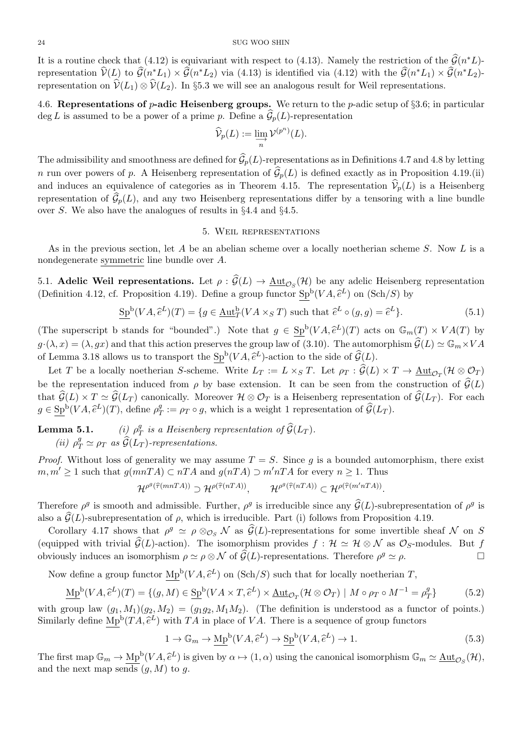It is a routine check that (4.12) is equivariant with respect to (4.13). Namely the restriction of the $\widehat{\mathcal{G}}(n^*L)$-representation $\widehat{\mathcal{V}}(L)$ to $\widehat{\mathcal{G}}(n^*L_1)\times\widehat{\mathcal{G}}(n^*L_2)$ via (4.13) is identified via (4.12) with the $\widehat{\mathcal{G}}(n^*L_1)\times\widehat{\mathcal{G}}(n^*L_2)$-representation on $\widehat{\mathcal{V}}(L_1)\otimes\widehat{\mathcal{V}}(L_2)$. In §5.3 we will see an analogous result for Weil representations.

4.6. **Representations of $p$-adic Heisenberg groups.** We return to the $p$-adic setup of §3.6; in particular $\deg L$ is assumed to be a power of a prime $p$. Define a $\widehat{\mathcal{G}}_p(L)$-representation

$$\widehat{\mathcal{V}}_p(L) := \varinjlim_n \mathcal{V}^{(p^n)}(L).$$

The admissibility and smoothness are defined for $\widehat{\mathcal{G}}_p(L)$-representations as in Definitions 4.7 and 4.8 by letting $n$ run over powers of $p$. A Heisenberg representation of $\widehat{\mathcal{G}}_p(L)$ is defined exactly as in Proposition 4.19.(ii) and induces an equivalence of categories as in Theorem 4.15. The representation $\widehat{\mathcal{V}}_p(L)$ is a Heisenberg representation of $\widehat{\mathcal{G}}_p(L)$, and any two Heisenberg representations differ by a tensoring with a line bundle over $S$. We also have the analogues of results in §4.4 and §4.5.

## 5. Weil representations

As in the previous section, let $A$ be an abelian scheme over a locally noetherian scheme $S$. Now $L$ is a nondegenerate symmetric line bundle over $A$.

5.1. **Adelic Weil representations.** Let $\rho:\widehat{\mathcal{G}}(L)\to\underline{\mathrm{Aut}}_{\mathcal{O}_S}(\mathcal{H})$ be any adelic Heisenberg representation (Definition 4.12, cf. Proposition 4.19). Define a group functor $\underline{\mathrm{Sp}}^{\mathrm{b}}(VA,\widehat{e}^L)$ on $(\mathrm{Sch}/S)$ by

$$\underline{\mathrm{Sp}}^{\mathrm{b}}(VA,\widehat{e}^L)(T)=\{g\in\underline{\mathrm{Aut}}^{\mathrm{b}}_T(VA\times_S T)\text{ such that }\widehat{e}^L\circ(g,g)=\widehat{e}^L\}. \tag{5.1}$$

(The superscript b stands for "bounded".) Note that $g\in\underline{\mathrm{Sp}}^{\mathrm{b}}(VA,\widehat{e}^L)(T)$ acts on $\mathbb{G}_m(T)\times VA(T)$ by $g\cdot(\lambda,x)=(\lambda,gx)$ and that this action preserves the group law of (3.10). The automorphism $\widehat{\mathcal{G}}(L)\simeq\mathbb{G}_m\times VA$ of Lemma 3.18 allows us to transport the $\underline{\mathrm{Sp}}^{\mathrm{b}}(VA,\widehat{e}^L)$-action to the side of $\widehat{\mathcal{G}}(L)$.

Let $T$ be a locally noetherian $S$-scheme. Write $L_T:=L\times_S T$. Let $\rho_T:\widehat{\mathcal{G}}(L)\times T\to\underline{\mathrm{Aut}}_{\mathcal{O}_T}(\mathcal{H}\otimes\mathcal{O}_T)$ be the representation induced from $\rho$ by base extension. It can be seen from the construction of $\widehat{\mathcal{G}}(L)$ that $\widehat{\mathcal{G}}(L)\times T\simeq\widehat{\mathcal{G}}(L_T)$ canonically. Moreover $\mathcal{H}\otimes\mathcal{O}_T$ is a Heisenberg representation of $\widehat{\mathcal{G}}(L_T)$. For each $g\in\underline{\mathrm{Sp}}^{\mathrm{b}}(VA,\widehat{e}^L)(T)$, define $\rho_T^g:=\rho_T\circ g$, which is a weight 1 representation of $\widehat{\mathcal{G}}(L_T)$.

**Lemma 5.1.** *(i) $\rho^g_T$ is a Heisenberg representation of $\widehat{\mathcal{G}}(L_T)$.*
*(ii) $\rho^g_T\simeq\rho_T$ as $\widehat{\mathcal{G}}(L_T)$-representations.*

*Proof.* Without loss of generality we may assume $T=S$. Since $g$ is a bounded automorphism, there exist $m,m'\geq 1$ such that $g(mnTA)\subset nTA$ and $g(nTA)\supset m'nTA$ for every $n\geq 1$. Thus

$$\mathcal{H}^{\rho^g(\widehat{\tau}(mnTA))}\supset\mathcal{H}^{\rho(\widehat{\tau}(nTA))},\qquad \mathcal{H}^{\rho^g(\widehat{\tau}(nTA))}\subset\mathcal{H}^{\rho(\widehat{\tau}(m'nTA))}.$$

Therefore $\rho^g$ is smooth and admissible. Further, $\rho^g$ is irreducible since any $\widehat{\mathcal{G}}(L)$-subrepresentation of $\rho^g$ is also a $\widehat{\mathcal{G}}(L)$-subrepresentation of $\rho$, which is irreducible. Part (i) follows from Proposition 4.19.

Corollary 4.17 shows that $\rho^g\simeq\rho\otimes_{\mathcal{O}_S}\mathcal{N}$ as $\widehat{\mathcal{G}}(L)$-representations for some invertible sheaf $\mathcal{N}$ on $S$ (equipped with trivial $\widehat{\mathcal{G}}(L)$-action). The isomorphism provides $f:\mathcal{H}\simeq\mathcal{H}\otimes\mathcal{N}$ as $\mathcal{O}_S$-modules. But $f$ obviously induces an isomorphism $\rho\simeq\rho\otimes\mathcal{N}$ of $\widehat{\mathcal{G}}(L)$-representations. Therefore $\rho^g\simeq\rho$. $\square$

Now define a group functor $\underline{\mathrm{Mp}}^{\mathrm{b}}(VA,\widehat{e}^L)$ on $(\mathrm{Sch}/S)$ such that for locally noetherian $T$,

$$\underline{\mathrm{Mp}}^{\mathrm{b}}(VA,\widehat{e}^L)(T)=\{(g,M)\in\underline{\mathrm{Sp}}^{\mathrm{b}}(VA\times T,\widehat{e}^L)\times\underline{\mathrm{Aut}}_{\mathcal{O}_T}(\mathcal{H}\otimes\mathcal{O}_T)\mid M\circ\rho_T\circ M^{-1}=\rho^g_T\} \tag{5.2}$$

with group law $(g_1,M_1)(g_2,M_2)=(g_1g_2,M_1M_2)$. (The definition is understood as a functor of points.) Similarly define $\underline{\mathrm{Mp}}^{\mathrm{b}}(TA,\widehat{e}^L)$ with $TA$ in place of $VA$. There is a sequence of group functors

$$1\to\mathbb{G}_m\to\underline{\mathrm{Mp}}^{\mathrm{b}}(VA,\widehat{e}^L)\to\underline{\mathrm{Sp}}^{\mathrm{b}}(VA,\widehat{e}^L)\to 1. \tag{5.3}$$

The first map $\mathbb{G}_m\to\underline{\mathrm{Mp}}^{\mathrm{b}}(VA,\widehat{e}^L)$ is given by $\alpha\mapsto(1,\alpha)$ using the canonical isomorphism $\mathbb{G}_m\simeq\underline{\mathrm{Aut}}_{\mathcal{O}_S}(\mathcal{H})$, and the next map sends $(g,M)$ to $g$.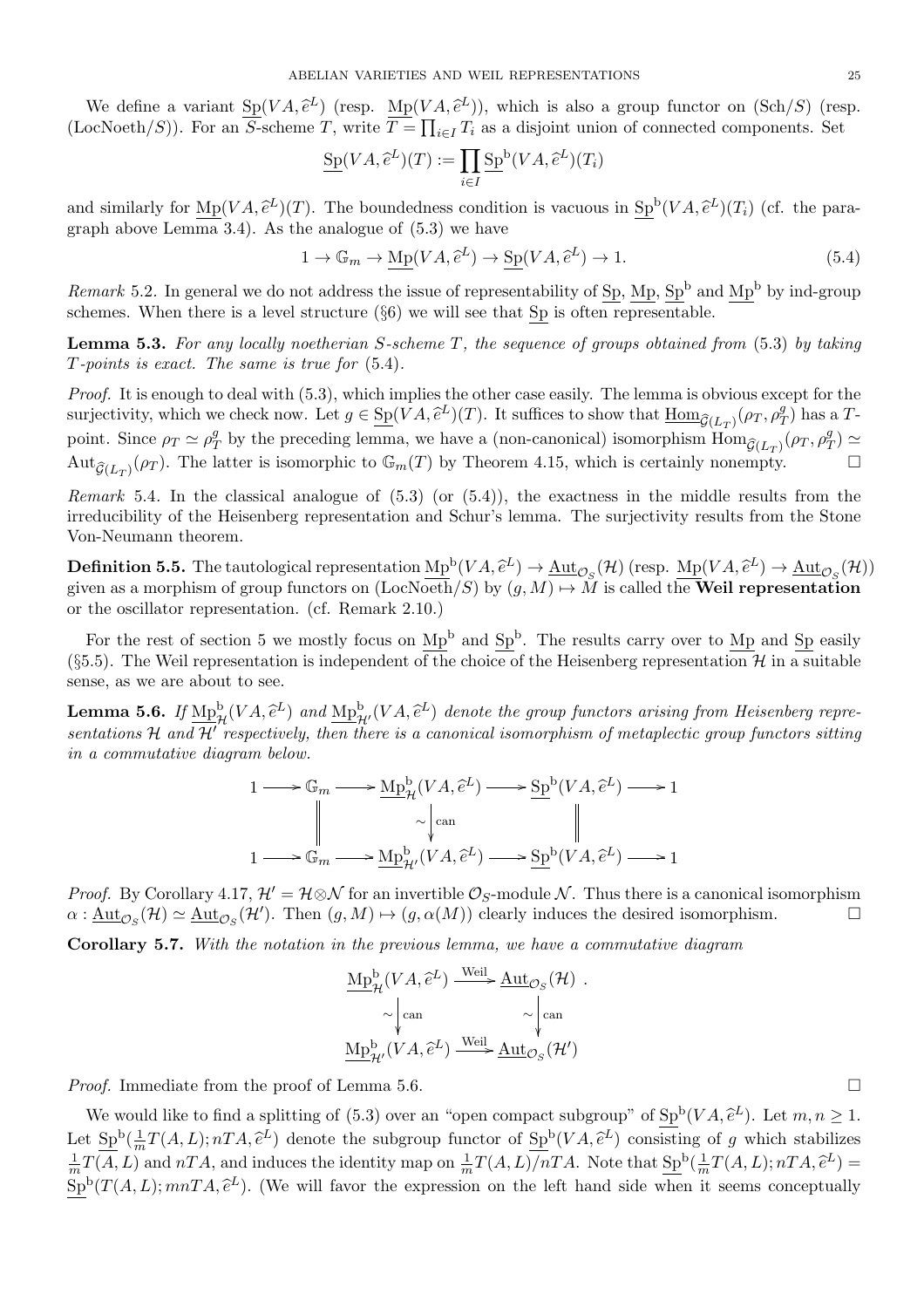We define a variant $\underline{\mathrm{Sp}}(VA, \widehat{e}^L)$ (resp. $\underline{\mathrm{Mp}}(VA, \widehat{e}^L)$), which is also a group functor on (Sch/$S$) (resp. (LocNoeth/$S$)). For an $S$-scheme $T$, write $T = \coprod_{i\in I} T_i$ as a disjoint union of connected components. Set

$$\underline{\mathrm{Sp}}(VA, \widehat{e}^L)(T) := \prod_{i\in I} \underline{\mathrm{Sp}}^{\mathrm{b}}(VA, \widehat{e}^L)(T_i)$$

and similarly for $\underline{\mathrm{Mp}}(VA, \widehat{e}^L)(T)$. The boundedness condition is vacuous in $\underline{\mathrm{Sp}}^{\mathrm{b}}(VA, \widehat{e}^L)(T_i)$ (cf. the paragraph above Lemma 3.4). As the analogue of (5.3) we have

$$1 \to \mathbb{G}_m \to \underline{\mathrm{Mp}}(VA, \widehat{e}^L) \to \underline{\mathrm{Sp}}(VA, \widehat{e}^L) \to 1. \tag{5.4}$$

*Remark* 5.2. In general we do not address the issue of representability of $\underline{\mathrm{Sp}}$, $\underline{\mathrm{Mp}}$, $\underline{\mathrm{Sp}}^{\mathrm{b}}$ and $\underline{\mathrm{Mp}}^{\mathrm{b}}$ by ind-group schemes. When there is a level structure (§6) we will see that $\underline{\mathrm{Sp}}$ is often representable.

**Lemma 5.3.** *For any locally noetherian $S$-scheme $T$, the sequence of groups obtained from* (5.3) *by taking $T$-points is exact. The same is true for* (5.4).

*Proof.* It is enough to deal with (5.3), which implies the other case easily. The lemma is obvious except for the surjectivity, which we check now. Let $g \in \underline{\mathrm{Sp}}(VA, \widehat{e}^L)(T)$. It suffices to show that $\underline{\mathrm{Hom}}_{\widehat{\mathcal{G}}(L_T)}(\rho_T, \rho_T^g)$ has a $T$-point. Since $\rho_T \simeq \rho_T^g$ by the preceding lemma, we have a (non-canonical) isomorphism $\underline{\mathrm{Hom}}_{\widehat{\mathcal{G}}(L_T)}(\rho_T, \rho_T^g) \simeq \mathrm{Aut}_{\widehat{\mathcal{G}}(L_T)}(\rho_T)$. The latter is isomorphic to $\mathbb{G}_m(T)$ by Theorem 4.15, which is certainly nonempty. $\square$

*Remark* 5.4. In the classical analogue of (5.3) (or (5.4)), the exactness in the middle results from the irreducibility of the Heisenberg representation and Schur's lemma. The surjectivity results from the Stone Von-Neumann theorem.

**Definition 5.5.** The tautological representation $\underline{\mathrm{Mp}}^{\mathrm{b}}(VA, \widehat{e}^L) \to \underline{\mathrm{Aut}}_{\mathcal{O}_S}(\mathcal{H})$ (resp. $\underline{\mathrm{Mp}}(VA, \widehat{e}^L) \to \underline{\mathrm{Aut}}_{\mathcal{O}_S}(\mathcal{H})$) given as a morphism of group functors on (LocNoeth/$S$) by $(g, M) \mapsto M$ is called the **Weil representation** or the oscillator representation. (cf. Remark 2.10.)

For the rest of section 5 we mostly focus on $\underline{\mathrm{Mp}}^{\mathrm{b}}$ and $\underline{\mathrm{Sp}}^{\mathrm{b}}$. The results carry over to $\underline{\mathrm{Mp}}$ and $\underline{\mathrm{Sp}}$ easily (§5.5). The Weil representation is independent of the choice of the Heisenberg representation $\mathcal{H}$ in a suitable sense, as we are about to see.

**Lemma 5.6.** *If $\underline{\mathrm{Mp}}^{\mathrm{b}}_{\mathcal{H}}(VA, \widehat{e}^L)$ and $\underline{\mathrm{Mp}}^{\mathrm{b}}_{\mathcal{H}'}(VA, \widehat{e}^L)$ denote the group functors arising from Heisenberg representations $\mathcal{H}$ and $\mathcal{H}'$ respectively, then there is a canonical isomorphism of metaplectic group functors sitting in a commutative diagram below.*

$$\begin{array}{ccccccccc}
1 & \to & \mathbb{G}_m & \to & \underline{\mathrm{Mp}}^{\mathrm{b}}_{\mathcal{H}}(VA, \widehat{e}^L) & \to & \underline{\mathrm{Sp}}^{\mathrm{b}}(VA, \widehat{e}^L) & \to & 1 \\
 & & \| & & \wr\downarrow \mathrm{can} & & \| & & \\
1 & \to & \mathbb{G}_m & \to & \underline{\mathrm{Mp}}^{\mathrm{b}}_{\mathcal{H}'}(VA, \widehat{e}^L) & \to & \underline{\mathrm{Sp}}^{\mathrm{b}}(VA, \widehat{e}^L) & \to & 1
\end{array}$$

*Proof.* By Corollary 4.17, $\mathcal{H}' = \mathcal{H} \otimes \mathcal{N}$ for an invertible $\mathcal{O}_S$-module $\mathcal{N}$. Thus there is a canonical isomorphism $\alpha : \underline{\mathrm{Aut}}_{\mathcal{O}_S}(\mathcal{H}) \simeq \underline{\mathrm{Aut}}_{\mathcal{O}_S}(\mathcal{H}')$. Then $(g, M) \mapsto (g, \alpha(M))$ clearly induces the desired isomorphism. $\square$

**Corollary 5.7.** *With the notation in the previous lemma, we have a commutative diagram*

$$\begin{array}{ccc}
\underline{\mathrm{Mp}}^{\mathrm{b}}_{\mathcal{H}}(VA, \widehat{e}^L) & \xrightarrow{\mathrm{Weil}} & \underline{\mathrm{Aut}}_{\mathcal{O}_S}(\mathcal{H}) \\
\wr\downarrow \mathrm{can} & & \wr\downarrow \mathrm{can} \\
\underline{\mathrm{Mp}}^{\mathrm{b}}_{\mathcal{H}'}(VA, \widehat{e}^L) & \xrightarrow{\mathrm{Weil}} & \underline{\mathrm{Aut}}_{\mathcal{O}_S}(\mathcal{H}')
\end{array}$$

*Proof.* Immediate from the proof of Lemma 5.6. $\square$

We would like to find a splitting of (5.3) over an "open compact subgroup" of $\underline{\mathrm{Sp}}^{\mathrm{b}}(VA, \widehat{e}^L)$. Let $m, n \geq 1$. Let $\underline{\mathrm{Sp}}^{\mathrm{b}}(\frac{1}{m}T(A, L); nTA, \widehat{e}^L)$ denote the subgroup functor of $\underline{\mathrm{Sp}}^{\mathrm{b}}(VA, \widehat{e}^L)$ consisting of $g$ which stabilizes $\frac{1}{m}T(A, L)$ and $nTA$, and induces the identity map on $\frac{1}{m}T(A, L)/nTA$. Note that $\underline{\mathrm{Sp}}^{\mathrm{b}}(\frac{1}{m}T(A, L); nTA, \widehat{e}^L) = \underline{\mathrm{Sp}}^{\mathrm{b}}(T(A, L); mnTA, \widehat{e}^L)$. (We will favor the expression on the left hand side when it seems conceptually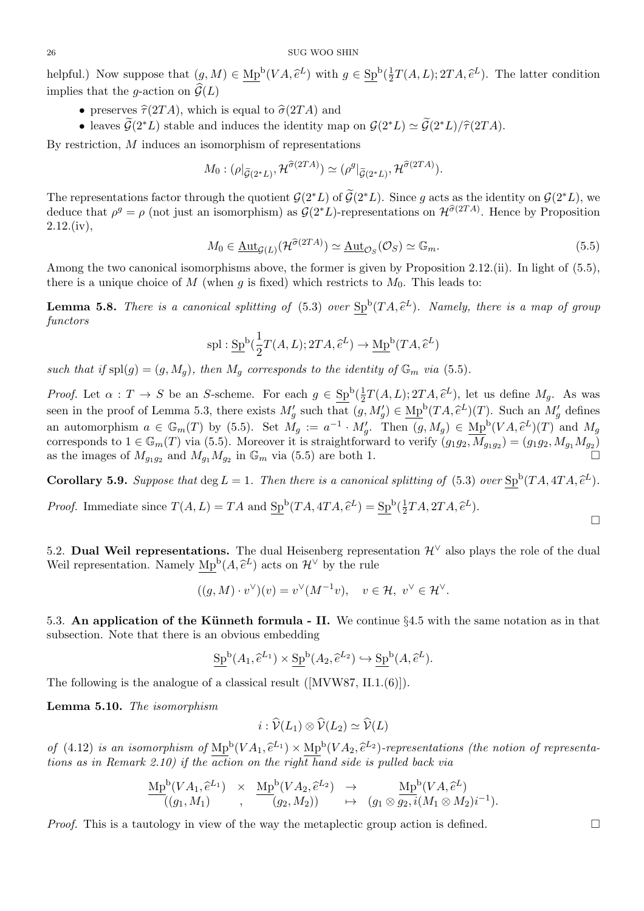helpful.) Now suppose that $(g, M) \in \underline{\mathrm{Mp}}^{\mathrm{b}}(VA, \widehat{e}^L)$ with $g \in \underline{\mathrm{Sp}}^{\mathrm{b}}(\frac{1}{2}T(A,L); 2TA, \widehat{e}^L)$. The latter condition implies that the $g$-action on $\widehat{\mathcal{G}}(L)$

- preserves $\widehat{\tau}(2TA)$, which is equal to $\widehat{\sigma}(2TA)$ and
- leaves $\widetilde{\mathcal{G}}(2^*L)$ stable and induces the identity map on $\mathcal{G}(2^*L) \simeq \widetilde{\mathcal{G}}(2^*L)/\widehat{\tau}(2TA)$.

By restriction, $M$ induces an isomorphism of representations

$$M_0 : (\rho|_{\widetilde{\mathcal{G}}(2^*L)}, \mathcal{H}^{\widehat{\sigma}(2TA)}) \simeq (\rho^g|_{\widetilde{\mathcal{G}}(2^*L)}, \mathcal{H}^{\widehat{\sigma}(2TA)}).$$

The representations factor through the quotient $\mathcal{G}(2^*L)$ of $\widetilde{\mathcal{G}}(2^*L)$. Since $g$ acts as the identity on $\mathcal{G}(2^*L)$, we deduce that $\rho^g = \rho$ (not just an isomorphism) as $\mathcal{G}(2^*L)$-representations on $\mathcal{H}^{\widehat{\sigma}(2TA)}$. Hence by Proposition 2.12.(iv),

$$M_0 \in \underline{\mathrm{Aut}}_{\mathcal{G}(L)}(\mathcal{H}^{\widehat{\sigma}(2TA)}) \simeq \underline{\mathrm{Aut}}_{\mathcal{O}_S}(\mathcal{O}_S) \simeq \mathbb{G}_m. \tag{5.5}$$

Among the two canonical isomorphisms above, the former is given by Proposition 2.12.(ii). In light of (5.5), there is a unique choice of $M$ (when $g$ is fixed) which restricts to $M_0$. This leads to:

**Lemma 5.8.** *There is a canonical splitting of* (5.3) *over* $\underline{\mathrm{Sp}}^{\mathrm{b}}(TA, \widehat{e}^L)$. *Namely, there is a map of group functors*

$$\mathrm{spl} : \underline{\mathrm{Sp}}^{\mathrm{b}}(\frac{1}{2}T(A,L); 2TA, \widehat{e}^L) \to \underline{\mathrm{Mp}}^{\mathrm{b}}(TA, \widehat{e}^L)$$

*such that if* $\mathrm{spl}(g) = (g, M_g)$, *then* $M_g$ *corresponds to the identity of* $\mathbb{G}_m$ *via* (5.5).

*Proof.* Let $\alpha : T \to S$ be an $S$-scheme. For each $g \in \underline{\mathrm{Sp}}^{\mathrm{b}}(\frac{1}{2}T(A,L); 2TA, \widehat{e}^L)$, let us define $M_g$. As was seen in the proof of Lemma 5.3, there exists $M'_g$ such that $(g, M'_g) \in \underline{\mathrm{Mp}}^{\mathrm{b}}(TA, \widehat{e}^L)(T)$. Such an $M'_g$ defines an automorphism $a \in \mathbb{G}_m(T)$ by (5.5). Set $M_g := a^{-1} \cdot M'_g$. Then $(g, M_g) \in \underline{\mathrm{Mp}}^{\mathrm{b}}(VA, \widehat{e}^L)(T)$ and $M_g$ corresponds to $1 \in \mathbb{G}_m(T)$ via (5.5). Moreover it is straightforward to verify $(g_1g_2, M_{g_1g_2}) = (g_1g_2, M_{g_1}M_{g_2})$ as the images of $M_{g_1g_2}$ and $M_{g_1}M_{g_2}$ in $\mathbb{G}_m$ via (5.5) are both 1. □

**Corollary 5.9.** *Suppose that* $\deg L = 1$. *Then there is a canonical splitting of* (5.3) *over* $\underline{\mathrm{Sp}}^{\mathrm{b}}(TA, 4TA, \widehat{e}^L)$.

*Proof.* Immediate since $T(A,L) = TA$ and $\underline{\mathrm{Sp}}^{\mathrm{b}}(TA, 4TA, \widehat{e}^L) = \underline{\mathrm{Sp}}^{\mathrm{b}}(\frac{1}{2}TA, 2TA, \widehat{e}^L)$. □

5.2. **Dual Weil representations.** The dual Heisenberg representation $\mathcal{H}^\vee$ also plays the role of the dual Weil representation. Namely $\underline{\mathrm{Mp}}^{\mathrm{b}}(A, \widehat{e}^L)$ acts on $\mathcal{H}^\vee$ by the rule

$$((g, M) \cdot v^\vee)(v) = v^\vee(M^{-1}v), \quad v \in \mathcal{H},\ v^\vee \in \mathcal{H}^\vee.$$

5.3. **An application of the Künneth formula - II.** We continue §4.5 with the same notation as in that subsection. Note that there is an obvious embedding

$$\underline{\mathrm{Sp}}^{\mathrm{b}}(A_1, \widehat{e}^{L_1}) \times \underline{\mathrm{Sp}}^{\mathrm{b}}(A_2, \widehat{e}^{L_2}) \hookrightarrow \underline{\mathrm{Sp}}^{\mathrm{b}}(A, \widehat{e}^L).$$

The following is the analogue of a classical result ([MVW87, II.1.(6)]).

**Lemma 5.10.** *The isomorphism*

$$i : \widehat{\mathcal{V}}(L_1) \otimes \widehat{\mathcal{V}}(L_2) \simeq \widehat{\mathcal{V}}(L)$$

*of* (4.12) *is an isomorphism of* $\underline{\mathrm{Mp}}^{\mathrm{b}}(VA_1, \widehat{e}^{L_1}) \times \underline{\mathrm{Mp}}^{\mathrm{b}}(VA_2, \widehat{e}^{L_2})$*-representations (the notion of representations as in Remark 2.10) if the action on the right hand side is pulled back via*

$$\begin{array}{ccccc} \underline{\mathrm{Mp}}^{\mathrm{b}}(VA_1, \widehat{e}^{L_1}) & \times & \underline{\mathrm{Mp}}^{\mathrm{b}}(VA_2, \widehat{e}^{L_2}) & \to & \underline{\mathrm{Mp}}^{\mathrm{b}}(VA, \widehat{e}^L) \\ ((g_1, M_1) & , & (g_2, M_2)) & \mapsto & (g_1 \otimes g_2, i(M_1 \otimes M_2)i^{-1}). \end{array}$$

*Proof.* This is a tautology in view of the way the metaplectic group action is defined. □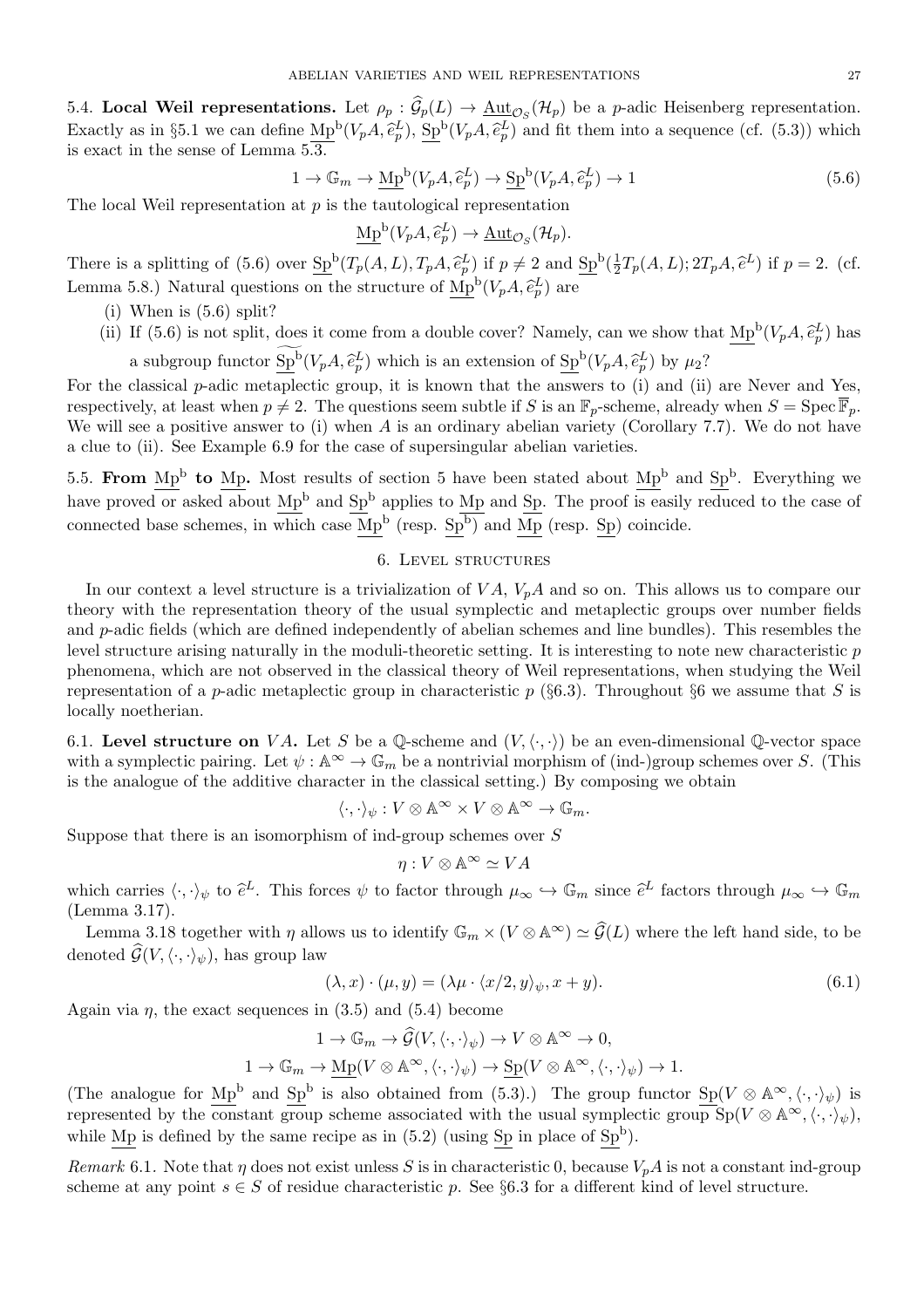5.4. **Local Weil representations.** Let $\rho_p : \widehat{\mathcal{G}}_p(L) \to \underline{\mathrm{Aut}}_{\mathcal{O}_S}(\mathcal{H}_p)$ be a $p$-adic Heisenberg representation. Exactly as in §5.1 we can define $\underline{\mathrm{Mp}}^{\mathrm{b}}(V_pA, \widehat{e}^L_p)$, $\underline{\mathrm{Sp}}^{\mathrm{b}}(V_pA, \widehat{e}^L_p)$ and fit them into a sequence (cf. (5.3)) which is exact in the sense of Lemma 5.3.

$$1 \to \mathbb{G}_m \to \underline{\mathrm{Mp}}^{\mathrm{b}}(V_pA, \widehat{e}^L_p) \to \underline{\mathrm{Sp}}^{\mathrm{b}}(V_pA, \widehat{e}^L_p) \to 1 \tag{5.6}$$

The local Weil representation at $p$ is the tautological representation

$$\underline{\mathrm{Mp}}^{\mathrm{b}}(V_pA, \widehat{e}^L_p) \to \underline{\mathrm{Aut}}_{\mathcal{O}_S}(\mathcal{H}_p).$$

There is a splitting of (5.6) over $\underline{\mathrm{Sp}}^{\mathrm{b}}(T_p(A,L), T_pA, \widehat{e}^L_p)$ if $p \neq 2$ and $\underline{\mathrm{Sp}}^{\mathrm{b}}(\frac{1}{2}T_p(A,L); 2T_pA, \widehat{e}^L)$ if $p = 2$. (cf. Lemma 5.8.) Natural questions on the structure of $\underline{\mathrm{Mp}}^{\mathrm{b}}(V_pA, \widehat{e}^L_p)$ are

(i) When is (5.6) split?

(ii) If (5.6) is not split, does it come from a double cover? Namely, can we show that $\underline{\mathrm{Mp}}^{\mathrm{b}}(V_pA, \widehat{e}^L_p)$ has a subgroup functor $\widetilde{\underline{\mathrm{Sp}}^{\mathrm{b}}}(V_pA, \widehat{e}^L_p)$ which is an extension of $\underline{\mathrm{Sp}}^{\mathrm{b}}(V_pA, \widehat{e}^L_p)$ by $\mu_2$?

For the classical $p$-adic metaplectic group, it is known that the answers to (i) and (ii) are Never and Yes, respectively, at least when $p \neq 2$. The questions seem subtle if $S$ is an $\mathbb{F}_p$-scheme, already when $S = \mathrm{Spec}\,\overline{\mathbb{F}}_p$. We will see a positive answer to (i) when $A$ is an ordinary abelian variety (Corollary 7.7). We do not have a clue to (ii). See Example 6.9 for the case of supersingular abelian varieties.

5.5. **From $\underline{\mathrm{Mp}}^{\mathrm{b}}$ to $\underline{\mathrm{Mp}}$.** Most results of section 5 have been stated about $\underline{\mathrm{Mp}}^{\mathrm{b}}$ and $\underline{\mathrm{Sp}}^{\mathrm{b}}$. Everything we have proved or asked about $\underline{\mathrm{Mp}}^{\mathrm{b}}$ and $\underline{\mathrm{Sp}}^{\mathrm{b}}$ applies to $\underline{\mathrm{Mp}}$ and $\underline{\mathrm{Sp}}$. The proof is easily reduced to the case of connected base schemes, in which case $\underline{\mathrm{Mp}}^{\mathrm{b}}$ (resp. $\underline{\mathrm{Sp}}^{\mathrm{b}}$) and $\underline{\mathrm{Mp}}$ (resp. $\underline{\mathrm{Sp}}$) coincide.

## 6. Level structures

In our context a level structure is a trivialization of $VA$, $V_pA$ and so on. This allows us to compare our theory with the representation theory of the usual symplectic and metaplectic groups over number fields and $p$-adic fields (which are defined independently of abelian schemes and line bundles). This resembles the level structure arising naturally in the moduli-theoretic setting. It is interesting to note new characteristic $p$ phenomena, which are not observed in the classical theory of Weil representations, when studying the Weil representation of a $p$-adic metaplectic group in characteristic $p$ (§6.3). Throughout §6 we assume that $S$ is locally noetherian.

6.1. **Level structure on $VA$.** Let $S$ be a $\mathbb{Q}$-scheme and $(V, \langle\cdot,\cdot\rangle)$ be an even-dimensional $\mathbb{Q}$-vector space with a symplectic pairing. Let $\psi : \mathbb{A}^\infty \to \mathbb{G}_m$ be a nontrivial morphism of (ind-)group schemes over $S$. (This is the analogue of the additive character in the classical setting.) By composing we obtain

$$\langle\cdot,\cdot\rangle_\psi : V \otimes \mathbb{A}^\infty \times V \otimes \mathbb{A}^\infty \to \mathbb{G}_m.$$

Suppose that there is an isomorphism of ind-group schemes over $S$

$$\eta : V \otimes \mathbb{A}^\infty \simeq VA$$

which carries $\langle\cdot,\cdot\rangle_\psi$ to $\widehat{e}^L$. This forces $\psi$ to factor through $\mu_\infty \hookrightarrow \mathbb{G}_m$ since $\widehat{e}^L$ factors through $\mu_\infty \hookrightarrow \mathbb{G}_m$ (Lemma 3.17).

Lemma 3.18 together with $\eta$ allows us to identify $\mathbb{G}_m \times (V \otimes \mathbb{A}^\infty) \simeq \widehat{\mathcal{G}}(L)$ where the left hand side, to be denoted $\widehat{\mathcal{G}}(V, \langle\cdot,\cdot\rangle_\psi)$, has group law

$$(\lambda, x) \cdot (\mu, y) = (\lambda\mu \cdot \langle x/2, y\rangle_\psi, x + y). \tag{6.1}$$

Again via $\eta$, the exact sequences in (3.5) and (5.4) become

$$1 \to \mathbb{G}_m \to \widehat{\mathcal{G}}(V, \langle\cdot,\cdot\rangle_\psi) \to V \otimes \mathbb{A}^\infty \to 0,$$

$$1 \to \mathbb{G}_m \to \underline{\mathrm{Mp}}(V \otimes \mathbb{A}^\infty, \langle\cdot,\cdot\rangle_\psi) \to \underline{\mathrm{Sp}}(V \otimes \mathbb{A}^\infty, \langle\cdot,\cdot\rangle_\psi) \to 1.$$

(The analogue for $\underline{\mathrm{Mp}}^{\mathrm{b}}$ and $\underline{\mathrm{Sp}}^{\mathrm{b}}$ is also obtained from (5.3).) The group functor $\underline{\mathrm{Sp}}(V \otimes \mathbb{A}^\infty, \langle\cdot,\cdot\rangle_\psi)$ is represented by the constant group scheme associated with the usual symplectic group $\mathrm{Sp}(V \otimes \mathbb{A}^\infty, \langle\cdot,\cdot\rangle_\psi)$, while $\underline{\mathrm{Mp}}$ is defined by the same recipe as in (5.2) (using $\underline{\mathrm{Sp}}$ in place of $\underline{\mathrm{Sp}}^{\mathrm{b}}$).

*Remark* 6.1. Note that $\eta$ does not exist unless $S$ is in characteristic 0, because $V_pA$ is not a constant ind-group scheme at any point $s \in S$ of residue characteristic $p$. See §6.3 for a different kind of level structure.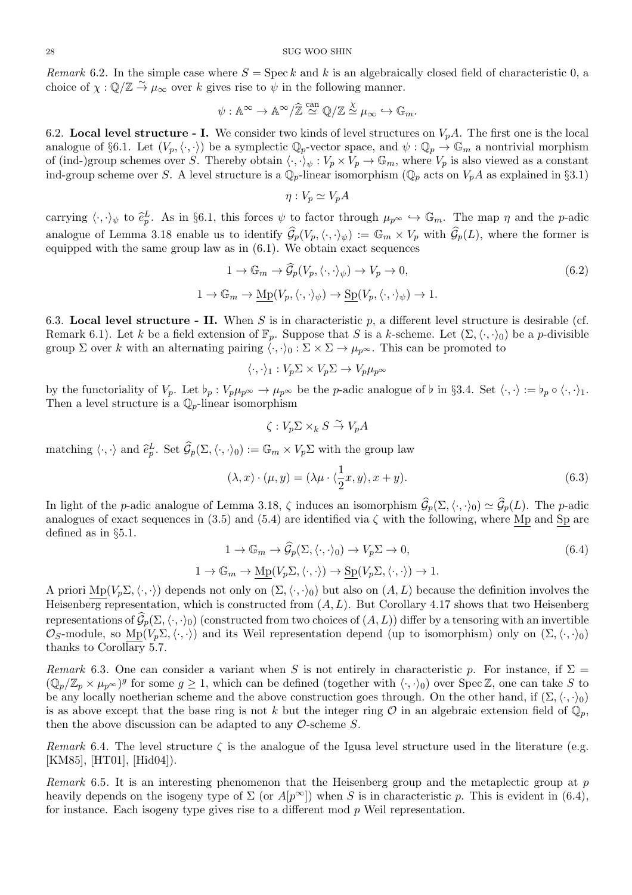*Remark* 6.2. In the simple case where $S = \operatorname{Spec} k$ and $k$ is an algebraically closed field of characteristic 0, a choice of $\chi : \mathbb{Q}/\mathbb{Z} \overset{\sim}{\to} \mu_\infty$ over $k$ gives rise to $\psi$ in the following manner.

$$\psi : \mathbb{A}^\infty \to \mathbb{A}^\infty/\widehat{\mathbb{Z}} \overset{\text{can}}{\simeq} \mathbb{Q}/\mathbb{Z} \overset{\chi}{\simeq} \mu_\infty \hookrightarrow \mathbb{G}_m.$$

6.2. **Local level structure - I.** We consider two kinds of level structures on $V_pA$. The first one is the local analogue of §6.1. Let $(V_p, \langle\cdot,\cdot\rangle)$ be a symplectic $\mathbb{Q}_p$-vector space, and $\psi : \mathbb{Q}_p \to \mathbb{G}_m$ a nontrivial morphism of (ind-)group schemes over $S$. Thereby obtain $\langle\cdot,\cdot\rangle_\psi : V_p \times V_p \to \mathbb{G}_m$, where $V_p$ is also viewed as a constant ind-group scheme over $S$. A level structure is a $\mathbb{Q}_p$-linear isomorphism ($\mathbb{Q}_p$ acts on $V_pA$ as explained in §3.1)

$$\eta : V_p \simeq V_pA$$

carrying $\langle\cdot,\cdot\rangle_\psi$ to $\widehat{e}^L_p$. As in §6.1, this forces $\psi$ to factor through $\mu_{p^\infty} \hookrightarrow \mathbb{G}_m$. The map $\eta$ and the $p$-adic analogue of Lemma 3.18 enable us to identify $\widehat{\mathcal{G}}_p(V_p, \langle\cdot,\cdot\rangle_\psi) := \mathbb{G}_m \times V_p$ with $\widehat{\mathcal{G}}_p(L)$, where the former is equipped with the same group law as in (6.1). We obtain exact sequences

$$1 \to \mathbb{G}_m \to \widehat{\mathcal{G}}_p(V_p, \langle\cdot,\cdot\rangle_\psi) \to V_p \to 0, \tag{6.2}$$

$$1 \to \mathbb{G}_m \to \underline{\mathrm{Mp}}(V_p, \langle\cdot,\cdot\rangle_\psi) \to \underline{\mathrm{Sp}}(V_p, \langle\cdot,\cdot\rangle_\psi) \to 1.$$

6.3. **Local level structure - II.** When $S$ is in characteristic $p$, a different level structure is desirable (cf. Remark 6.1). Let $k$ be a field extension of $\mathbb{F}_p$. Suppose that $S$ is a $k$-scheme. Let $(\Sigma, \langle\cdot,\cdot\rangle_0)$ be a $p$-divisible group $\Sigma$ over $k$ with an alternating pairing $\langle\cdot,\cdot\rangle_0 : \Sigma \times \Sigma \to \mu_{p^\infty}$. This can be promoted to

$$\langle\cdot,\cdot\rangle_1 : V_p\Sigma \times V_p\Sigma \to V_p\mu_{p^\infty}$$

by the functoriality of $V_p$. Let $\flat_p : V_p\mu_{p^\infty} \to \mu_{p^\infty}$ be the $p$-adic analogue of $\flat$ in §3.4. Set $\langle\cdot,\cdot\rangle := \flat_p \circ \langle\cdot,\cdot\rangle_1$. Then a level structure is a $\mathbb{Q}_p$-linear isomorphism

$$\zeta : V_p\Sigma \times_k S \overset{\sim}{\to} V_pA$$

matching $\langle\cdot,\cdot\rangle$ and $\widehat{e}^L_p$. Set $\widehat{\mathcal{G}}_p(\Sigma, \langle\cdot,\cdot\rangle_0) := \mathbb{G}_m \times V_p\Sigma$ with the group law

$$(\lambda, x) \cdot (\mu, y) = (\lambda\mu \cdot \langle \frac{1}{2}x, y\rangle, x + y). \tag{6.3}$$

In light of the $p$-adic analogue of Lemma 3.18, $\zeta$ induces an isomorphism $\widehat{\mathcal{G}}_p(\Sigma, \langle\cdot,\cdot\rangle_0) \simeq \widehat{\mathcal{G}}_p(L)$. The $p$-adic analogues of exact sequences in (3.5) and (5.4) are identified via $\zeta$ with the following, where $\underline{\mathrm{Mp}}$ and $\underline{\mathrm{Sp}}$ are defined as in §5.1.

$$1 \to \mathbb{G}_m \to \widehat{\mathcal{G}}_p(\Sigma, \langle\cdot,\cdot\rangle_0) \to V_p\Sigma \to 0, \tag{6.4}$$

$$1 \to \mathbb{G}_m \to \underline{\mathrm{Mp}}(V_p\Sigma, \langle\cdot,\cdot\rangle) \to \underline{\mathrm{Sp}}(V_p\Sigma, \langle\cdot,\cdot\rangle) \to 1.$$

A priori $\underline{\mathrm{Mp}}(V_p\Sigma, \langle\cdot,\cdot\rangle)$ depends not only on $(\Sigma, \langle\cdot,\cdot\rangle_0)$ but also on $(A, L)$ because the definition involves the Heisenberg representation, which is constructed from $(A, L)$. But Corollary 4.17 shows that two Heisenberg representations of $\widehat{\mathcal{G}}_p(\Sigma, \langle\cdot,\cdot\rangle_0)$ (constructed from two choices of $(A, L)$) differ by a tensoring with an invertible $\mathcal{O}_S$-module, so $\underline{\mathrm{Mp}}(V_p\Sigma, \langle\cdot,\cdot\rangle)$ and its Weil representation depend (up to isomorphism) only on $(\Sigma, \langle\cdot,\cdot\rangle_0)$ thanks to Corollary 5.7.

*Remark* 6.3. One can consider a variant when $S$ is not entirely in characteristic $p$. For instance, if $\Sigma = (\mathbb{Q}_p/\mathbb{Z}_p \times \mu_{p^\infty})^g$ for some $g \geq 1$, which can be defined (together with $\langle\cdot,\cdot\rangle_0$) over $\operatorname{Spec} \mathbb{Z}$, one can take $S$ to be any locally noetherian scheme and the above construction goes through. On the other hand, if $(\Sigma, \langle\cdot,\cdot\rangle_0)$ is as above except that the base ring is not $k$ but the integer ring $\mathcal{O}$ in an algebraic extension field of $\mathbb{Q}_p$, then the above discussion can be adapted to any $\mathcal{O}$-scheme $S$.

*Remark* 6.4. The level structure $\zeta$ is the analogue of the Igusa level structure used in the literature (e.g. [KM85], [HT01], [Hid04]).

*Remark* 6.5. It is an interesting phenomenon that the Heisenberg group and the metaplectic group at $p$ heavily depends on the isogeny type of $\Sigma$ (or $A[p^\infty]$) when $S$ is in characteristic $p$. This is evident in (6.4), for instance. Each isogeny type gives rise to a different mod $p$ Weil representation.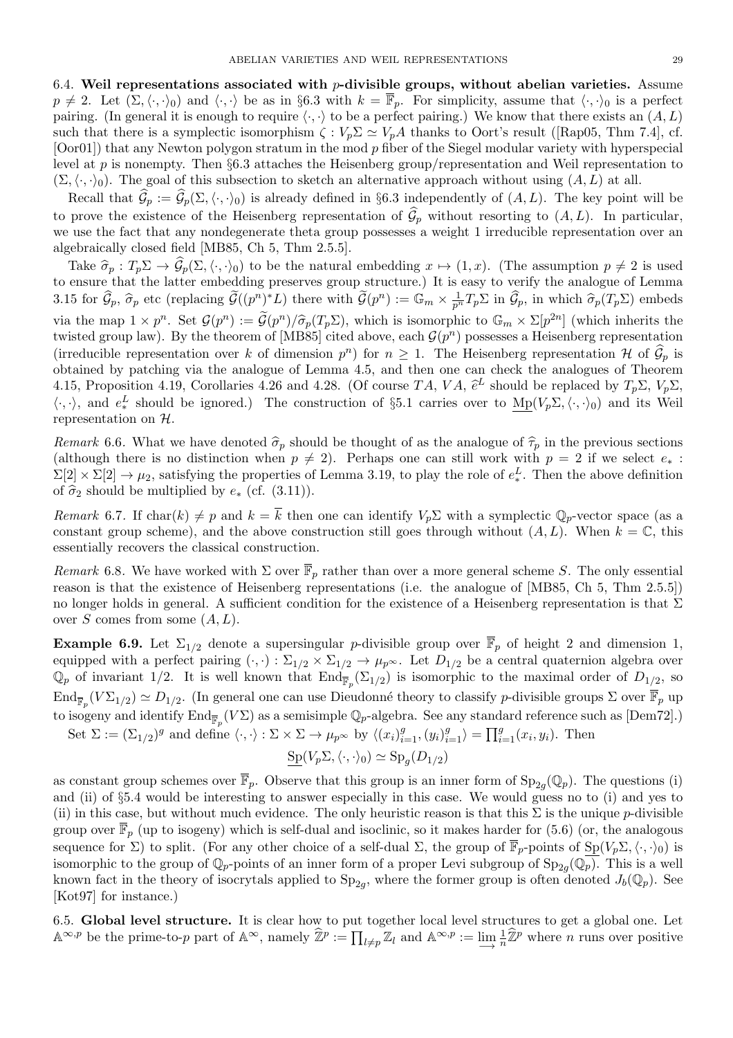**6.4. Weil representations associated with $p$-divisible groups, without abelian varieties.** Assume $p \neq 2$. Let $(\Sigma, \langle \cdot, \cdot \rangle_0)$ and $\langle \cdot, \cdot \rangle$ be as in §6.3 with $k = \overline{\mathbb{F}}_p$. For simplicity, assume that $\langle \cdot, \cdot \rangle_0$ is a perfect pairing. (In general it is enough to require $\langle \cdot, \cdot \rangle$ to be a perfect pairing.) We know that there exists an $(A, L)$ such that there is a symplectic isomorphism $\zeta : V_p\Sigma \simeq V_pA$ thanks to Oort's result ([Rap05, Thm 7.4], cf. [Oor01]) that any Newton polygon stratum in the mod $p$ fiber of the Siegel modular variety with hyperspecial level at $p$ is nonempty. Then §6.3 attaches the Heisenberg group/representation and Weil representation to $(\Sigma, \langle \cdot, \cdot \rangle_0)$. The goal of this subsection to sketch an alternative approach without using $(A, L)$ at all.

Recall that $\widehat{\mathcal{G}}_p := \widehat{\mathcal{G}}_p(\Sigma, \langle \cdot, \cdot \rangle_0)$ is already defined in §6.3 independently of $(A, L)$. The key point will be to prove the existence of the Heisenberg representation of $\widehat{\mathcal{G}}_p$ without resorting to $(A, L)$. In particular, we use the fact that any nondegenerate theta group possesses a weight 1 irreducible representation over an algebraically closed field [MB85, Ch 5, Thm 2.5.5].

Take $\widehat{\sigma}_p : T_p\Sigma \to \widehat{\mathcal{G}}_p(\Sigma, \langle \cdot, \cdot \rangle_0)$ to be the natural embedding $x \mapsto (1, x)$. (The assumption $p \neq 2$ is used to ensure that the latter embedding preserves group structure.) It is easy to verify the analogue of Lemma 3.15 for $\widehat{\mathcal{G}}_p$, $\widehat{\sigma}_p$ etc (replacing $\widetilde{\mathcal{G}}((p^n)^*L)$ there with $\widetilde{\mathcal{G}}(p^n) := \mathbb{G}_m \times \frac{1}{p^n} T_p\Sigma$ in $\widehat{\mathcal{G}}_p$, in which $\widehat{\sigma}_p(T_p\Sigma)$ embeds via the map $1 \times p^n$. Set $\mathcal{G}(p^n) := \widetilde{\mathcal{G}}(p^n)/\widehat{\sigma}_p(T_p\Sigma)$, which is isomorphic to $\mathbb{G}_m \times \Sigma[p^{2n}]$ (which inherits the twisted group law). By the theorem of [MB85] cited above, each $\mathcal{G}(p^n)$ possesses a Heisenberg representation (irreducible representation over $k$ of dimension $p^n$) for $n \geq 1$. The Heisenberg representation $\mathcal{H}$ of $\widehat{\mathcal{G}}_p$ is obtained by patching via the analogue of Lemma 4.5, and then one can check the analogues of Theorem 4.15, Proposition 4.19, Corollaries 4.26 and 4.28. (Of course $TA$, $VA$, $\widehat{e}^L$ should be replaced by $T_p\Sigma$, $V_p\Sigma$, $\langle \cdot, \cdot \rangle$, and $e^L_*$ should be ignored.) The construction of §5.1 carries over to $\underline{\mathrm{Mp}}(V_p\Sigma, \langle \cdot, \cdot \rangle_0)$ and its Weil representation on $\mathcal{H}$.

*Remark* 6.6. What we have denoted $\widehat{\sigma}_p$ should be thought of as the analogue of $\widehat{\tau}_p$ in the previous sections (although there is no distinction when $p \neq 2$). Perhaps one can still work with $p = 2$ if we select $e_* : \Sigma[2] \times \Sigma[2] \to \mu_2$, satisfying the properties of Lemma 3.19, to play the role of $e^L_*$. Then the above definition of $\widehat{\sigma}_2$ should be multiplied by $e_*$ (cf. (3.11)).

*Remark* 6.7. If $\mathrm{char}(k) \neq p$ and $k = \overline{k}$ then one can identify $V_p\Sigma$ with a symplectic $\mathbb{Q}_p$-vector space (as a constant group scheme), and the above construction still goes through without $(A, L)$. When $k = \mathbb{C}$, this essentially recovers the classical construction.

*Remark* 6.8. We have worked with $\Sigma$ over $\overline{\mathbb{F}}_p$ rather than over a more general scheme $S$. The only essential reason is that the existence of Heisenberg representations (i.e. the analogue of [MB85, Ch 5, Thm 2.5.5]) no longer holds in general. A sufficient condition for the existence of a Heisenberg representation is that $\Sigma$ over $S$ comes from some $(A, L)$.

**Example 6.9.** Let $\Sigma_{1/2}$ denote a supersingular $p$-divisible group over $\overline{\mathbb{F}}_p$ of height 2 and dimension 1, equipped with a perfect pairing $(\cdot, \cdot) : \Sigma_{1/2} \times \Sigma_{1/2} \to \mu_{p^\infty}$. Let $D_{1/2}$ be a central quaternion algebra over $\mathbb{Q}_p$ of invariant 1/2. It is well known that $\mathrm{End}_{\overline{\mathbb{F}}_p}(\Sigma_{1/2})$ is isomorphic to the maximal order of $D_{1/2}$, so $\mathrm{End}_{\overline{\mathbb{F}}_p}(V\Sigma_{1/2}) \simeq D_{1/2}$. (In general one can use Dieudonné theory to classify $p$-divisible groups $\Sigma$ over $\overline{\mathbb{F}}_p$ up to isogeny and identify $\mathrm{End}_{\overline{\mathbb{F}}_p}(V\Sigma)$ as a semisimple $\mathbb{Q}_p$-algebra. See any standard reference such as [Dem72].)

Set $\Sigma := (\Sigma_{1/2})^g$ and define $\langle \cdot, \cdot \rangle : \Sigma \times \Sigma \to \mu_{p^\infty}$ by $\langle (x_i)_{i=1}^g, (y_i)_{i=1}^g \rangle = \prod_{i=1}^g (x_i, y_i)$. Then

$$\underline{\mathrm{Sp}}(V_p\Sigma, \langle \cdot, \cdot \rangle_0) \simeq \mathrm{Sp}_g(D_{1/2})$$

as constant group schemes over $\overline{\mathbb{F}}_p$. Observe that this group is an inner form of $\mathrm{Sp}_{2g}(\mathbb{Q}_p)$. The questions (i) and (ii) of §5.4 would be interesting to answer especially in this case. We would guess no to (i) and yes to (ii) in this case, but without much evidence. The only heuristic reason is that this $\Sigma$ is the unique $p$-divisible group over $\overline{\mathbb{F}}_p$ (up to isogeny) which is self-dual and isoclinic, so it makes harder for (5.6) (or, the analogous sequence for $\Sigma$) to split. (For any other choice of a self-dual $\Sigma$, the group of $\overline{\mathbb{F}}_p$-points of $\underline{\mathrm{Sp}}(V_p\Sigma, \langle \cdot, \cdot \rangle_0)$ is isomorphic to the group of $\mathbb{Q}_p$-points of an inner form of a proper Levi subgroup of $\mathrm{Sp}_{2g}(\mathbb{Q}_p)$. This is a well known fact in the theory of isocrytals applied to $\mathrm{Sp}_{2g}$, where the former group is often denoted $J_b(\mathbb{Q}_p)$. See [Kot97] for instance.)

**6.5. Global level structure.** It is clear how to put together local level structures to get a global one. Let $\mathbb{A}^{\infty,p}$ be the prime-to-$p$ part of $\mathbb{A}^\infty$, namely $\widehat{\mathbb{Z}}^p := \prod_{l \neq p} \mathbb{Z}_l$ and $\mathbb{A}^{\infty,p} := \varinjlim \frac{1}{n} \widehat{\mathbb{Z}}^p$ where $n$ runs over positive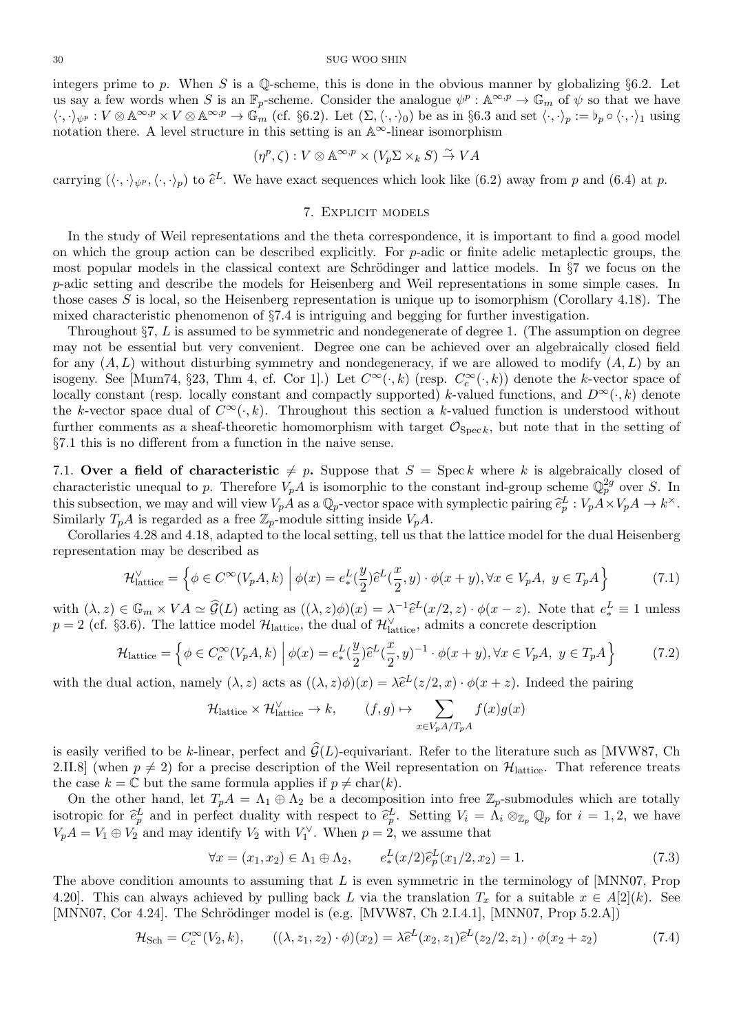integers prime to $p$. When $S$ is a $\mathbb{Q}$-scheme, this is done in the obvious manner by globalizing §6.2. Let us say a few words when $S$ is an $\mathbb{F}_p$-scheme. Consider the analogue $\psi^p : \mathbb{A}^{\infty,p} \to \mathbb{G}_m$ of $\psi$ so that we have $\langle \cdot,\cdot\rangle_{\psi^p} : V\otimes \mathbb{A}^{\infty,p} \times V\otimes \mathbb{A}^{\infty,p} \to \mathbb{G}_m$ (cf. §6.2). Let $(\Sigma, \langle\cdot,\cdot\rangle_0)$ be as in §6.3 and set $\langle \cdot,\cdot\rangle_p := \flat_p \circ \langle\cdot,\cdot\rangle_1$ using notation there. A level structure in this setting is an $\mathbb{A}^\infty$-linear isomorphism

$$(\eta^p,\zeta) : V\otimes \mathbb{A}^{\infty,p} \times (V_p\Sigma \times_k S) \stackrel{\sim}{\to} VA$$

carrying $(\langle\cdot,\cdot\rangle_{\psi^p}, \langle\cdot,\cdot\rangle_p)$ to $\widehat{e}^L$. We have exact sequences which look like (6.2) away from $p$ and (6.4) at $p$.

## 7. Explicit models

In the study of Weil representations and the theta correspondence, it is important to find a good model on which the group action can be described explicitly. For $p$-adic or finite adelic metaplectic groups, the most popular models in the classical context are Schrödinger and lattice models. In §7 we focus on the $p$-adic setting and describe the models for Heisenberg and Weil representations in some simple cases. In those cases $S$ is local, so the Heisenberg representation is unique up to isomorphism (Corollary 4.18). The mixed characteristic phenomenon of §7.4 is intriguing and begging for further investigation.

Throughout §7, $L$ is assumed to be symmetric and nondegenerate of degree 1. (The assumption on degree may not be essential but very convenient. Degree one can be achieved over an algebraically closed field for any $(A, L)$ without disturbing symmetry and nondegeneracy, if we are allowed to modify $(A, L)$ by an isogeny. See [Mum74, §23, Thm 4, cf. Cor 1].) Let $C^\infty(\cdot, k)$ (resp. $C^\infty_c(\cdot, k)$) denote the $k$-vector space of locally constant (resp. locally constant and compactly supported) $k$-valued functions, and $D^\infty(\cdot, k)$ denote the $k$-vector space dual of $C^\infty_c(\cdot, k)$. Throughout this section a $k$-valued function is understood without further comments as a sheaf-theoretic homomorphism with target $\mathcal{O}_{\mathrm{Spec}\, k}$, but note that in the setting of §7.1 this is no different from a function in the naive sense.

**7.1. Over a field of characteristic $\neq p$.** Suppose that $S = \mathrm{Spec}\, k$ where $k$ is algebraically closed of characteristic unequal to $p$. Therefore $V_pA$ is isomorphic to the constant ind-group scheme $\mathbb{Q}_p^{2g}$ over $S$. In this subsection, we may and will view $V_pA$ as a $\mathbb{Q}_p$-vector space with symplectic pairing $\widehat{e}^L_p : V_pA\times V_pA \to k^\times$. Similarly $T_pA$ is regarded as a free $\mathbb{Z}_p$-module sitting inside $V_pA$.

Corollaries 4.28 and 4.18, adapted to the local setting, tell us that the lattice model for the dual Heisenberg representation may be described as

$$\mathcal{H}^\vee_{\mathrm{lattice}} = \left\{ \phi \in C^\infty(V_pA, k) \;\middle|\; \phi(x) = e^L_*(\frac{y}{2})\widehat{e}^L(\frac{x}{2}, y)\cdot \phi(x+y), \forall x\in V_pA,\ y \in T_pA \right\} \tag{7.1}$$

with $(\lambda, z) \in \mathbb{G}_m \times VA \simeq \widehat{\mathcal{G}}(L)$ acting as $((\lambda, z)\phi)(x) = \lambda^{-1}\widehat{e}^L(x/2, z)\cdot \phi(x - z)$. Note that $e^L_* \equiv 1$ unless $p = 2$ (cf. §3.6). The lattice model $\mathcal{H}_{\mathrm{lattice}}$, the dual of $\mathcal{H}^\vee_{\mathrm{lattice}}$, admits a concrete description

$$\mathcal{H}_{\mathrm{lattice}} = \left\{ \phi \in C^\infty_c(V_pA, k) \;\middle|\; \phi(x) = e^L_*(\frac{y}{2})\widehat{e}^L(\frac{x}{2}, y)^{-1}\cdot \phi(x+y), \forall x\in V_pA,\ y \in T_pA \right\} \tag{7.2}$$

with the dual action, namely $(\lambda, z)$ acts as $((\lambda, z)\phi)(x) = \lambda\widehat{e}^L(z/2, x)\cdot \phi(x + z)$. Indeed the pairing

$$\mathcal{H}_{\mathrm{lattice}} \times \mathcal{H}^\vee_{\mathrm{lattice}} \to k, \qquad (f, g) \mapsto \sum_{x\in V_pA/T_pA} f(x)g(x)$$

is easily verified to be $k$-linear, perfect and $\widehat{\mathcal{G}}(L)$-equivariant. Refer to the literature such as [MVW87, Ch 2.II.8] (when $p \neq 2$) for a precise description of the Weil representation on $\mathcal{H}_{\mathrm{lattice}}$. That reference treats the case $k = \mathbb{C}$ but the same formula applies if $p \neq \mathrm{char}(k)$.

On the other hand, let $T_pA = \Lambda_1 \oplus \Lambda_2$ be a decomposition into free $\mathbb{Z}_p$-submodules which are totally isotropic for $\widehat{e}^L_p$ and in perfect duality with respect to $\widehat{e}^L_p$. Setting $V_i = \Lambda_i \otimes_{\mathbb{Z}_p} \mathbb{Q}_p$ for $i = 1, 2$, we have $V_pA = V_1 \oplus V_2$ and may identify $V_2$ with $V_1^\vee$. When $p = 2$, we assume that

$$\forall x = (x_1, x_2) \in \Lambda_1 \oplus \Lambda_2, \qquad e^L_*(x/2)\widehat{e}^L_p(x_1/2, x_2) = 1. \tag{7.3}$$

The above condition amounts to assuming that $L$ is even symmetric in the terminology of [MNN07, Prop 4.20]. This can always achieved by pulling back $L$ via the translation $T_x$ for a suitable $x \in A[2](k)$. See [MNN07, Cor 4.24]. The Schrödinger model is (e.g. [MVW87, Ch 2.I.4.1], [MNN07, Prop 5.2.A])

$$\mathcal{H}_{\mathrm{Sch}} = C^\infty_c(V_2, k), \qquad ((\lambda, z_1, z_2)\cdot \phi)(x_2) = \lambda\widehat{e}^L(x_2, z_1)\widehat{e}^L(z_2/2, z_1)\cdot \phi(x_2 + z_2) \tag{7.4}$$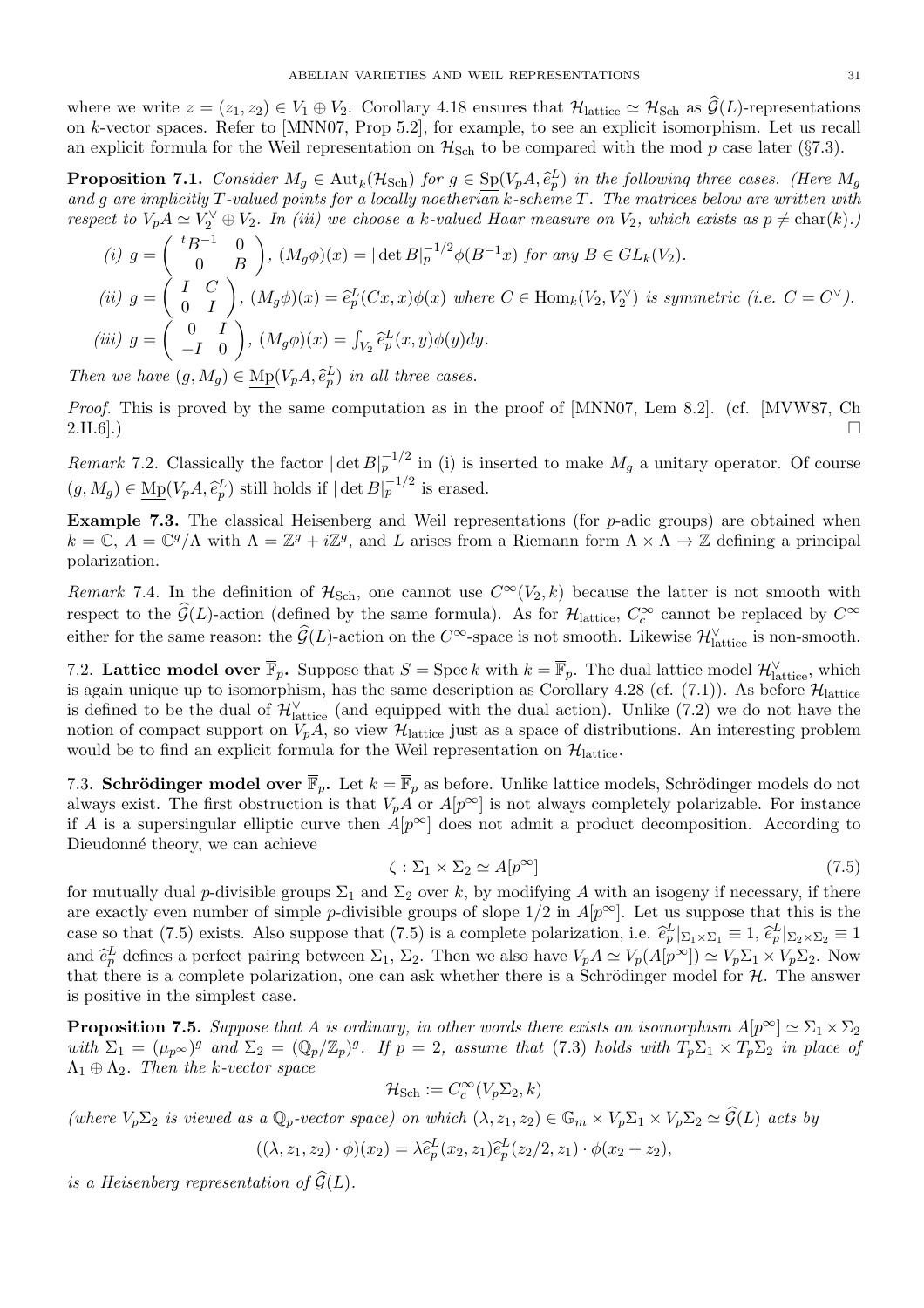where we write $z = (z_1, z_2) \in V_1 \oplus V_2$. Corollary 4.18 ensures that $\mathcal{H}_{\text{lattice}} \simeq \mathcal{H}_{\text{Sch}}$ as $\widehat{\mathcal{G}}(L)$-representations on $k$-vector spaces. Refer to [MNN07, Prop 5.2], for example, to see an explicit isomorphism. Let us recall an explicit formula for the Weil representation on $\mathcal{H}_{\text{Sch}}$ to be compared with the mod $p$ case later (§7.3).

**Proposition 7.1.** *Consider $M_g \in \underline{\mathrm{Aut}}_k(\mathcal{H}_{\text{Sch}})$ for $g \in \underline{\mathrm{Sp}}(V_pA, \widehat{e}^L_p)$ in the following three cases. (Here $M_g$ and $g$ are implicitly $T$-valued points for a locally noetherian $k$-scheme $T$. The matrices below are written with respect to $V_pA \simeq V_2^\vee \oplus V_2$. In (iii) we choose a $k$-valued Haar measure on $V_2$, which exists as $p \neq \mathrm{char}(k)$.)*

*(i)* $g = \begin{pmatrix} {}^tB^{-1} & 0 \\ 0 & B \end{pmatrix}$, $(M_g\phi)(x) = |\det B|_p^{-1/2}\phi(B^{-1}x)$ *for any* $B \in GL_k(V_2)$.

*(ii)* $g = \begin{pmatrix} I & C \\ 0 & I \end{pmatrix}$, $(M_g\phi)(x) = \widehat{e}^L_p(Cx, x)\phi(x)$ *where* $C \in \mathrm{Hom}_k(V_2, V_2^\vee)$ *is symmetric (i.e.* $C = C^\vee$*).*

*(iii)* $g = \begin{pmatrix} 0 & I \\ -I & 0 \end{pmatrix}$, $(M_g\phi)(x) = \int_{V_2} \widehat{e}^L_p(x, y)\phi(y)dy$.

*Then we have $(g, M_g) \in \underline{\mathrm{Mp}}(V_pA, \widehat{e}^L_p)$ in all three cases.*

*Proof.* This is proved by the same computation as in the proof of [MNN07, Lem 8.2]. (cf. [MVW87, Ch 2.II.6].) □

*Remark* 7.2. Classically the factor $|\det B|_p^{-1/2}$ in (i) is inserted to make $M_g$ a unitary operator. Of course $(g, M_g) \in \underline{\mathrm{Mp}}(V_pA, \widehat{e}^L_p)$ still holds if $|\det B|_p^{-1/2}$ is erased.

**Example 7.3.** The classical Heisenberg and Weil representations (for $p$-adic groups) are obtained when $k = \mathbb{C}$, $A = \mathbb{C}^g/\Lambda$ with $\Lambda = \mathbb{Z}^g + i\mathbb{Z}^g$, and $L$ arises from a Riemann form $\Lambda \times \Lambda \to \mathbb{Z}$ defining a principal polarization.

*Remark* 7.4. In the definition of $\mathcal{H}_{\text{Sch}}$, one cannot use $C^\infty(V_2, k)$ because the latter is not smooth with respect to the $\widehat{\mathcal{G}}(L)$-action (defined by the same formula). As for $\mathcal{H}_{\text{lattice}}$, $C_c^\infty$ cannot be replaced by $C^\infty$ either for the same reason: the $\widehat{\mathcal{G}}(L)$-action on the $C^\infty$-space is not smooth. Likewise $\mathcal{H}^\vee_{\text{lattice}}$ is non-smooth.

7.2. **Lattice model over $\overline{\mathbb{F}}_p$.** Suppose that $S = \mathrm{Spec}\, k$ with $k = \overline{\mathbb{F}}_p$. The dual lattice model $\mathcal{H}^\vee_{\text{lattice}}$, which is again unique up to isomorphism, has the same description as Corollary 4.28 (cf. (7.1)). As before $\mathcal{H}_{\text{lattice}}$ is defined to be the dual of $\mathcal{H}^\vee_{\text{lattice}}$ (and equipped with the dual action). Unlike (7.2) we do not have the notion of compact support on $V_pA$, so view $\mathcal{H}_{\text{lattice}}$ just as a space of distributions. An interesting problem would be to find an explicit formula for the Weil representation on $\mathcal{H}_{\text{lattice}}$.

7.3. **Schrödinger model over $\overline{\mathbb{F}}_p$.** Let $k = \overline{\mathbb{F}}_p$ as before. Unlike lattice models, Schrödinger models do not always exist. The first obstruction is that $V_pA$ or $A[p^\infty]$ is not always completely polarizable. For instance if $A$ is a supersingular elliptic curve then $A[p^\infty]$ does not admit a product decomposition. According to Dieudonné theory, we can achieve

$$\zeta : \Sigma_1 \times \Sigma_2 \simeq A[p^\infty] \tag{7.5}$$

for mutually dual $p$-divisible groups $\Sigma_1$ and $\Sigma_2$ over $k$, by modifying $A$ with an isogeny if necessary, if there are exactly even number of simple $p$-divisible groups of slope $1/2$ in $A[p^\infty]$. Let us suppose that this is the case so that (7.5) exists. Also suppose that (7.5) is a complete polarization, i.e. $\widehat{e}^L_p|_{\Sigma_1\times\Sigma_1} \equiv 1$, $\widehat{e}^L_p|_{\Sigma_2\times\Sigma_2} \equiv 1$ and $\widehat{e}^L_p$ defines a perfect pairing between $\Sigma_1$, $\Sigma_2$. Then we also have $V_pA \simeq V_p(A[p^\infty]) \simeq V_p\Sigma_1 \times V_p\Sigma_2$. Now that there is a complete polarization, one can ask whether there is a Schrödinger model for $\mathcal{H}$. The answer is positive in the simplest case.

**Proposition 7.5.** *Suppose that $A$ is ordinary, in other words there exists an isomorphism $A[p^\infty] \simeq \Sigma_1 \times \Sigma_2$ with $\Sigma_1 = (\mu_{p^\infty})^g$ and $\Sigma_2 = (\mathbb{Q}_p/\mathbb{Z}_p)^g$. If $p = 2$, assume that (7.3) holds with $T_p\Sigma_1 \times T_p\Sigma_2$ in place of $\Lambda_1 \oplus \Lambda_2$. Then the $k$-vector space*

$$\mathcal{H}_{\text{Sch}} := C_c^\infty(V_p\Sigma_2, k)$$

*(where $V_p\Sigma_2$ is viewed as a $\mathbb{Q}_p$-vector space) on which $(\lambda, z_1, z_2) \in \mathbb{G}_m \times V_p\Sigma_1 \times V_p\Sigma_2 \simeq \widehat{\mathcal{G}}(L)$ acts by*

$$((\lambda, z_1, z_2) \cdot \phi)(x_2) = \lambda \widehat{e}^L_p(x_2, z_1)\widehat{e}^L_p(z_2/2, z_1) \cdot \phi(x_2 + z_2),$$

*is a Heisenberg representation of $\widehat{\mathcal{G}}(L)$.*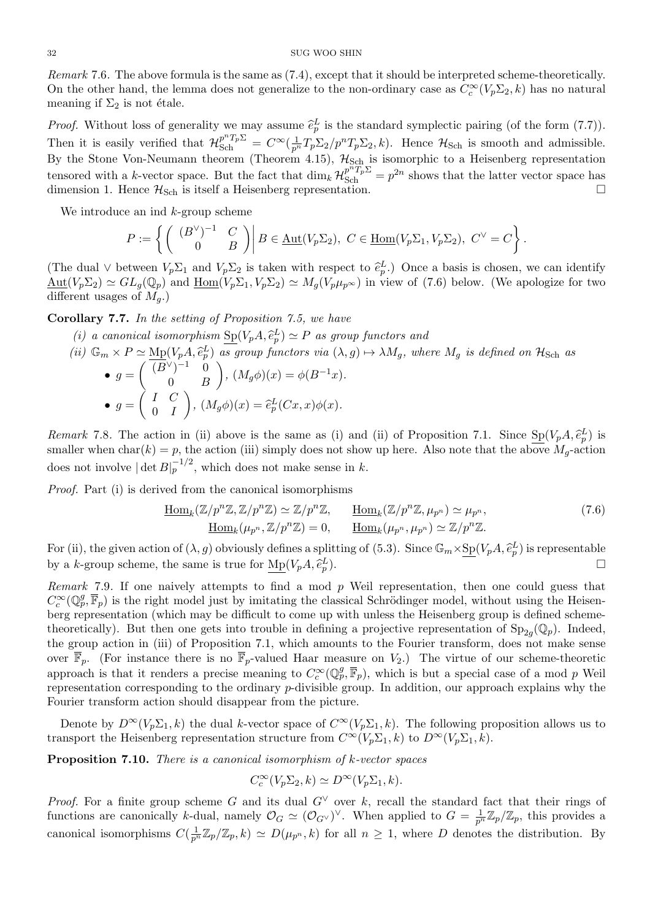*Remark* 7.6. The above formula is the same as (7.4), except that it should be interpreted scheme-theoretically. On the other hand, the lemma does not generalize to the non-ordinary case as $C_c^\infty(V_p\Sigma_2, k)$ has no natural meaning if $\Sigma_2$ is not étale.

*Proof.* Without loss of generality we may assume $\widehat{e}_p^L$ is the standard symplectic pairing (of the form (7.7)). Then it is easily verified that $\mathcal{H}_{\mathrm{Sch}}^{p^nT_p\Sigma} = C^\infty(\frac{1}{p^n}T_p\Sigma_2/p^nT_p\Sigma_2, k)$. Hence $\mathcal{H}_{\mathrm{Sch}}$ is smooth and admissible. By the Stone Von-Neumann theorem (Theorem 4.15), $\mathcal{H}_{\mathrm{Sch}}$ is isomorphic to a Heisenberg representation tensored with a $k$-vector space. But the fact that $\dim_k \mathcal{H}_{\mathrm{Sch}}^{p^nT_p\Sigma} = p^{2n}$ shows that the latter vector space has dimension 1. Hence $\mathcal{H}_{\mathrm{Sch}}$ is itself a Heisenberg representation. □

We introduce an ind $k$-group scheme

$$P := \left\{ \left( \begin{array}{cc} (B^\vee)^{-1} & C \\ 0 & B \end{array} \right) \middle|\, B \in \underline{\mathrm{Aut}}(V_p\Sigma_2),\ C \in \underline{\mathrm{Hom}}(V_p\Sigma_1, V_p\Sigma_2),\ C^\vee = C \right\}.$$

(The dual $\vee$ between $V_p\Sigma_1$ and $V_p\Sigma_2$ is taken with respect to $\widehat{e}_p^L$.) Once a basis is chosen, we can identify $\underline{\mathrm{Aut}}(V_p\Sigma_2) \simeq GL_g(\mathbb{Q}_p)$ and $\underline{\mathrm{Hom}}(V_p\Sigma_1, V_p\Sigma_2) \simeq M_g(V_p\mu_{p^\infty})$ in view of (7.6) below. (We apologize for two different usages of $M_g$.)

**Corollary 7.7.** *In the setting of Proposition 7.5, we have*

*(i) a canonical isomorphism* $\underline{\mathrm{Sp}}(V_pA, \widehat{e}_p^L) \simeq P$ *as group functors and*

*(ii)* $\mathbb{G}_m \times P \simeq \underline{\mathrm{Mp}}(V_pA, \widehat{e}_p^L)$ *as group functors via* $(\lambda, g) \mapsto \lambda M_g$*, where* $M_g$ *is defined on* $\mathcal{H}_{\mathrm{Sch}}$ *as*

- $g = \left( \begin{array}{cc} (B^\vee)^{-1} & 0 \\ 0 & B \end{array} \right)$, $(M_g\phi)(x) = \phi(B^{-1}x)$.
- $g = \left( \begin{array}{cc} I & C \\ 0 & I \end{array} \right)$, $(M_g\phi)(x) = \widehat{e}_p^L(Cx, x)\phi(x)$.

*Remark* 7.8. The action in (ii) above is the same as (i) and (ii) of Proposition 7.1. Since $\underline{\mathrm{Sp}}(V_pA, \widehat{e}_p^L)$ is smaller when $\mathrm{char}(k) = p$, the action (iii) simply does not show up here. Also note that the above $M_g$-action does not involve $|\det B|_p^{-1/2}$, which does not make sense in $k$.

*Proof.* Part (i) is derived from the canonical isomorphisms

$$\begin{aligned} \underline{\mathrm{Hom}}_k(\mathbb{Z}/p^n\mathbb{Z}, \mathbb{Z}/p^n\mathbb{Z}) &\simeq \mathbb{Z}/p^n\mathbb{Z}, \qquad \underline{\mathrm{Hom}}_k(\mathbb{Z}/p^n\mathbb{Z}, \mu_{p^n}) \simeq \mu_{p^n}, \\ \underline{\mathrm{Hom}}_k(\mu_{p^n}, \mathbb{Z}/p^n\mathbb{Z}) &= 0, \qquad \underline{\mathrm{Hom}}_k(\mu_{p^n}, \mu_{p^n}) \simeq \mathbb{Z}/p^n\mathbb{Z}. \end{aligned} \tag{7.6}$$

For (ii), the given action of $(\lambda, g)$ obviously defines a splitting of (5.3). Since $\mathbb{G}_m \times \underline{\mathrm{Sp}}(V_pA, \widehat{e}_p^L)$ is representable by a $k$-group scheme, the same is true for $\underline{\mathrm{Mp}}(V_pA, \widehat{e}_p^L)$. □

*Remark* 7.9. If one naively attempts to find a mod $p$ Weil representation, then one could guess that $C_c^\infty(\mathbb{Q}_p^g, \overline{\mathbb{F}}_p)$ is the right model just by imitating the classical Schrödinger model, without using the Heisenberg representation (which may be difficult to come up with unless the Heisenberg group is defined scheme-theoretically). But then one gets into trouble in defining a projective representation of $\mathrm{Sp}_{2g}(\mathbb{Q}_p)$. Indeed, the group action in (iii) of Proposition 7.1, which amounts to the Fourier transform, does not make sense over $\overline{\mathbb{F}}_p$. (For instance there is no $\overline{\mathbb{F}}_p$-valued Haar measure on $V_2$.) The virtue of our scheme-theoretic approach is that it renders a precise meaning to $C_c^\infty(\mathbb{Q}_p^g, \overline{\mathbb{F}}_p)$, which is but a special case of a mod $p$ Weil representation corresponding to the ordinary $p$-divisible group. In addition, our approach explains why the Fourier transform action should disappear from the picture.

Denote by $D^\infty(V_p\Sigma_1, k)$ the dual $k$-vector space of $C^\infty(V_p\Sigma_1, k)$. The following proposition allows us to transport the Heisenberg representation structure from $C^\infty(V_p\Sigma_1, k)$ to $D^\infty(V_p\Sigma_1, k)$.

**Proposition 7.10.** *There is a canonical isomorphism of* $k$*-vector spaces*

$$C_c^\infty(V_p\Sigma_2, k) \simeq D^\infty(V_p\Sigma_1, k).$$

*Proof.* For a finite group scheme $G$ and its dual $G^\vee$ over $k$, recall the standard fact that their rings of functions are canonically $k$-dual, namely $\mathcal{O}_G \simeq (\mathcal{O}_{G^\vee})^\vee$. When applied to $G = \frac{1}{p^n}\mathbb{Z}_p/\mathbb{Z}_p$, this provides a canonical isomorphisms $C(\frac{1}{p^n}\mathbb{Z}_p/\mathbb{Z}_p, k) \simeq D(\mu_{p^n}, k)$ for all $n \geq 1$, where $D$ denotes the distribution. By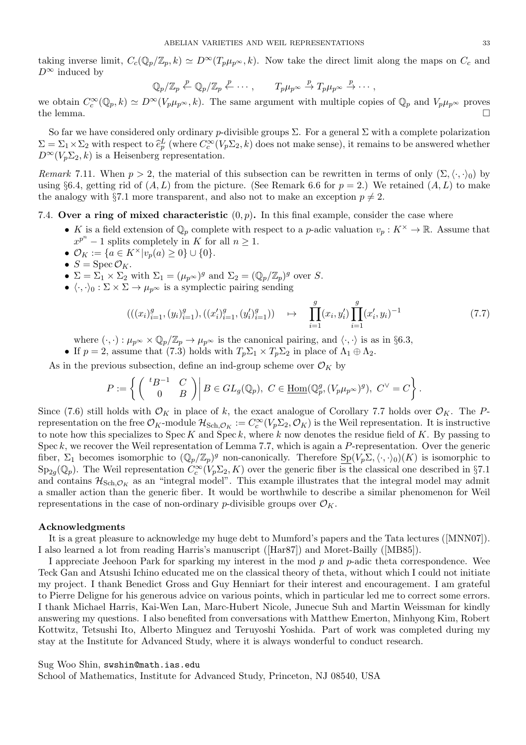taking inverse limit, $C_c(\mathbb{Q}_p/\mathbb{Z}_p,k)\simeq D^\infty(T_p\mu_{p^\infty},k)$. Now take the direct limit along the maps on $C_c$ and $D^\infty$ induced by

$$\mathbb{Q}_p/\mathbb{Z}_p \overset{p}{\leftarrow} \mathbb{Q}_p/\mathbb{Z}_p \overset{p}{\leftarrow} \cdots, \qquad T_p\mu_{p^\infty} \overset{p}{\to} T_p\mu_{p^\infty} \overset{p}{\to} \cdots,$$

we obtain $C_c^\infty(\mathbb{Q}_p,k)\simeq D^\infty(V_p\mu_{p^\infty},k)$. The same argument with multiple copies of $\mathbb{Q}_p$ and $V_p\mu_{p^\infty}$ proves the lemma. □

So far we have considered only ordinary $p$-divisible groups $\Sigma$. For a general $\Sigma$ with a complete polarization $\Sigma=\Sigma_1\times\Sigma_2$ with respect to $\widehat{e}_p^L$ (where $C_c^\infty(V_p\Sigma_2,k)$ does not make sense), it remains to be answered whether $D^\infty(V_p\Sigma_2,k)$ is a Heisenberg representation.

*Remark* 7.11. When $p>2$, the material of this subsection can be rewritten in terms of only $(\Sigma,\langle\cdot,\cdot\rangle_0)$ by using §6.4, getting rid of $(A,L)$ from the picture. (See Remark 6.6 for $p=2$.) We retained $(A,L)$ to make the analogy with §7.1 more transparent, and also not to make an exception $p\neq 2$.

7.4. **Over a ring of mixed characteristic** $(0,p)$**.** In this final example, consider the case where

- $K$ is a field extension of $\mathbb{Q}_p$ complete with respect to a $p$-adic valuation $v_p:K^\times\to\mathbb{R}$. Assume that $x^{p^n}-1$ splits completely in $K$ for all $n\geq 1$.
- $\mathcal{O}_K:=\{a\in K^\times | v_p(a)\geq 0\}\cup\{0\}$.
- $S=\operatorname{Spec}\mathcal{O}_K$.
- $\Sigma=\Sigma_1\times\Sigma_2$ with $\Sigma_1=(\mu_{p^\infty})^g$ and $\Sigma_2=(\mathbb{Q}_p/\mathbb{Z}_p)^g$ over $S$.
- $\langle\cdot,\cdot\rangle_0:\Sigma\times\Sigma\to\mu_{p^\infty}$ is a symplectic pairing sending

$$(((x_i)_{i=1}^g,(y_i)_{i=1}^g),((x_i')_{i=1}^g,(y_i')_{i=1}^g)) \quad\mapsto\quad \prod_{i=1}^g (x_i,y_i')\prod_{i=1}^g (x_i',y_i)^{-1} \tag{7.7}$$

  where $(\cdot,\cdot):\mu_{p^\infty}\times\mathbb{Q}_p/\mathbb{Z}_p\to\mu_{p^\infty}$ is the canonical pairing, and $\langle\cdot,\cdot\rangle$ is as in §6.3,
- If $p=2$, assume that (7.3) holds with $T_p\Sigma_1\times T_p\Sigma_2$ in place of $\Lambda_1\oplus\Lambda_2$.

As in the previous subsection, define an ind-group scheme over $\mathcal{O}_K$ by

$$P:=\left\{\left(\begin{array}{cc} {}^tB^{-1} & C\\ 0 & B\end{array}\right)\middle|\, B\in GL_g(\mathbb{Q}_p),\ C\in\underline{\mathrm{Hom}}(\mathbb{Q}_p^g,(V_p\mu_{p^\infty})^g),\ C^\vee=C\right\}.$$

Since (7.6) still holds with $\mathcal{O}_K$ in place of $k$, the exact analogue of Corollary 7.7 holds over $\mathcal{O}_K$. The $P$-representation on the free $\mathcal{O}_K$-module $\mathcal{H}_{\mathrm{Sch},\mathcal{O}_K}:=C_c^\infty(V_p\Sigma_2,\mathcal{O}_K)$ is the Weil representation. It is instructive to note how this specializes to $\operatorname{Spec}K$ and $\operatorname{Spec}k$, where $k$ now denotes the residue field of $K$. By passing to $\operatorname{Spec}k$, we recover the Weil representation of Lemma 7.7, which is again a $P$-representation. Over the generic fiber, $\Sigma_1$ becomes isomorphic to $(\mathbb{Q}_p/\mathbb{Z}_p)^g$ non-canonically. Therefore $\underline{\mathrm{Sp}}(V_p\Sigma,\langle\cdot,\cdot\rangle_0)(K)$ is isomorphic to $\mathrm{Sp}_{2g}(\mathbb{Q}_p)$. The Weil representation $C_c^\infty(V_p\Sigma_2,K)$ over the generic fiber is the classical one described in §7.1 and contains $\mathcal{H}_{\mathrm{Sch},\mathcal{O}_K}$ as an "integral model". This example illustrates that the integral model may admit a smaller action than the generic fiber. It would be worthwhile to describe a similar phenomenon for Weil representations in the case of non-ordinary $p$-divisible groups over $\mathcal{O}_K$.

**Acknowledgments**

It is a great pleasure to acknowledge my huge debt to Mumford's papers and the Tata lectures ([MNN07]). I also learned a lot from reading Harris's manuscript ([Har87]) and Moret-Bailly ([MB85]).

I appreciate Jeehoon Park for sparking my interest in the mod $p$ and $p$-adic theta correspondence. Wee Teck Gan and Atsushi Ichino educated me on the classical theory of theta, without which I could not initiate my project. I thank Benedict Gross and Guy Henniart for their interest and encouragement. I am grateful to Pierre Deligne for his generous advice on various points, which in particular led me to correct some errors. I thank Michael Harris, Kai-Wen Lan, Marc-Hubert Nicole, Junecue Suh and Martin Weissman for kindly answering my questions. I also benefited from conversations with Matthew Emerton, Minhyong Kim, Robert Kottwitz, Tetsushi Ito, Alberto Minguez and Teruyoshi Yoshida. Part of work was completed during my stay at the Institute for Advanced Study, where it is always wonderful to conduct research.

Sug Woo Shin, `swshin@math.ias.edu`
School of Mathematics, Institute for Advanced Study, Princeton, NJ 08540, USA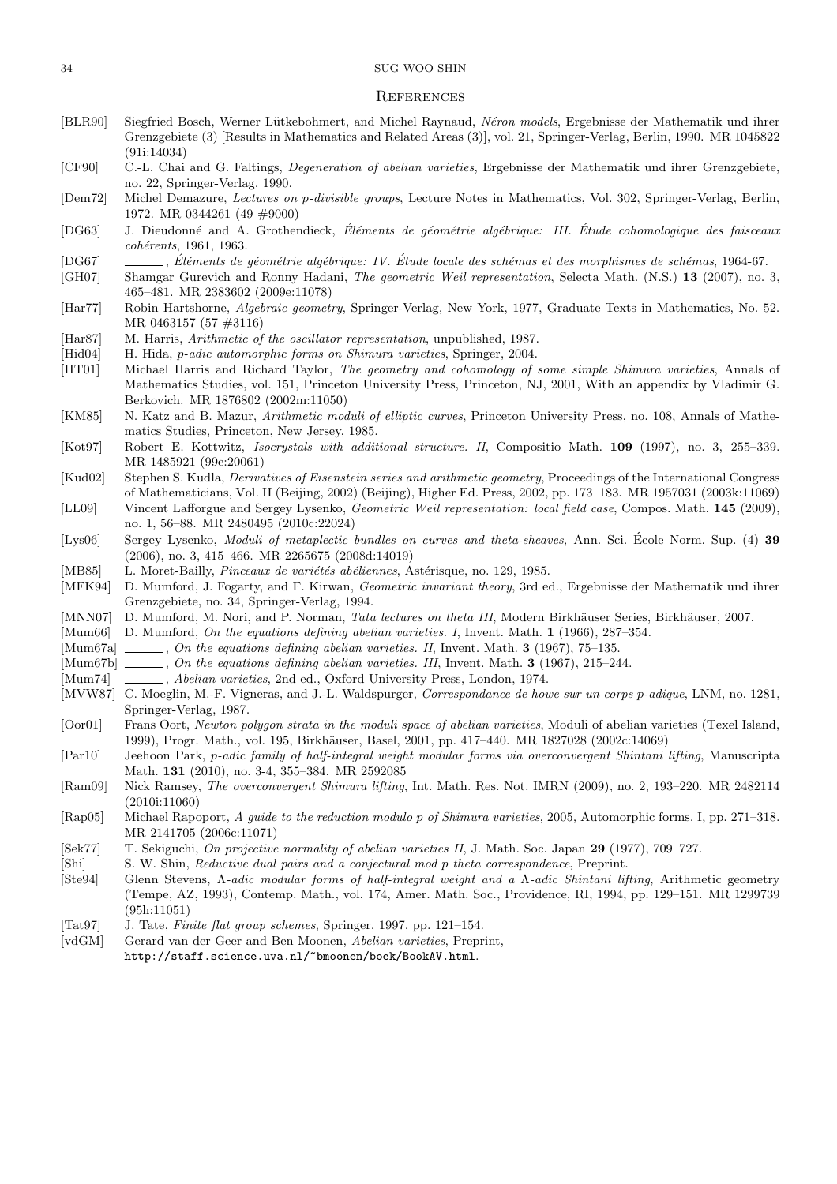## References

- [BLR90] Siegfried Bosch, Werner Lütkebohmert, and Michel Raynaud, *Néron models*, Ergebnisse der Mathematik und ihrer Grenzgebiete (3) [Results in Mathematics and Related Areas (3)], vol. 21, Springer-Verlag, Berlin, 1990. MR 1045822 (91i:14034)
- [CF90] C.-L. Chai and G. Faltings, *Degeneration of abelian varieties*, Ergebnisse der Mathematik und ihrer Grenzgebiete, no. 22, Springer-Verlag, 1990.
- [Dem72] Michel Demazure, *Lectures on p-divisible groups*, Lecture Notes in Mathematics, Vol. 302, Springer-Verlag, Berlin, 1972. MR 0344261 (49 #9000)
- [DG63] J. Dieudonné and A. Grothendieck, *Éléments de géométrie algébrique: III. Étude cohomologique des faisceaux cohérents*, 1961, 1963.
- [DG67] ______, *Éléments de géométrie algébrique: IV. Étude locale des schémas et des morphismes de schémas*, 1964-67.
- [GH07] Shamgar Gurevich and Ronny Hadani, *The geometric Weil representation*, Selecta Math. (N.S.) **13** (2007), no. 3, 465–481. MR 2383602 (2009e:11078)
- [Har77] Robin Hartshorne, *Algebraic geometry*, Springer-Verlag, New York, 1977, Graduate Texts in Mathematics, No. 52. MR 0463157 (57 #3116)
- [Har87] M. Harris, *Arithmetic of the oscillator representation*, unpublished, 1987.
- [Hid04] H. Hida, *p-adic automorphic forms on Shimura varieties*, Springer, 2004.
- [HT01] Michael Harris and Richard Taylor, *The geometry and cohomology of some simple Shimura varieties*, Annals of Mathematics Studies, vol. 151, Princeton University Press, Princeton, NJ, 2001, With an appendix by Vladimir G. Berkovich. MR 1876802 (2002m:11050)
- [KM85] N. Katz and B. Mazur, *Arithmetic moduli of elliptic curves*, Princeton University Press, no. 108, Annals of Mathematics Studies, Princeton, New Jersey, 1985.
- [Kot97] Robert E. Kottwitz, *Isocrystals with additional structure. II*, Compositio Math. **109** (1997), no. 3, 255–339. MR 1485921 (99e:20061)
- [Kud02] Stephen S. Kudla, *Derivatives of Eisenstein series and arithmetic geometry*, Proceedings of the International Congress of Mathematicians, Vol. II (Beijing, 2002) (Beijing), Higher Ed. Press, 2002, pp. 173–183. MR 1957031 (2003k:11069)
- [LL09] Vincent Lafforgue and Sergey Lysenko, *Geometric Weil representation: local field case*, Compos. Math. **145** (2009), no. 1, 56–88. MR 2480495 (2010c:22024)
- [Lys06] Sergey Lysenko, *Moduli of metaplectic bundles on curves and theta-sheaves*, Ann. Sci. École Norm. Sup. (4) **39** (2006), no. 3, 415–466. MR 2265675 (2008d:14019)
- [MB85] L. Moret-Bailly, *Pinceaux de variétés abéliennes*, Astérisque, no. 129, 1985.
- [MFK94] D. Mumford, J. Fogarty, and F. Kirwan, *Geometric invariant theory*, 3rd ed., Ergebnisse der Mathematik und ihrer Grenzgebiete, no. 34, Springer-Verlag, 1994.
- [MNN07] D. Mumford, M. Nori, and P. Norman, *Tata lectures on theta III*, Modern Birkhäuser Series, Birkhäuser, 2007.
- [Mum66] D. Mumford, *On the equations defining abelian varieties. I*, Invent. Math. **1** (1966), 287–354.
- [Mum67a] ______, *On the equations defining abelian varieties. II*, Invent. Math. **3** (1967), 75–135.
- [Mum67b] ______, *On the equations defining abelian varieties. III*, Invent. Math. **3** (1967), 215–244.
- [Mum74] ______, *Abelian varieties*, 2nd ed., Oxford University Press, London, 1974.
- [MVW87] C. Moeglin, M.-F. Vigneras, and J.-L. Waldspurger, *Correspondance de howe sur un corps p-adique*, LNM, no. 1281, Springer-Verlag, 1987.
- [Oor01] Frans Oort, *Newton polygon strata in the moduli space of abelian varieties*, Moduli of abelian varieties (Texel Island, 1999), Progr. Math., vol. 195, Birkhäuser, Basel, 2001, pp. 417–440. MR 1827028 (2002c:14069)
- [Par10] Jeehoon Park, *p-adic family of half-integral weight modular forms via overconvergent Shintani lifting*, Manuscripta Math. **131** (2010), no. 3-4, 355–384. MR 2592085
- [Ram09] Nick Ramsey, *The overconvergent Shimura lifting*, Int. Math. Res. Not. IMRN (2009), no. 2, 193–220. MR 2482114 (2010i:11060)
- [Rap05] Michael Rapoport, *A guide to the reduction modulo p of Shimura varieties*, 2005, Automorphic forms. I, pp. 271–318. MR 2141705 (2006c:11071)
- [Sek77] T. Sekiguchi, *On projective normality of abelian varieties II*, J. Math. Soc. Japan **29** (1977), 709–727.
- [Shi] S. W. Shin, *Reductive dual pairs and a conjectural mod p theta correspondence*, Preprint.
- [Ste94] Glenn Stevens, *$\Lambda$-adic modular forms of half-integral weight and a $\Lambda$-adic Shintani lifting*, Arithmetic geometry (Tempe, AZ, 1993), Contemp. Math., vol. 174, Amer. Math. Soc., Providence, RI, 1994, pp. 129–151. MR 1299739 (95h:11051)
- [Tat97] J. Tate, *Finite flat group schemes*, Springer, 1997, pp. 121–154.
- [vdGM] Gerard van der Geer and Ben Moonen, *Abelian varieties*, Preprint, http://staff.science.uva.nl/~bmoonen/boek/BookAV.html.